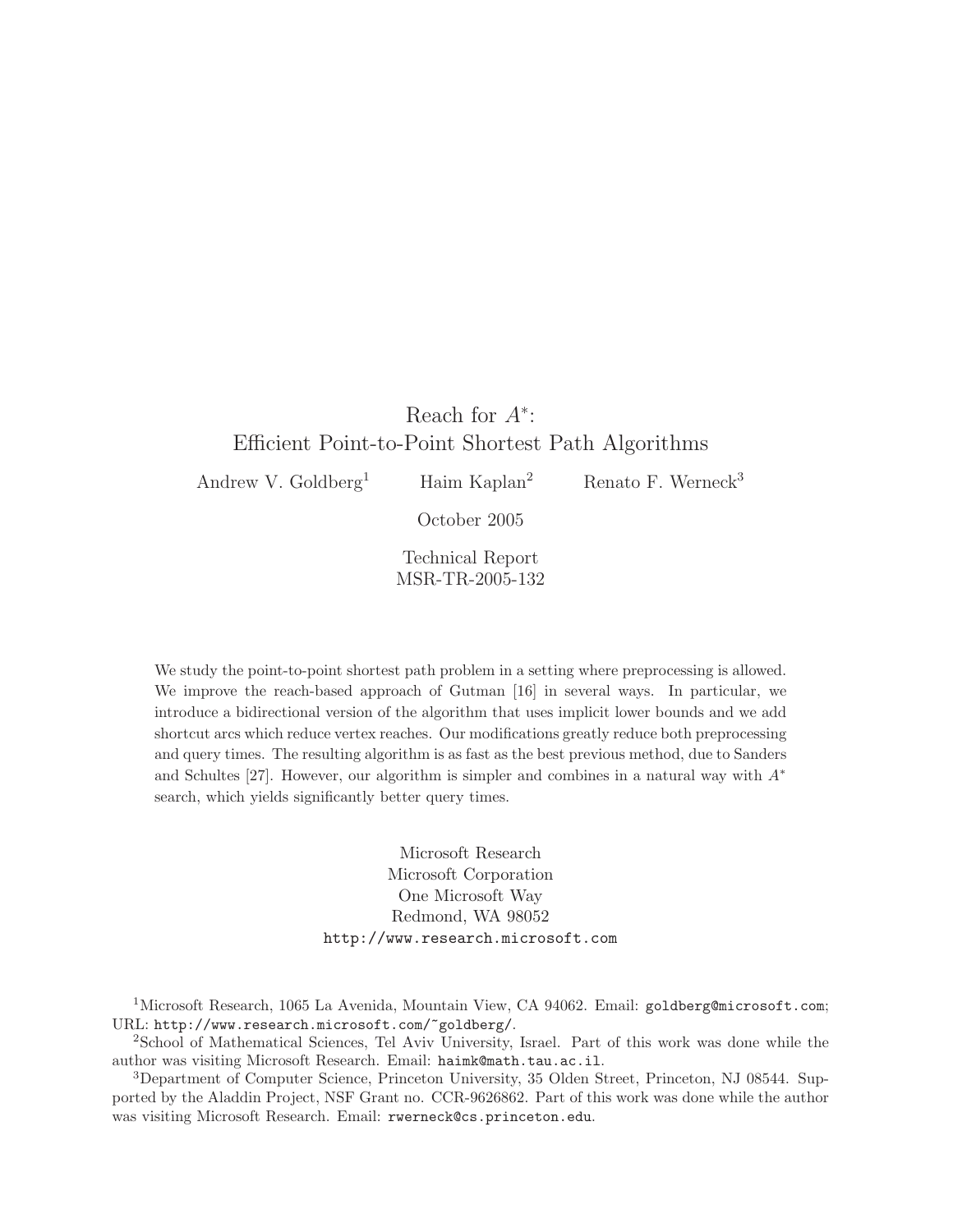# Reach for $A^*$: Efficient Point-to-Point Shortest Path Algorithms

Andrew V. Goldberg[1] Haim Kaplan[2] Renato F. Werneck[3]

October 2005

Technical Report
MSR-TR-2005-132

We study the point-to-point shortest path problem in a setting where preprocessing is allowed. We improve the reach-based approach of Gutman [16] in several ways. In particular, we introduce a bidirectional version of the algorithm that uses implicit lower bounds and we add shortcut arcs which reduce vertex reaches. Our modifications greatly reduce both preprocessing and query times. The resulting algorithm is as fast as the best previous method, due to Sanders and Schultes [27]. However, our algorithm is simpler and combines in a natural way with $A^*$ search, which yields significantly better query times.

Microsoft Research
Microsoft Corporation
One Microsoft Way
Redmond, WA 98052
http://www.research.microsoft.com

[1] Microsoft Research, 1065 La Avenida, Mountain View, CA 94062. Email: goldberg@microsoft.com; URL: http://www.research.microsoft.com/~goldberg/.

[2] School of Mathematical Sciences, Tel Aviv University, Israel. Part of this work was done while the author was visiting Microsoft Research. Email: haimk@math.tau.ac.il.

[3] Department of Computer Science, Princeton University, 35 Olden Street, Princeton, NJ 08544. Supported by the Aladdin Project, NSF Grant no. CCR-9626862. Part of this work was done while the author was visiting Microsoft Research. Email: rwerneck@cs.princeton.edu.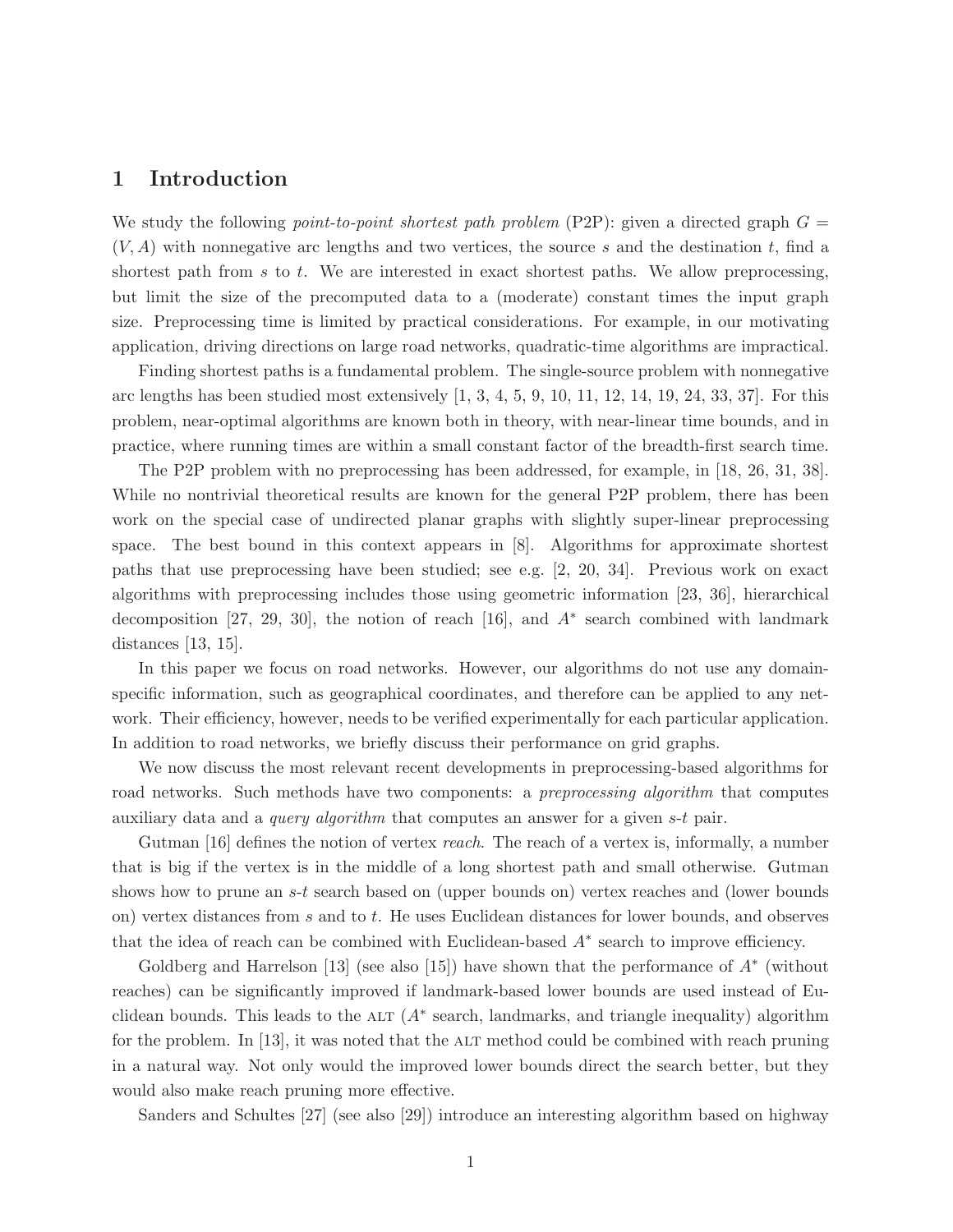## 1 Introduction

We study the following *point-to-point shortest path problem* (P2P): given a directed graph $G = (V, A)$ with nonnegative arc lengths and two vertices, the source $s$ and the destination $t$, find a shortest path from $s$ to $t$. We are interested in exact shortest paths. We allow preprocessing, but limit the size of the precomputed data to a (moderate) constant times the input graph size. Preprocessing time is limited by practical considerations. For example, in our motivating application, driving directions on large road networks, quadratic-time algorithms are impractical.

Finding shortest paths is a fundamental problem. The single-source problem with nonnegative arc lengths has been studied most extensively [1, 3, 4, 5, 9, 10, 11, 12, 14, 19, 24, 33, 37]. For this problem, near-optimal algorithms are known both in theory, with near-linear time bounds, and in practice, where running times are within a small constant factor of the breadth-first search time.

The P2P problem with no preprocessing has been addressed, for example, in [18, 26, 31, 38]. While no nontrivial theoretical results are known for the general P2P problem, there has been work on the special case of undirected planar graphs with slightly super-linear preprocessing space. The best bound in this context appears in [8]. Algorithms for approximate shortest paths that use preprocessing have been studied; see e.g. [2, 20, 34]. Previous work on exact algorithms with preprocessing includes those using geometric information [23, 36], hierarchical decomposition [27, 29, 30], the notion of reach [16], and $A^*$ search combined with landmark distances [13, 15].

In this paper we focus on road networks. However, our algorithms do not use any domain-specific information, such as geographical coordinates, and therefore can be applied to any network. Their efficiency, however, needs to be verified experimentally for each particular application. In addition to road networks, we briefly discuss their performance on grid graphs.

We now discuss the most relevant recent developments in preprocessing-based algorithms for road networks. Such methods have two components: a *preprocessing algorithm* that computes auxiliary data and a *query algorithm* that computes an answer for a given $s$-$t$ pair.

Gutman [16] defines the notion of vertex *reach*. The reach of a vertex is, informally, a number that is big if the vertex is in the middle of a long shortest path and small otherwise. Gutman shows how to prune an $s$-$t$ search based on (upper bounds on) vertex reaches and (lower bounds on) vertex distances from $s$ and to $t$. He uses Euclidean distances for lower bounds, and observes that the idea of reach can be combined with Euclidean-based $A^*$ search to improve efficiency.

Goldberg and Harrelson [13] (see also [15]) have shown that the performance of $A^*$ (without reaches) can be significantly improved if landmark-based lower bounds are used instead of Euclidean bounds. This leads to the ALT ($A^*$ search, landmarks, and triangle inequality) algorithm for the problem. In [13], it was noted that the ALT method could be combined with reach pruning in a natural way. Not only would the improved lower bounds direct the search better, but they would also make reach pruning more effective.

Sanders and Schultes [27] (see also [29]) introduce an interesting algorithm based on highway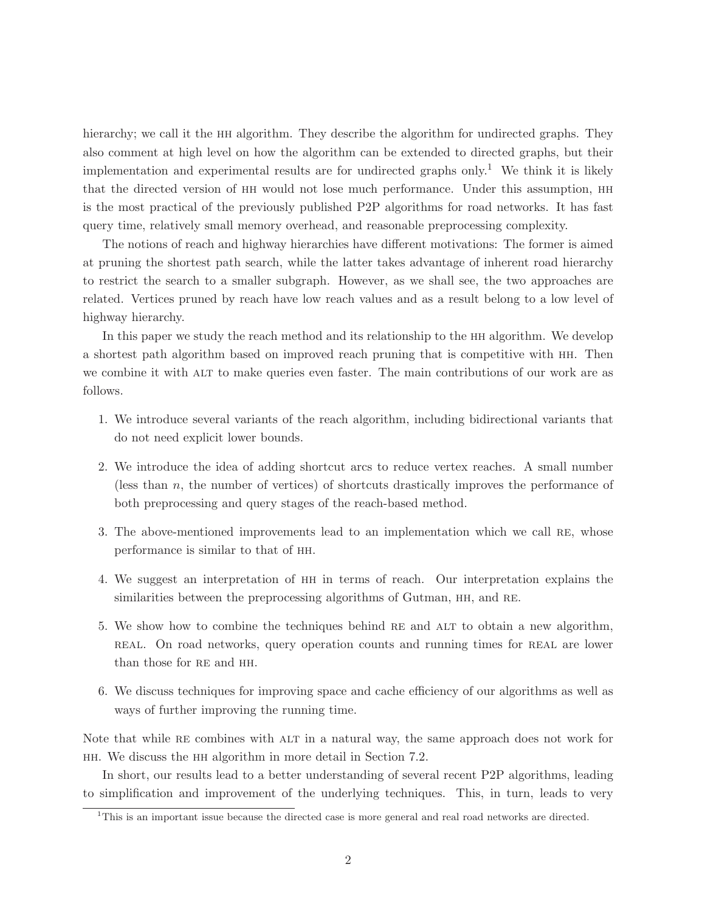hierarchy; we call it the HH algorithm. They describe the algorithm for undirected graphs. They also comment at high level on how the algorithm can be extended to directed graphs, but their implementation and experimental results are for undirected graphs only.[1] We think it is likely that the directed version of HH would not lose much performance. Under this assumption, HH is the most practical of the previously published P2P algorithms for road networks. It has fast query time, relatively small memory overhead, and reasonable preprocessing complexity.

The notions of reach and highway hierarchies have different motivations: The former is aimed at pruning the shortest path search, while the latter takes advantage of inherent road hierarchy to restrict the search to a smaller subgraph. However, as we shall see, the two approaches are related. Vertices pruned by reach have low reach values and as a result belong to a low level of highway hierarchy.

In this paper we study the reach method and its relationship to the HH algorithm. We develop a shortest path algorithm based on improved reach pruning that is competitive with HH. Then we combine it with ALT to make queries even faster. The main contributions of our work are as follows.

1. We introduce several variants of the reach algorithm, including bidirectional variants that do not need explicit lower bounds.
2. We introduce the idea of adding shortcut arcs to reduce vertex reaches. A small number (less than $n$, the number of vertices) of shortcuts drastically improves the performance of both preprocessing and query stages of the reach-based method.
3. The above-mentioned improvements lead to an implementation which we call RE, whose performance is similar to that of HH.
4. We suggest an interpretation of HH in terms of reach. Our interpretation explains the similarities between the preprocessing algorithms of Gutman, HH, and RE.
5. We show how to combine the techniques behind RE and ALT to obtain a new algorithm, REAL. On road networks, query operation counts and running times for REAL are lower than those for RE and HH.
6. We discuss techniques for improving space and cache efficiency of our algorithms as well as ways of further improving the running time.

Note that while RE combines with ALT in a natural way, the same approach does not work for HH. We discuss the HH algorithm in more detail in Section 7.2.

In short, our results lead to a better understanding of several recent P2P algorithms, leading to simplification and improvement of the underlying techniques. This, in turn, leads to very

[1] This is an important issue because the directed case is more general and real road networks are directed.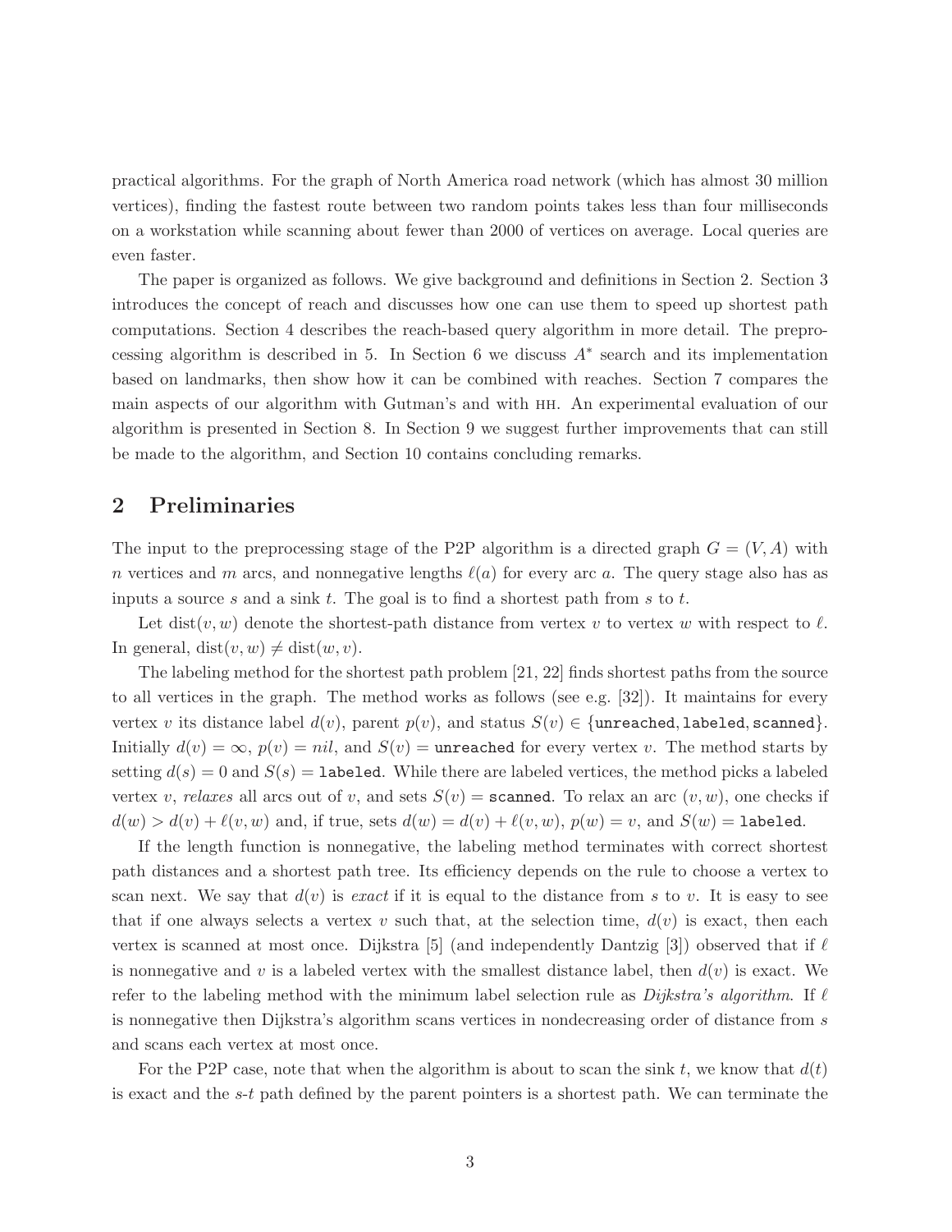practical algorithms. For the graph of North America road network (which has almost 30 million vertices), finding the fastest route between two random points takes less than four milliseconds on a workstation while scanning about fewer than 2000 of vertices on average. Local queries are even faster.

The paper is organized as follows. We give background and definitions in Section 2. Section 3 introduces the concept of reach and discusses how one can use them to speed up shortest path computations. Section 4 describes the reach-based query algorithm in more detail. The preprocessing algorithm is described in 5. In Section 6 we discuss $A^*$ search and its implementation based on landmarks, then show how it can be combined with reaches. Section 7 compares the main aspects of our algorithm with Gutman's and with HH. An experimental evaluation of our algorithm is presented in Section 8. In Section 9 we suggest further improvements that can still be made to the algorithm, and Section 10 contains concluding remarks.

## 2 Preliminaries

The input to the preprocessing stage of the P2P algorithm is a directed graph $G = (V, A)$ with $n$ vertices and $m$ arcs, and nonnegative lengths $\ell(a)$ for every arc $a$. The query stage also has as inputs a source $s$ and a sink $t$. The goal is to find a shortest path from $s$ to $t$.

Let $\text{dist}(v, w)$ denote the shortest-path distance from vertex $v$ to vertex $w$ with respect to $\ell$. In general, $\text{dist}(v, w) \neq \text{dist}(w, v)$.

The labeling method for the shortest path problem [21, 22] finds shortest paths from the source to all vertices in the graph. The method works as follows (see e.g. [32]). It maintains for every vertex $v$ its distance label $d(v)$, parent $p(v)$, and status $S(v) \in \{\texttt{unreached}, \texttt{labeled}, \texttt{scanned}\}$. Initially $d(v) = \infty$, $p(v) = nil$, and $S(v) = \texttt{unreached}$ for every vertex $v$. The method starts by setting $d(s) = 0$ and $S(s) = \texttt{labeled}$. While there are labeled vertices, the method picks a labeled vertex $v$, *relaxes* all arcs out of $v$, and sets $S(v) = \texttt{scanned}$. To relax an arc $(v, w)$, one checks if $d(w) > d(v) + \ell(v, w)$ and, if true, sets $d(w) = d(v) + \ell(v, w)$, $p(w) = v$, and $S(w) = \texttt{labeled}$.

If the length function is nonnegative, the labeling method terminates with correct shortest path distances and a shortest path tree. Its efficiency depends on the rule to choose a vertex to scan next. We say that $d(v)$ is *exact* if it is equal to the distance from $s$ to $v$. It is easy to see that if one always selects a vertex $v$ such that, at the selection time, $d(v)$ is exact, then each vertex is scanned at most once. Dijkstra [5] (and independently Dantzig [3]) observed that if $\ell$ is nonnegative and $v$ is a labeled vertex with the smallest distance label, then $d(v)$ is exact. We refer to the labeling method with the minimum label selection rule as *Dijkstra's algorithm*. If $\ell$ is nonnegative then Dijkstra's algorithm scans vertices in nondecreasing order of distance from $s$ and scans each vertex at most once.

For the P2P case, note that when the algorithm is about to scan the sink $t$, we know that $d(t)$ is exact and the $s$-$t$ path defined by the parent pointers is a shortest path. We can terminate the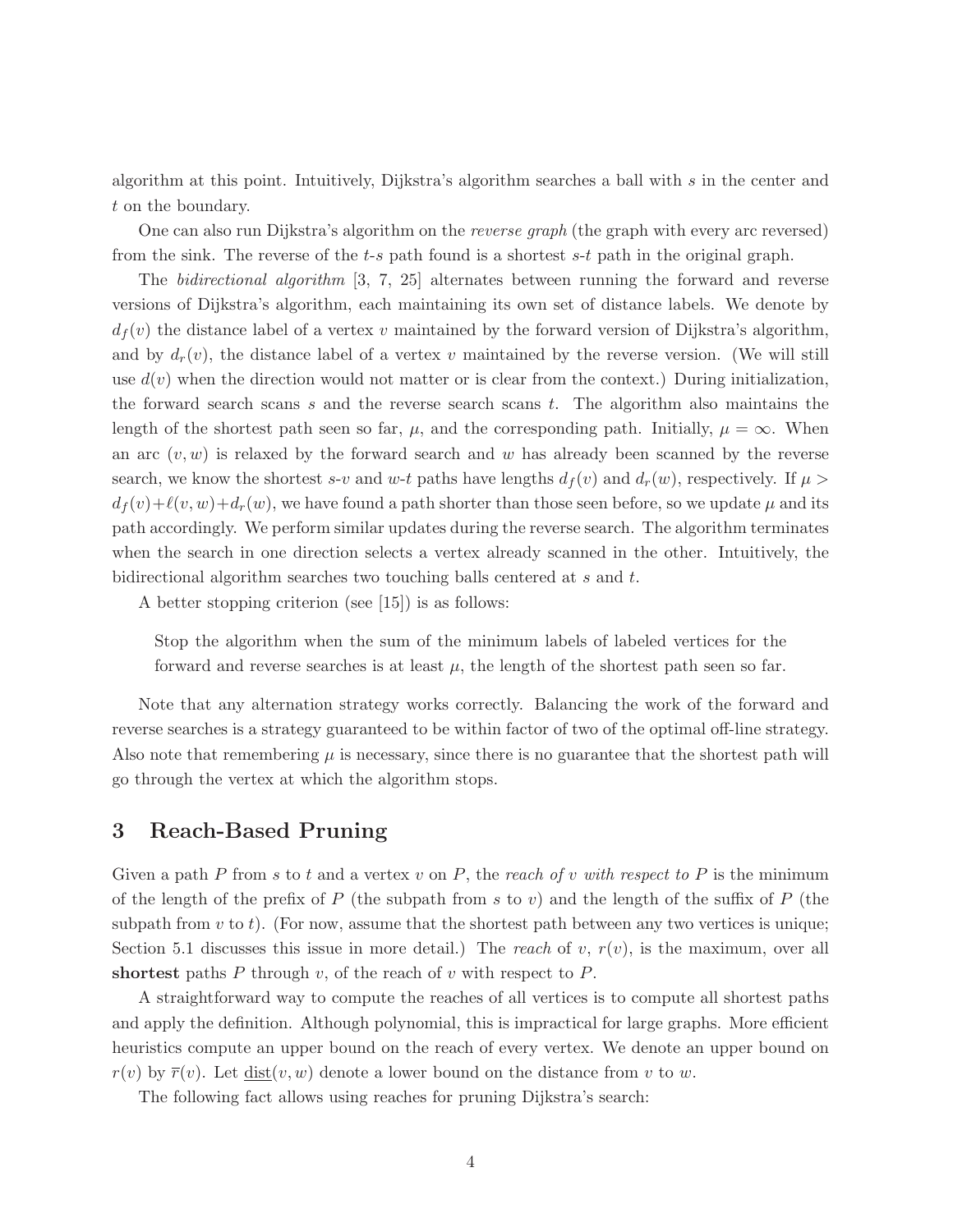algorithm at this point. Intuitively, Dijkstra's algorithm searches a ball with $s$ in the center and $t$ on the boundary.

One can also run Dijkstra's algorithm on the *reverse graph* (the graph with every arc reversed) from the sink. The reverse of the $t$-$s$ path found is a shortest $s$-$t$ path in the original graph.

The *bidirectional algorithm* [3, 7, 25] alternates between running the forward and reverse versions of Dijkstra's algorithm, each maintaining its own set of distance labels. We denote by $d_f(v)$ the distance label of a vertex $v$ maintained by the forward version of Dijkstra's algorithm, and by $d_r(v)$, the distance label of a vertex $v$ maintained by the reverse version. (We will still use $d(v)$ when the direction would not matter or is clear from the context.) During initialization, the forward search scans $s$ and the reverse search scans $t$. The algorithm also maintains the length of the shortest path seen so far, $\mu$, and the corresponding path. Initially, $\mu = \infty$. When an arc $(v, w)$ is relaxed by the forward search and $w$ has already been scanned by the reverse search, we know the shortest $s$-$v$ and $w$-$t$ paths have lengths $d_f(v)$ and $d_r(w)$, respectively. If $\mu > d_f(v)+\ell(v, w)+d_r(w)$, we have found a path shorter than those seen before, so we update $\mu$ and its path accordingly. We perform similar updates during the reverse search. The algorithm terminates when the search in one direction selects a vertex already scanned in the other. Intuitively, the bidirectional algorithm searches two touching balls centered at $s$ and $t$.

A better stopping criterion (see [15]) is as follows:

> Stop the algorithm when the sum of the minimum labels of labeled vertices for the forward and reverse searches is at least $\mu$, the length of the shortest path seen so far.

Note that any alternation strategy works correctly. Balancing the work of the forward and reverse searches is a strategy guaranteed to be within factor of two of the optimal off-line strategy. Also note that remembering $\mu$ is necessary, since there is no guarantee that the shortest path will go through the vertex at which the algorithm stops.

## 3 Reach-Based Pruning

Given a path $P$ from $s$ to $t$ and a vertex $v$ on $P$, the *reach of $v$ with respect to $P$* is the minimum of the length of the prefix of $P$ (the subpath from $s$ to $v$) and the length of the suffix of $P$ (the subpath from $v$ to $t$). (For now, assume that the shortest path between any two vertices is unique; Section 5.1 discusses this issue in more detail.) The *reach* of $v$, $r(v)$, is the maximum, over all **shortest** paths $P$ through $v$, of the reach of $v$ with respect to $P$.

A straightforward way to compute the reaches of all vertices is to compute all shortest paths and apply the definition. Although polynomial, this is impractical for large graphs. More efficient heuristics compute an upper bound on the reach of every vertex. We denote an upper bound on $r(v)$ by $\overline{r}(v)$. Let $\underline{\text{dist}}(v, w)$ denote a lower bound on the distance from $v$ to $w$.

The following fact allows using reaches for pruning Dijkstra's search: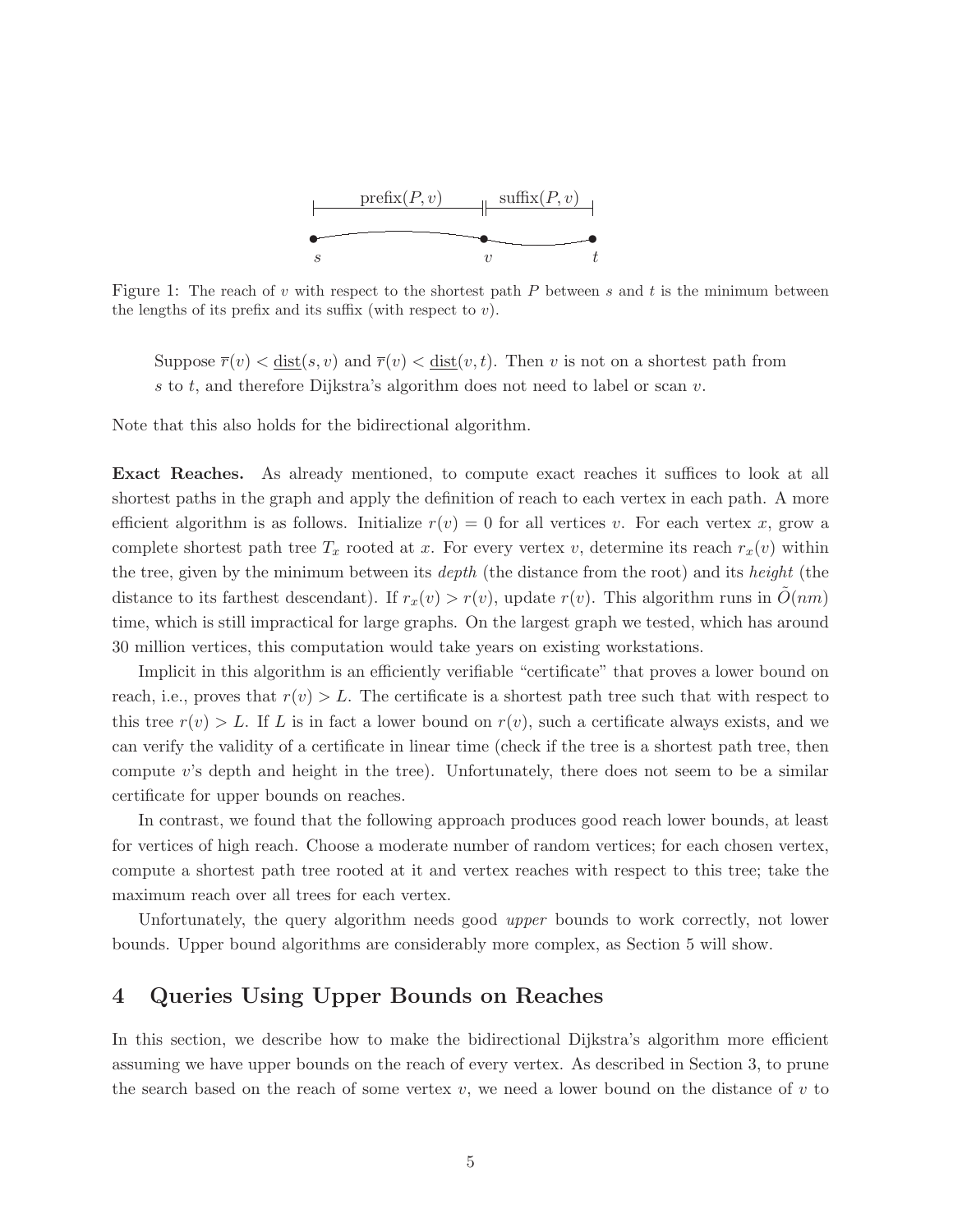Figure 1: The reach of $v$ with respect to the shortest path $P$ between $s$ and $t$ is the minimum between the lengths of its prefix and its suffix (with respect to $v$).

> Suppose $\overline{r}(v) < \underline{\text{dist}}(s, v)$ and $\overline{r}(v) < \underline{\text{dist}}(v, t)$. Then $v$ is not on a shortest path from $s$ to $t$, and therefore Dijkstra's algorithm does not need to label or scan $v$.

Note that this also holds for the bidirectional algorithm.

**Exact Reaches.** As already mentioned, to compute exact reaches it suffices to look at all shortest paths in the graph and apply the definition of reach to each vertex in each path. A more efficient algorithm is as follows. Initialize $r(v) = 0$ for all vertices $v$. For each vertex $x$, grow a complete shortest path tree $T_x$ rooted at $x$. For every vertex $v$, determine its reach $r_x(v)$ within the tree, given by the minimum between its *depth* (the distance from the root) and its *height* (the distance to its farthest descendant). If $r_x(v) > r(v)$, update $r(v)$. This algorithm runs in $\tilde{O}(nm)$ time, which is still impractical for large graphs. On the largest graph we tested, which has around 30 million vertices, this computation would take years on existing workstations.

Implicit in this algorithm is an efficiently verifiable "certificate" that proves a lower bound on reach, i.e., proves that $r(v) > L$. The certificate is a shortest path tree such that with respect to this tree $r(v) > L$. If $L$ is in fact a lower bound on $r(v)$, such a certificate always exists, and we can verify the validity of a certificate in linear time (check if the tree is a shortest path tree, then compute $v$'s depth and height in the tree). Unfortunately, there does not seem to be a similar certificate for upper bounds on reaches.

In contrast, we found that the following approach produces good reach lower bounds, at least for vertices of high reach. Choose a moderate number of random vertices; for each chosen vertex, compute a shortest path tree rooted at it and vertex reaches with respect to this tree; take the maximum reach over all trees for each vertex.

Unfortunately, the query algorithm needs good *upper* bounds to work correctly, not lower bounds. Upper bound algorithms are considerably more complex, as Section 5 will show.

## 4 Queries Using Upper Bounds on Reaches

In this section, we describe how to make the bidirectional Dijkstra's algorithm more efficient assuming we have upper bounds on the reach of every vertex. As described in Section 3, to prune the search based on the reach of some vertex $v$, we need a lower bound on the distance of $v$ to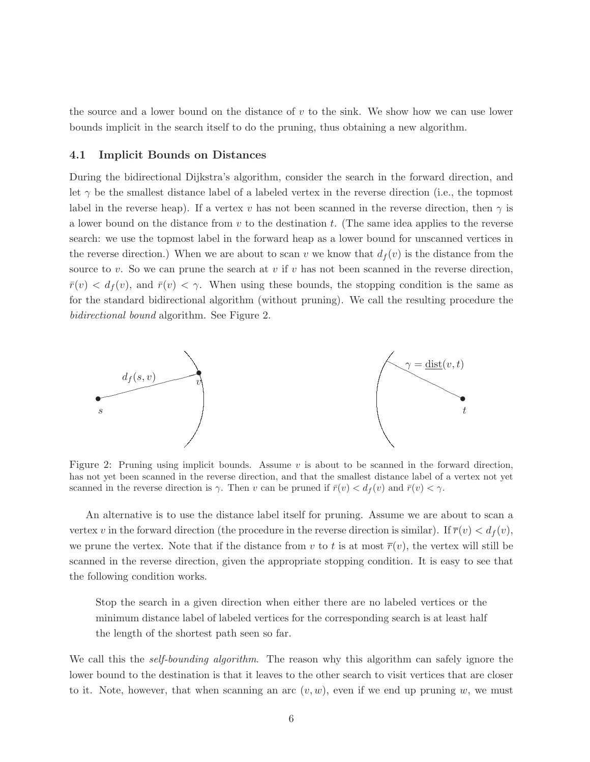the source and a lower bound on the distance of $v$ to the sink. We show how we can use lower bounds implicit in the search itself to do the pruning, thus obtaining a new algorithm.

### 4.1 Implicit Bounds on Distances

During the bidirectional Dijkstra's algorithm, consider the search in the forward direction, and let $\gamma$ be the smallest distance label of a labeled vertex in the reverse direction (i.e., the topmost label in the reverse heap). If a vertex $v$ has not been scanned in the reverse direction, then $\gamma$ is a lower bound on the distance from $v$ to the destination $t$. (The same idea applies to the reverse search: we use the topmost label in the forward heap as a lower bound for unscanned vertices in the reverse direction.) When we are about to scan $v$ we know that $d_f(v)$ is the distance from the source to $v$. So we can prune the search at $v$ if $v$ has not been scanned in the reverse direction, $\bar{r}(v) < d_f(v)$, and $\bar{r}(v) < \gamma$. When using these bounds, the stopping condition is the same as for the standard bidirectional algorithm (without pruning). We call the resulting procedure the *bidirectional bound* algorithm. See Figure 2.

Figure 2: Pruning using implicit bounds. Assume $v$ is about to be scanned in the forward direction, has not yet been scanned in the reverse direction, and that the smallest distance label of a vertex not yet scanned in the reverse direction is $\gamma$. Then $v$ can be pruned if $\bar{r}(v) < d_f(v)$ and $\bar{r}(v) < \gamma$.

An alternative is to use the distance label itself for pruning. Assume we are about to scan a vertex $v$ in the forward direction (the procedure in the reverse direction is similar). If $\overline{r}(v) < d_f(v)$, we prune the vertex. Note that if the distance from $v$ to $t$ is at most $\overline{r}(v)$, the vertex will still be scanned in the reverse direction, given the appropriate stopping condition. It is easy to see that the following condition works.

> Stop the search in a given direction when either there are no labeled vertices or the minimum distance label of labeled vertices for the corresponding search is at least half the length of the shortest path seen so far.

We call this the *self-bounding algorithm*. The reason why this algorithm can safely ignore the lower bound to the destination is that it leaves to the other search to visit vertices that are closer to it. Note, however, that when scanning an arc $(v, w)$, even if we end up pruning $w$, we must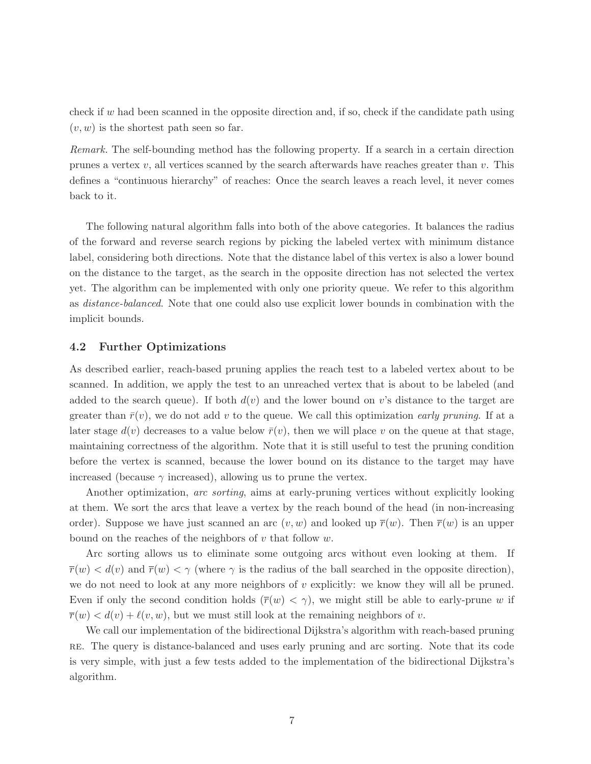check if $w$ had been scanned in the opposite direction and, if so, check if the candidate path using $(v, w)$ is the shortest path seen so far.

*Remark.* The self-bounding method has the following property. If a search in a certain direction prunes a vertex $v$, all vertices scanned by the search afterwards have reaches greater than $v$. This defines a "continuous hierarchy" of reaches: Once the search leaves a reach level, it never comes back to it.

The following natural algorithm falls into both of the above categories. It balances the radius of the forward and reverse search regions by picking the labeled vertex with minimum distance label, considering both directions. Note that the distance label of this vertex is also a lower bound on the distance to the target, as the search in the opposite direction has not selected the vertex yet. The algorithm can be implemented with only one priority queue. We refer to this algorithm as *distance-balanced*. Note that one could also use explicit lower bounds in combination with the implicit bounds.

### 4.2 Further Optimizations

As described earlier, reach-based pruning applies the reach test to a labeled vertex about to be scanned. In addition, we apply the test to an unreached vertex that is about to be labeled (and added to the search queue). If both $d(v)$ and the lower bound on $v$'s distance to the target are greater than $\bar{r}(v)$, we do not add $v$ to the queue. We call this optimization *early pruning*. If at a later stage $d(v)$ decreases to a value below $\bar{r}(v)$, then we will place $v$ on the queue at that stage, maintaining correctness of the algorithm. Note that it is still useful to test the pruning condition before the vertex is scanned, because the lower bound on its distance to the target may have increased (because $\gamma$ increased), allowing us to prune the vertex.

Another optimization, *arc sorting*, aims at early-pruning vertices without explicitly looking at them. We sort the arcs that leave a vertex by the reach bound of the head (in non-increasing order). Suppose we have just scanned an arc $(v, w)$ and looked up $\overline{r}(w)$. Then $\overline{r}(w)$ is an upper bound on the reaches of the neighbors of $v$ that follow $w$.

Arc sorting allows us to eliminate some outgoing arcs without even looking at them. If $\overline{r}(w) < d(v)$ and $\overline{r}(w) < \gamma$ (where $\gamma$ is the radius of the ball searched in the opposite direction), we do not need to look at any more neighbors of $v$ explicitly: we know they will all be pruned. Even if only the second condition holds ($\overline{r}(w) < \gamma$), we might still be able to early-prune $w$ if $\overline{r}(w) < d(v) + \ell(v, w)$, but we must still look at the remaining neighbors of $v$.

We call our implementation of the bidirectional Dijkstra's algorithm with reach-based pruning RE. The query is distance-balanced and uses early pruning and arc sorting. Note that its code is very simple, with just a few tests added to the implementation of the bidirectional Dijkstra's algorithm.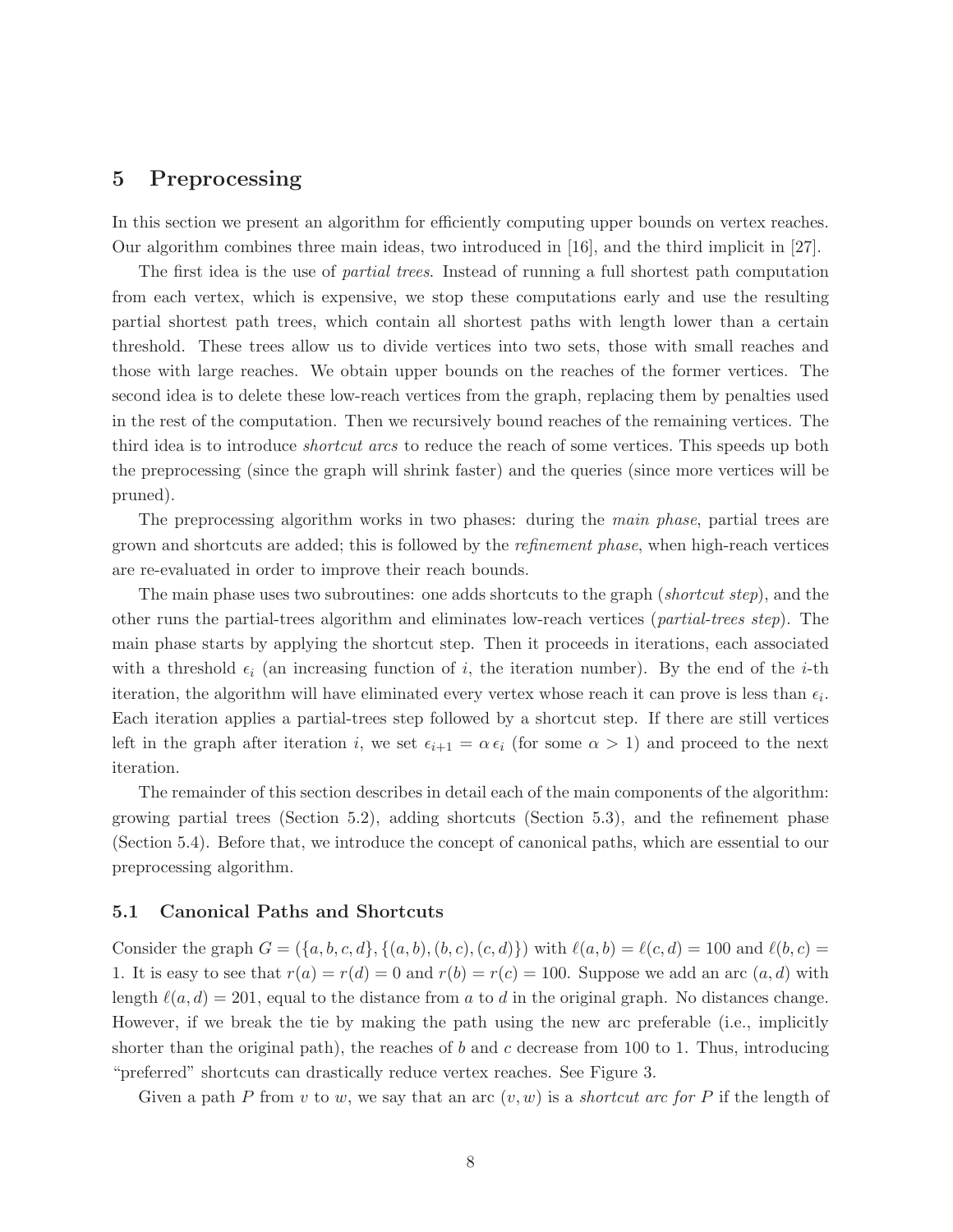## 5 Preprocessing

In this section we present an algorithm for efficiently computing upper bounds on vertex reaches. Our algorithm combines three main ideas, two introduced in [16], and the third implicit in [27].

The first idea is the use of *partial trees*. Instead of running a full shortest path computation from each vertex, which is expensive, we stop these computations early and use the resulting partial shortest path trees, which contain all shortest paths with length lower than a certain threshold. These trees allow us to divide vertices into two sets, those with small reaches and those with large reaches. We obtain upper bounds on the reaches of the former vertices. The second idea is to delete these low-reach vertices from the graph, replacing them by penalties used in the rest of the computation. Then we recursively bound reaches of the remaining vertices. The third idea is to introduce *shortcut arcs* to reduce the reach of some vertices. This speeds up both the preprocessing (since the graph will shrink faster) and the queries (since more vertices will be pruned).

The preprocessing algorithm works in two phases: during the *main phase*, partial trees are grown and shortcuts are added; this is followed by the *refinement phase*, when high-reach vertices are re-evaluated in order to improve their reach bounds.

The main phase uses two subroutines: one adds shortcuts to the graph (*shortcut step*), and the other runs the partial-trees algorithm and eliminates low-reach vertices (*partial-trees step*). The main phase starts by applying the shortcut step. Then it proceeds in iterations, each associated with a threshold $\epsilon_i$ (an increasing function of $i$, the iteration number). By the end of the $i$-th iteration, the algorithm will have eliminated every vertex whose reach it can prove is less than $\epsilon_i$. Each iteration applies a partial-trees step followed by a shortcut step. If there are still vertices left in the graph after iteration $i$, we set $\epsilon_{i+1} = \alpha\, \epsilon_i$ (for some $\alpha > 1$) and proceed to the next iteration.

The remainder of this section describes in detail each of the main components of the algorithm: growing partial trees (Section 5.2), adding shortcuts (Section 5.3), and the refinement phase (Section 5.4). Before that, we introduce the concept of canonical paths, which are essential to our preprocessing algorithm.

### 5.1 Canonical Paths and Shortcuts

Consider the graph $G = (\{a, b, c, d\}, \{(a, b), (b, c), (c, d)\})$ with $\ell(a, b) = \ell(c, d) = 100$ and $\ell(b, c) = 1$. It is easy to see that $r(a) = r(d) = 0$ and $r(b) = r(c) = 100$. Suppose we add an arc $(a, d)$ with length $\ell(a, d) = 201$, equal to the distance from $a$ to $d$ in the original graph. No distances change. However, if we break the tie by making the path using the new arc preferable (i.e., implicitly shorter than the original path), the reaches of $b$ and $c$ decrease from 100 to 1. Thus, introducing "preferred" shortcuts can drastically reduce vertex reaches. See Figure 3.

Given a path $P$ from $v$ to $w$, we say that an arc $(v, w)$ is a *shortcut arc for $P$* if the length of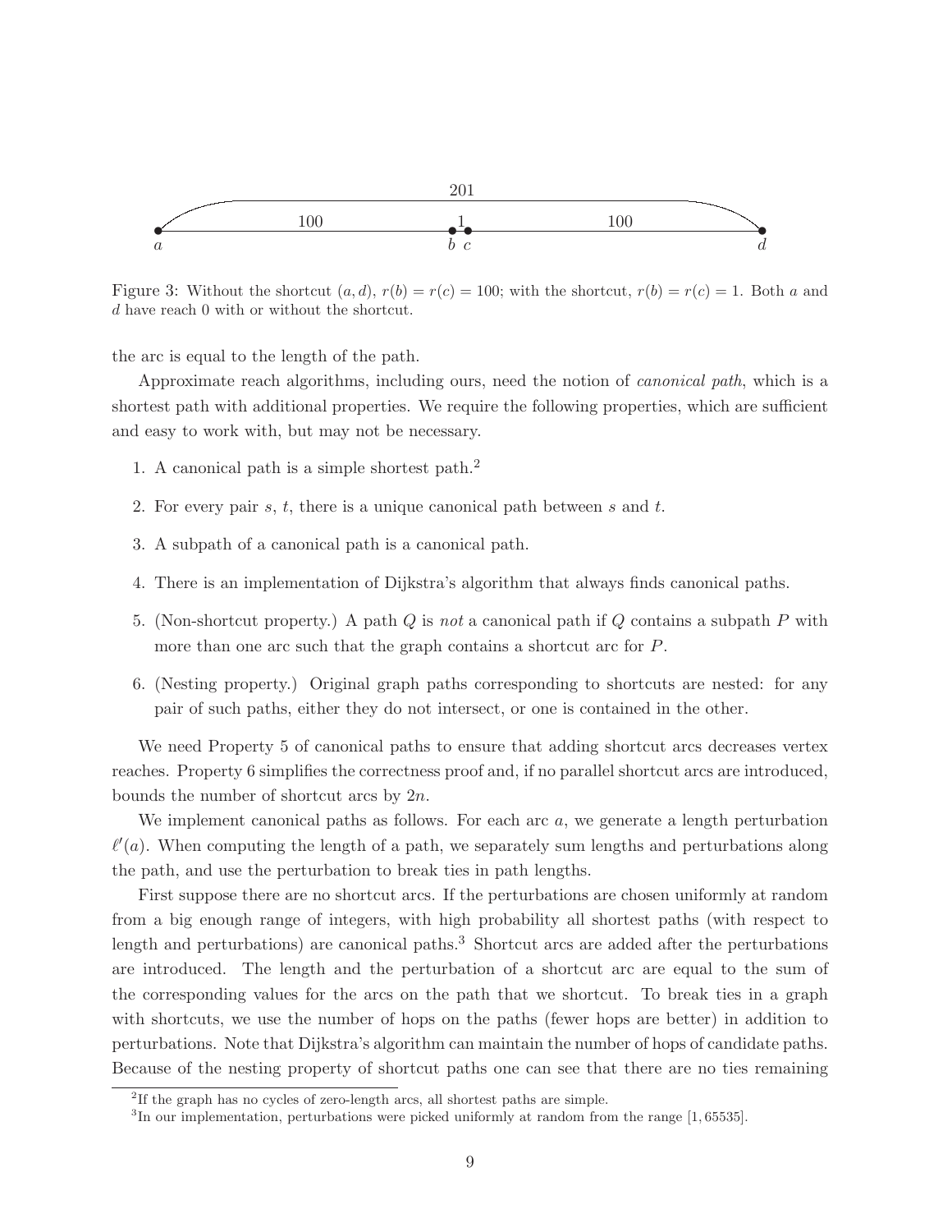Figure 3: Without the shortcut $(a, d)$, $r(b) = r(c) = 100$; with the shortcut, $r(b) = r(c) = 1$. Both $a$ and $d$ have reach 0 with or without the shortcut.

the arc is equal to the length of the path.

Approximate reach algorithms, including ours, need the notion of *canonical path*, which is a shortest path with additional properties. We require the following properties, which are sufficient and easy to work with, but may not be necessary.

1. A canonical path is a simple shortest path.[2]
2. For every pair $s$, $t$, there is a unique canonical path between $s$ and $t$.
3. A subpath of a canonical path is a canonical path.
4. There is an implementation of Dijkstra's algorithm that always finds canonical paths.
5. (Non-shortcut property.) A path $Q$ is *not* a canonical path if $Q$ contains a subpath $P$ with more than one arc such that the graph contains a shortcut arc for $P$.
6. (Nesting property.) Original graph paths corresponding to shortcuts are nested: for any pair of such paths, either they do not intersect, or one is contained in the other.

We need Property 5 of canonical paths to ensure that adding shortcut arcs decreases vertex reaches. Property 6 simplifies the correctness proof and, if no parallel shortcut arcs are introduced, bounds the number of shortcut arcs by $2n$.

We implement canonical paths as follows. For each arc $a$, we generate a length perturbation $\ell'(a)$. When computing the length of a path, we separately sum lengths and perturbations along the path, and use the perturbation to break ties in path lengths.

First suppose there are no shortcut arcs. If the perturbations are chosen uniformly at random from a big enough range of integers, with high probability all shortest paths (with respect to length and perturbations) are canonical paths.[3] Shortcut arcs are added after the perturbations are introduced. The length and the perturbation of a shortcut arc are equal to the sum of the corresponding values for the arcs on the path that we shortcut. To break ties in a graph with shortcuts, we use the number of hops on the paths (fewer hops are better) in addition to perturbations. Note that Dijkstra's algorithm can maintain the number of hops of candidate paths. Because of the nesting property of shortcut paths one can see that there are no ties remaining

[2]If the graph has no cycles of zero-length arcs, all shortest paths are simple.

[3]In our implementation, perturbations were picked uniformly at random from the range $[1, 65535]$.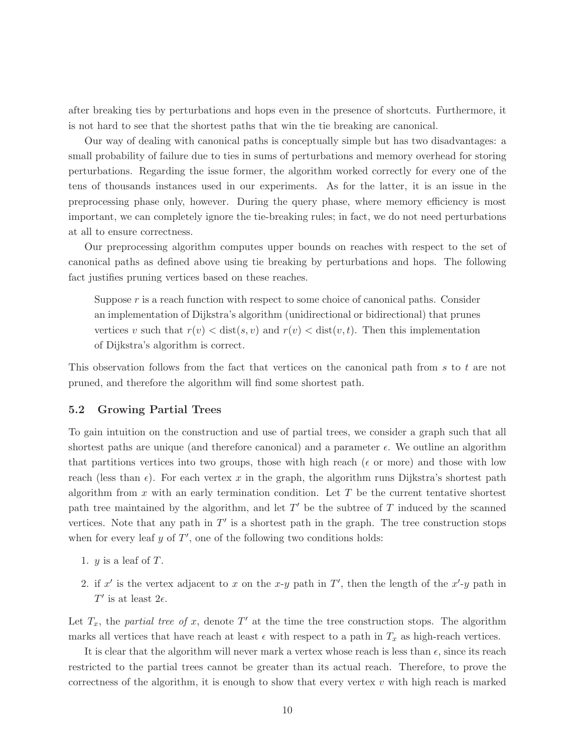after breaking ties by perturbations and hops even in the presence of shortcuts. Furthermore, it is not hard to see that the shortest paths that win the tie breaking are canonical.

Our way of dealing with canonical paths is conceptually simple but has two disadvantages: a small probability of failure due to ties in sums of perturbations and memory overhead for storing perturbations. Regarding the issue former, the algorithm worked correctly for every one of the tens of thousands instances used in our experiments. As for the latter, it is an issue in the preprocessing phase only, however. During the query phase, where memory efficiency is most important, we can completely ignore the tie-breaking rules; in fact, we do not need perturbations at all to ensure correctness.

Our preprocessing algorithm computes upper bounds on reaches with respect to the set of canonical paths as defined above using tie breaking by perturbations and hops. The following fact justifies pruning vertices based on these reaches.

> Suppose $r$ is a reach function with respect to some choice of canonical paths. Consider an implementation of Dijkstra's algorithm (unidirectional or bidirectional) that prunes vertices $v$ such that $r(v) < \text{dist}(s, v)$ and $r(v) < \text{dist}(v, t)$. Then this implementation of Dijkstra's algorithm is correct.

This observation follows from the fact that vertices on the canonical path from $s$ to $t$ are not pruned, and therefore the algorithm will find some shortest path.

### 5.2 Growing Partial Trees

To gain intuition on the construction and use of partial trees, we consider a graph such that all shortest paths are unique (and therefore canonical) and a parameter $\epsilon$. We outline an algorithm that partitions vertices into two groups, those with high reach ($\epsilon$ or more) and those with low reach (less than $\epsilon$). For each vertex $x$ in the graph, the algorithm runs Dijkstra's shortest path algorithm from $x$ with an early termination condition. Let $T$ be the current tentative shortest path tree maintained by the algorithm, and let $T'$ be the subtree of $T$ induced by the scanned vertices. Note that any path in $T'$ is a shortest path in the graph. The tree construction stops when for every leaf $y$ of $T'$, one of the following two conditions holds:

1. $y$ is a leaf of $T$.
2. if $x'$ is the vertex adjacent to $x$ on the $x$-$y$ path in $T'$, then the length of the $x'$-$y$ path in $T'$ is at least $2\epsilon$.

Let $T_x$, the *partial tree of* $x$, denote $T'$ at the time the tree construction stops. The algorithm marks all vertices that have reach at least $\epsilon$ with respect to a path in $T_x$ as high-reach vertices.

It is clear that the algorithm will never mark a vertex whose reach is less than $\epsilon$, since its reach restricted to the partial trees cannot be greater than its actual reach. Therefore, to prove the correctness of the algorithm, it is enough to show that every vertex $v$ with high reach is marked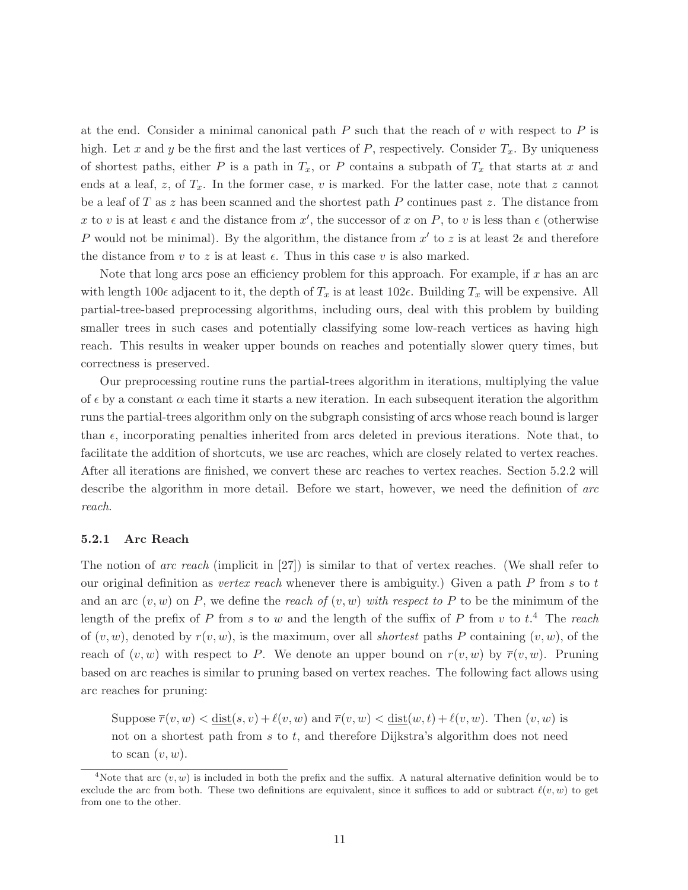at the end. Consider a minimal canonical path $P$ such that the reach of $v$ with respect to $P$ is high. Let $x$ and $y$ be the first and the last vertices of $P$, respectively. Consider $T_x$. By uniqueness of shortest paths, either $P$ is a path in $T_x$, or $P$ contains a subpath of $T_x$ that starts at $x$ and ends at a leaf, $z$, of $T_x$. In the former case, $v$ is marked. For the latter case, note that $z$ cannot be a leaf of $T$ as $z$ has been scanned and the shortest path $P$ continues past $z$. The distance from $x$ to $v$ is at least $\epsilon$ and the distance from $x'$, the successor of $x$ on $P$, to $v$ is less than $\epsilon$ (otherwise $P$ would not be minimal). By the algorithm, the distance from $x'$ to $z$ is at least $2\epsilon$ and therefore the distance from $v$ to $z$ is at least $\epsilon$. Thus in this case $v$ is also marked.

Note that long arcs pose an efficiency problem for this approach. For example, if $x$ has an arc with length $100\epsilon$ adjacent to it, the depth of $T_x$ is at least $102\epsilon$. Building $T_x$ will be expensive. All partial-tree-based preprocessing algorithms, including ours, deal with this problem by building smaller trees in such cases and potentially classifying some low-reach vertices as having high reach. This results in weaker upper bounds on reaches and potentially slower query times, but correctness is preserved.

Our preprocessing routine runs the partial-trees algorithm in iterations, multiplying the value of $\epsilon$ by a constant $\alpha$ each time it starts a new iteration. In each subsequent iteration the algorithm runs the partial-trees algorithm only on the subgraph consisting of arcs whose reach bound is larger than $\epsilon$, incorporating penalties inherited from arcs deleted in previous iterations. Note that, to facilitate the addition of shortcuts, we use arc reaches, which are closely related to vertex reaches. After all iterations are finished, we convert these arc reaches to vertex reaches. Section 5.2.2 will describe the algorithm in more detail. Before we start, however, we need the definition of *arc reach*.

### 5.2.1 Arc Reach

The notion of *arc reach* (implicit in [27]) is similar to that of vertex reaches. (We shall refer to our original definition as *vertex reach* whenever there is ambiguity.) Given a path $P$ from $s$ to $t$ and an arc $(v, w)$ on $P$, we define the *reach of* $(v, w)$ *with respect to* $P$ to be the minimum of the length of the prefix of $P$ from $s$ to $w$ and the length of the suffix of $P$ from $v$ to $t$.[4] The *reach* of $(v, w)$, denoted by $r(v, w)$, is the maximum, over all *shortest* paths $P$ containing $(v, w)$, of the reach of $(v, w)$ with respect to $P$. We denote an upper bound on $r(v, w)$ by $\overline{r}(v, w)$. Pruning based on arc reaches is similar to pruning based on vertex reaches. The following fact allows using arc reaches for pruning:

> Suppose $\overline{r}(v, w) < \underline{\text{dist}}(s, v) + \ell(v, w)$ and $\overline{r}(v, w) < \underline{\text{dist}}(w, t) + \ell(v, w)$. Then $(v, w)$ is not on a shortest path from $s$ to $t$, and therefore Dijkstra's algorithm does not need to scan $(v, w)$.

[4] Note that arc $(v, w)$ is included in both the prefix and the suffix. A natural alternative definition would be to exclude the arc from both. These two definitions are equivalent, since it suffices to add or subtract $\ell(v, w)$ to get from one to the other.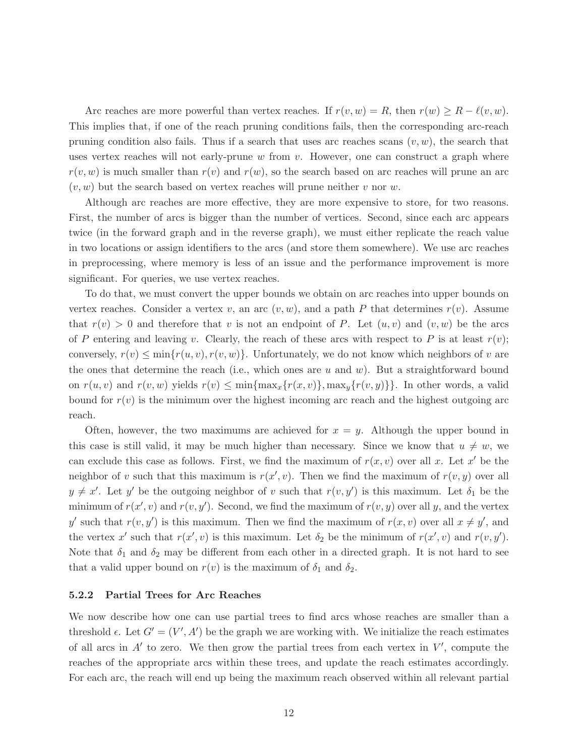Arc reaches are more powerful than vertex reaches. If $r(v, w) = R$, then $r(w) \geq R - \ell(v, w)$. This implies that, if one of the reach pruning conditions fails, then the corresponding arc-reach pruning condition also fails. Thus if a search that uses arc reaches scans $(v, w)$, the search that uses vertex reaches will not early-prune $w$ from $v$. However, one can construct a graph where $r(v, w)$ is much smaller than $r(v)$ and $r(w)$, so the search based on arc reaches will prune an arc $(v, w)$ but the search based on vertex reaches will prune neither $v$ nor $w$.

Although arc reaches are more effective, they are more expensive to store, for two reasons. First, the number of arcs is bigger than the number of vertices. Second, since each arc appears twice (in the forward graph and in the reverse graph), we must either replicate the reach value in two locations or assign identifiers to the arcs (and store them somewhere). We use arc reaches in preprocessing, where memory is less of an issue and the performance improvement is more significant. For queries, we use vertex reaches.

To do that, we must convert the upper bounds we obtain on arc reaches into upper bounds on vertex reaches. Consider a vertex $v$, an arc $(v, w)$, and a path $P$ that determines $r(v)$. Assume that $r(v) > 0$ and therefore that $v$ is not an endpoint of $P$. Let $(u, v)$ and $(v, w)$ be the arcs of $P$ entering and leaving $v$. Clearly, the reach of these arcs with respect to $P$ is at least $r(v)$; conversely, $r(v) \leq \min\{r(u, v), r(v, w)\}$. Unfortunately, we do not know which neighbors of $v$ are the ones that determine the reach (i.e., which ones are $u$ and $w$). But a straightforward bound on $r(u, v)$ and $r(v, w)$ yields $r(v) \leq \min\{\max_x\{r(x, v)\}, \max_y\{r(v, y)\}\}$. In other words, a valid bound for $r(v)$ is the minimum over the highest incoming arc reach and the highest outgoing arc reach.

Often, however, the two maximums are achieved for $x = y$. Although the upper bound in this case is still valid, it may be much higher than necessary. Since we know that $u \neq w$, we can exclude this case as follows. First, we find the maximum of $r(x, v)$ over all $x$. Let $x'$ be the neighbor of $v$ such that this maximum is $r(x', v)$. Then we find the maximum of $r(v, y)$ over all $y \neq x'$. Let $y'$ be the outgoing neighbor of $v$ such that $r(v, y')$ is this maximum. Let $\delta_1$ be the minimum of $r(x', v)$ and $r(v, y')$. Second, we find the maximum of $r(v, y)$ over all $y$, and the vertex $y'$ such that $r(v, y')$ is this maximum. Then we find the maximum of $r(x, v)$ over all $x \neq y'$, and the vertex $x'$ such that $r(x', v)$ is this maximum. Let $\delta_2$ be the minimum of $r(x', v)$ and $r(v, y')$. Note that $\delta_1$ and $\delta_2$ may be different from each other in a directed graph. It is not hard to see that a valid upper bound on $r(v)$ is the maximum of $\delta_1$ and $\delta_2$.

### 5.2.2 Partial Trees for Arc Reaches

We now describe how one can use partial trees to find arcs whose reaches are smaller than a threshold $\epsilon$. Let $G' = (V', A')$ be the graph we are working with. We initialize the reach estimates of all arcs in $A'$ to zero. We then grow the partial trees from each vertex in $V'$, compute the reaches of the appropriate arcs within these trees, and update the reach estimates accordingly. For each arc, the reach will end up being the maximum reach observed within all relevant partial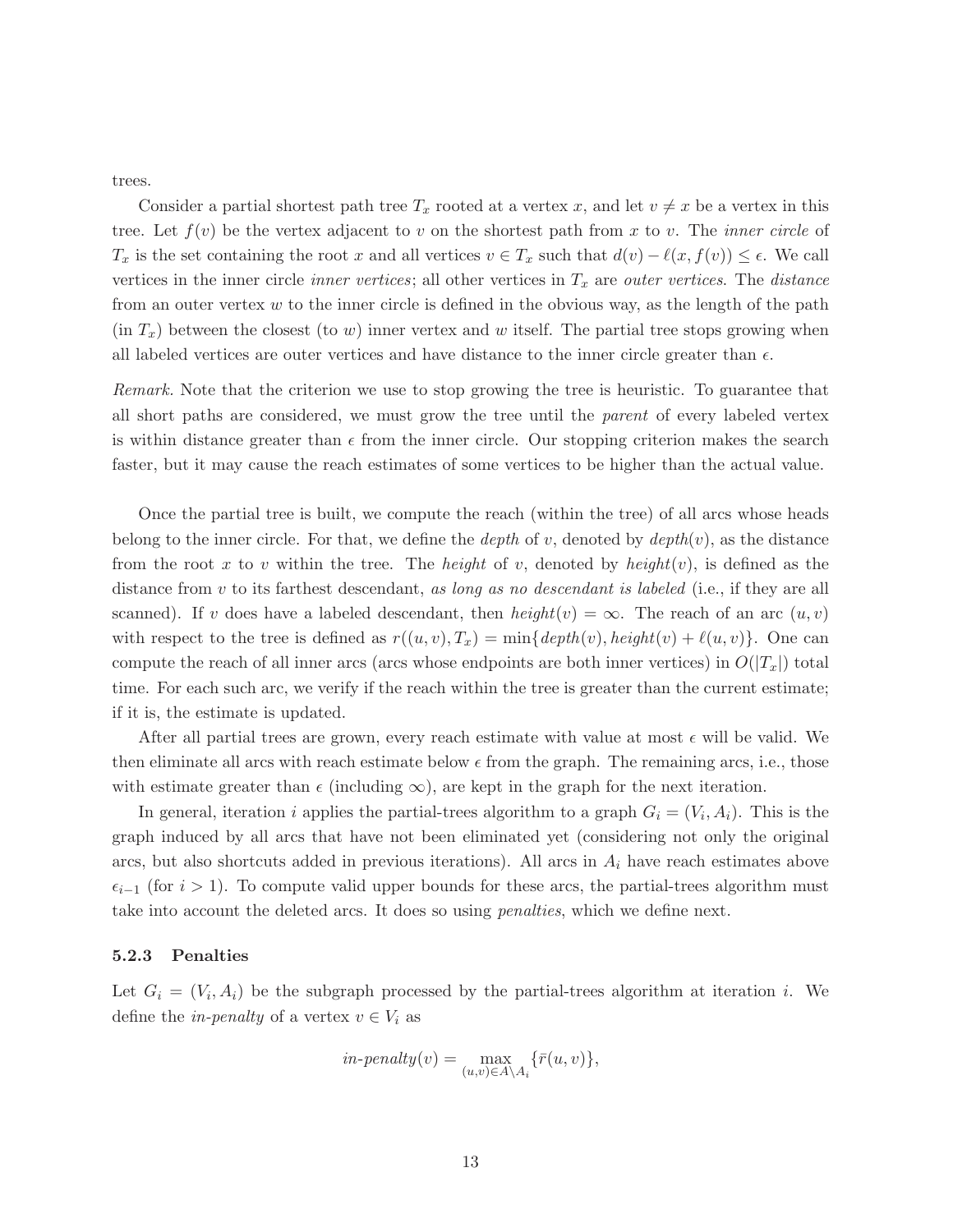trees.

Consider a partial shortest path tree $T_x$ rooted at a vertex $x$, and let $v \neq x$ be a vertex in this tree. Let $f(v)$ be the vertex adjacent to $v$ on the shortest path from $x$ to $v$. The *inner circle* of $T_x$ is the set containing the root $x$ and all vertices $v \in T_x$ such that $d(v) - \ell(x, f(v)) \leq \epsilon$. We call vertices in the inner circle *inner vertices*; all other vertices in $T_x$ are *outer vertices*. The *distance* from outer vertex $w$ to the inner circle is defined in the obvious way, as the length of the path (in $T_x$) between the closest (to $w$) inner vertex and $w$ itself. The partial tree stops growing when all labeled vertices are outer vertices and have distance to the inner circle greater than $\epsilon$.

*Remark.* Note that the criterion we use to stop growing the tree is heuristic. To guarantee that all short paths are considered, we must grow the tree until the *parent* of every labeled vertex is within distance greater than $\epsilon$ from the inner circle. Our stopping criterion makes the search faster, but it may cause the reach estimates of some vertices to be higher than the actual value.

Once the partial tree is built, we compute the reach (within the tree) of all arcs whose heads belong to the inner circle. For that, we define the *depth* of $v$, denoted by $depth(v)$, as the distance from the root $x$ to $v$ within the tree. The *height* of $v$, denoted by $height(v)$, is defined as the distance from $v$ to its farthest descendant, *as long as no descendant is labeled* (i.e., if they are all scanned). If $v$ does have a labeled descendant, then $height(v) = \infty$. The reach of an arc $(u, v)$ with respect to the tree is defined as $r((u, v), T_x) = \min\{depth(v), height(v) + \ell(u, v)\}$. One can compute the reach of all inner arcs (arcs whose endpoints are both inner vertices) in $O(|T_x|)$ total time. For each such arc, we verify if the reach within the tree is greater than the current estimate; if it is, the estimate is updated.

After all partial trees are grown, every reach estimate with value at most $\epsilon$ will be valid. We then eliminate all arcs with reach estimate below $\epsilon$ from the graph. The remaining arcs, i.e., those with estimate greater than $\epsilon$ (including $\infty$), are kept in the graph for the next iteration.

In general, iteration $i$ applies the partial-trees algorithm to a graph $G_i = (V_i, A_i)$. This is the graph induced by all arcs that have not been eliminated yet (considering not only the original arcs, but also shortcuts added in previous iterations). All arcs in $A_i$ have reach estimates above $\epsilon_{i-1}$ (for $i > 1$). To compute valid upper bounds for these arcs, the partial-trees algorithm must take into account the deleted arcs. It does so using *penalties*, which we define next.

### 5.2.3 Penalties

Let $G_i = (V_i, A_i)$ be the subgraph processed by the partial-trees algorithm at iteration $i$. We define the *in-penalty* of a vertex $v \in V_i$ as

$$in\text{-}penalty(v) = \max_{(u,v) \in A \setminus A_i} \{\bar{r}(u, v)\},$$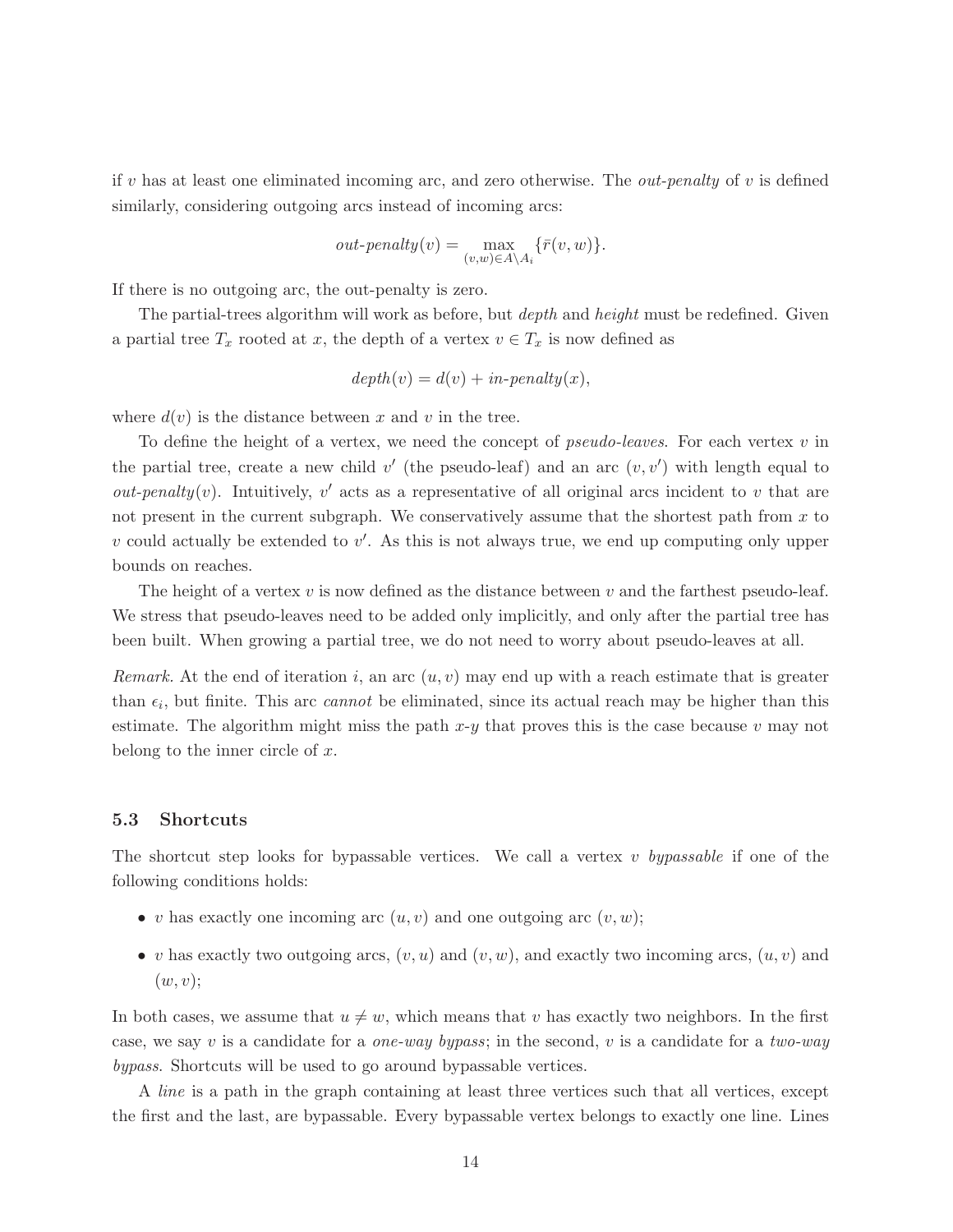if $v$ has at least one eliminated incoming arc, and zero otherwise. The *out-penalty* of $v$ is defined similarly, considering outgoing arcs instead of incoming arcs:

$$\textit{out-penalty}(v) = \max_{(v,w)\in A\setminus A_i} \{\bar{r}(v,w)\}.$$

If there is no outgoing arc, the out-penalty is zero.

The partial-trees algorithm will work as before, but *depth* and *height* must be redefined. Given a partial tree $T_x$ rooted at $x$, the depth of a vertex $v \in T_x$ is now defined as

$$\textit{depth}(v) = d(v) + \textit{in-penalty}(x),$$

where $d(v)$ is the distance between $x$ and $v$ in the tree.

To define the height of a vertex, we need the concept of *pseudo-leaves*. For each vertex $v$ in the partial tree, create a new child $v'$ (the pseudo-leaf) and an arc $(v, v')$ with length equal to $\textit{out-penalty}(v)$. Intuitively, $v'$ acts as a representative of all original arcs incident to $v$ that are not present in the current subgraph. We conservatively assume that the shortest path from $x$ to $v$ could actually be extended to $v'$. As this is not always true, we end up computing only upper bounds on reaches.

The height of a vertex $v$ is now defined as the distance between $v$ and the farthest pseudo-leaf. We stress that pseudo-leaves need to be added only implicitly, and only after the partial tree has been built. When growing a partial tree, we do not need to worry about pseudo-leaves at all.

*Remark.* At the end of iteration $i$, an arc $(u, v)$ may end up with a reach estimate that is greater than $\epsilon_i$, but finite. This arc *cannot* be eliminated, since its actual reach may be higher than this estimate. The algorithm might miss the path $x$-$y$ that proves this is the case because $v$ may not belong to the inner circle of $x$.

### 5.3 Shortcuts

The shortcut step looks for bypassable vertices. We call a vertex $v$ *bypassable* if one of the following conditions holds:

- $v$ has exactly one incoming arc $(u, v)$ and one outgoing arc $(v, w)$;
- $v$ has exactly two outgoing arcs, $(v, u)$ and $(v, w)$, and exactly two incoming arcs, $(u, v)$ and $(w, v)$;

In both cases, we assume that $u \neq w$, which means that $v$ has exactly two neighbors. In the first case, we say $v$ is a candidate for a *one-way bypass*; in the second, $v$ is a candidate for a *two-way bypass*. Shortcuts will be used to go around bypassable vertices.

A *line* is a path in the graph containing at least three vertices such that all vertices, except the first and the last, are bypassable. Every bypassable vertex belongs to exactly one line. Lines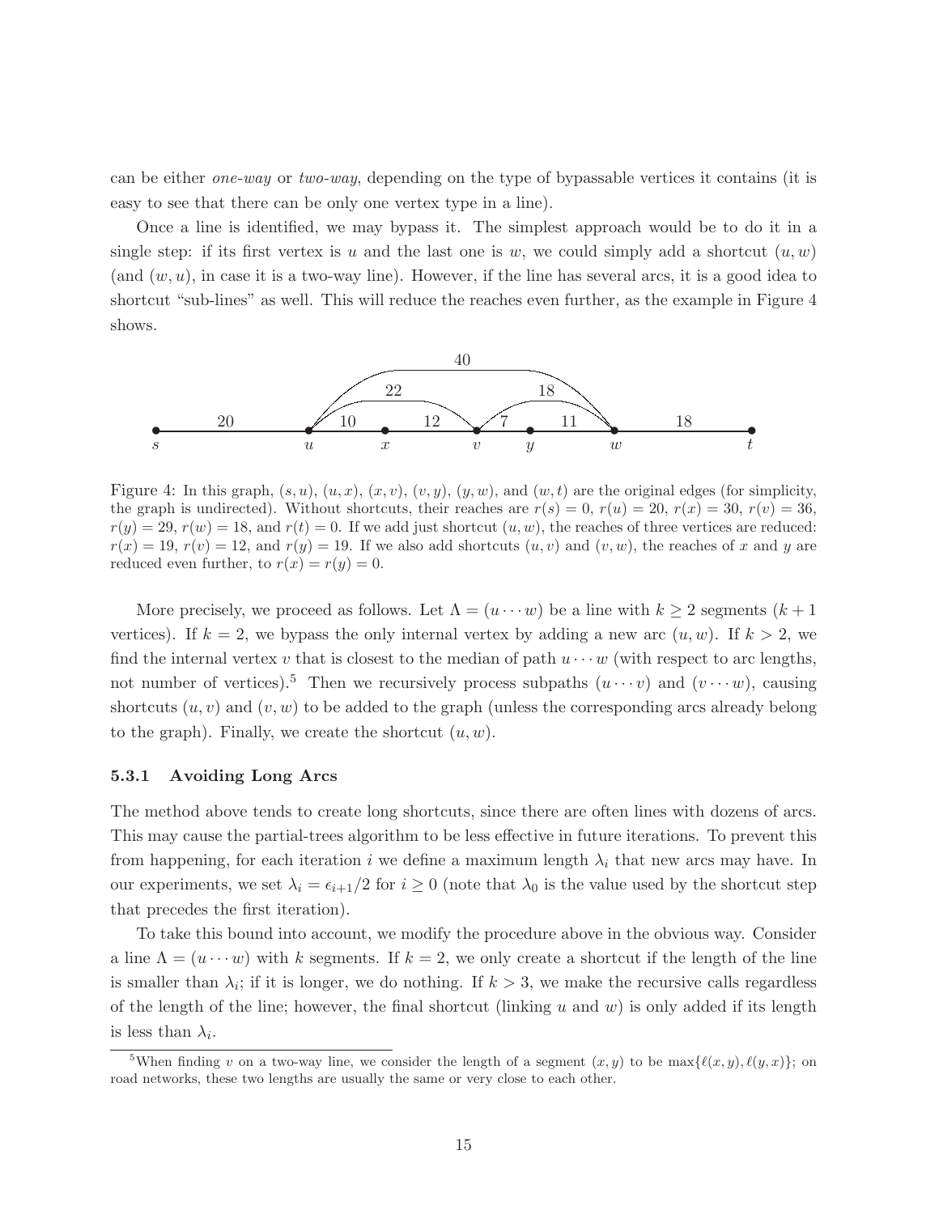can be either *one-way* or *two-way*, depending on the type of bypassable vertices it contains (it is easy to see that there can be only one vertex type in a line).

Once a line is identified, we may bypass it. The simplest approach would be to do it in a single step: if its first vertex is $u$ and the last one is $w$, we could simply add a shortcut $(u, w)$ (and $(w, u)$, in case it is a two-way line). However, if the line has several arcs, it is a good idea to shortcut "sub-lines" as well. This will reduce the reaches even further, as the example in Figure 4 shows.

Figure 4: In this graph, $(s, u)$, $(u, x)$, $(x, v)$, $(v, y)$, $(y, w)$, and $(w, t)$ are the original edges (for simplicity, the graph is undirected). Without shortcuts, their reaches are $r(s) = 0$, $r(u) = 20$, $r(x) = 30$, $r(v) = 36$, $r(y) = 29$, $r(w) = 18$, and $r(t) = 0$. If we add just shortcut $(u, w)$, the reaches of three vertices are reduced: $r(x) = 19$, $r(v) = 12$, and $r(y) = 19$. If we also add shortcuts $(u, v)$ and $(v, w)$, the reaches of $x$ and $y$ are reduced even further, to $r(x) = r(y) = 0$.

More precisely, we proceed as follows. Let $\Lambda = (u \cdots w)$ be a line with $k \geq 2$ segments ($k+1$ vertices). If $k = 2$, we bypass the only internal vertex by adding a new arc $(u, w)$. If $k > 2$, we find the internal vertex $v$ that is closest to the median of path $u \cdots w$ (with respect to arc lengths, not number of vertices).[5] Then we recursively process subpaths $(u \cdots v)$ and $(v \cdots w)$, causing shortcuts $(u, v)$ and $(v, w)$ to be added to the graph (unless the corresponding arcs already belong to the graph). Finally, we create the shortcut $(u, w)$.

### 5.3.1 Avoiding Long Arcs

The method above tends to create long shortcuts, since there are often lines with dozens of arcs. This may cause the partial-trees algorithm to be less effective in future iterations. To prevent this from happening, for each iteration $i$ we define a maximum length $\lambda_i$ that new arcs may have. In our experiments, we set $\lambda_i = \epsilon_{i+1}/2$ for $i \geq 0$ (note that $\lambda_0$ is the value used by the shortcut step that precedes the first iteration).

To take this bound into account, we modify the procedure above in the obvious way. Consider a line $\Lambda = (u \cdots w)$ with $k$ segments. If $k = 2$, we only create a shortcut if the length of the line is smaller than $\lambda_i$; if it is longer, we do nothing. If $k > 3$, we make the recursive calls regardless of the length of the line; however, the final shortcut (linking $u$ and $w$) is only added if its length is less than $\lambda_i$.

[5] When finding $v$ on a two-way line, we consider the length of a segment $(x, y)$ to be $\max\{\ell(x, y), \ell(y, x)\}$; on road networks, these two lengths are usually the same or very close to each other.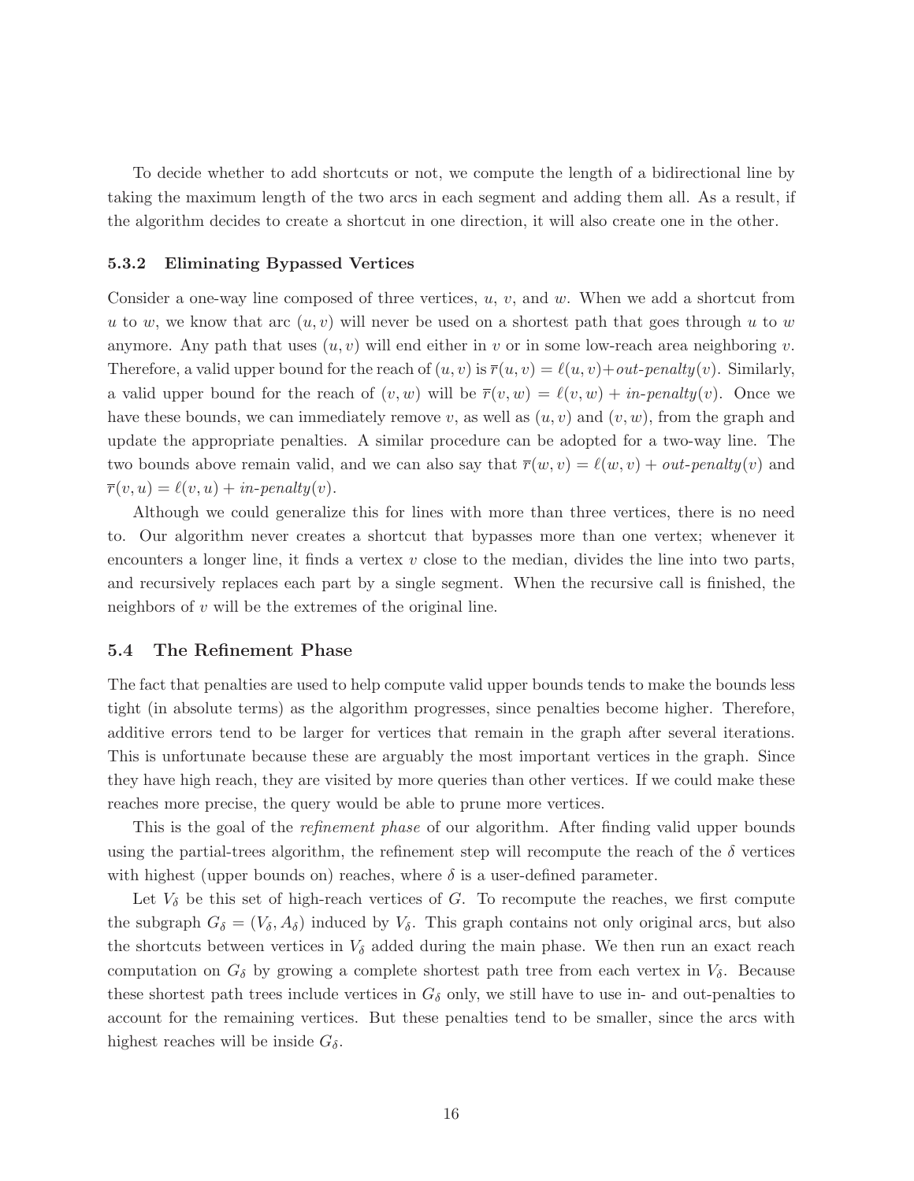To decide whether to add shortcuts or not, we compute the length of a bidirectional line by taking the maximum length of the two arcs in each segment and adding them all. As a result, if the algorithm decides to create a shortcut in one direction, it will also create one in the other.

### 5.3.2 Eliminating Bypassed Vertices

Consider a one-way line composed of three vertices, $u$, $v$, and $w$. When we add a shortcut from $u$ to $w$, we know that arc $(u, v)$ will never be used on a shortest path that goes through $u$ to $w$ anymore. Any path that uses $(u, v)$ will end either in $v$ or in some low-reach area neighboring $v$. Therefore, a valid upper bound for the reach of $(u, v)$ is $\overline{r}(u, v) = \ell(u, v) + \textit{out-penalty}(v)$. Similarly, a valid upper bound for the reach of $(v, w)$ will be $\overline{r}(v, w) = \ell(v, w) + \textit{in-penalty}(v)$. Once we have these bounds, we can immediately remove $v$, as well as $(u, v)$ and $(v, w)$, from the graph and update the appropriate penalties. A similar procedure can be adopted for a two-way line. The two bounds above remain valid, and we can also say that $\overline{r}(w, v) = \ell(w, v) + \textit{out-penalty}(v)$ and $\overline{r}(v, u) = \ell(v, u) + \textit{in-penalty}(v)$.

Although we could generalize this for lines with more than three vertices, there is no need to. Our algorithm never creates a shortcut that bypasses more than one vertex; whenever it encounters a longer line, it finds a vertex $v$ close to the median, divides the line into two parts, and recursively replaces each part by a single segment. When the recursive call is finished, the neighbors of $v$ will be the extremes of the original line.

## 5.4 The Refinement Phase

The fact that penalties are used to help compute valid upper bounds tends to make the bounds less tight (in absolute terms) as the algorithm progresses, since penalties become higher. Therefore, additive errors tend to be larger for vertices that remain in the graph after several iterations. This is unfortunate because these are arguably the most important vertices in the graph. Since they have high reach, they are visited by more queries than other vertices. If we could make these reaches more precise, the query would be able to prune more vertices.

This is the goal of the *refinement phase* of our algorithm. After finding valid upper bounds using the partial-trees algorithm, the refinement step will recompute the reach of the $\delta$ vertices with highest (upper bounds on) reaches, where $\delta$ is a user-defined parameter.

Let $V_\delta$ be this set of high-reach vertices of $G$. To recompute the reaches, we first compute the subgraph $G_\delta = (V_\delta, A_\delta)$ induced by $V_\delta$. This graph contains not only original arcs, but also the shortcuts between vertices in $V_\delta$ added during the main phase. We then run an exact reach computation on $G_\delta$ by growing a complete shortest path tree from each vertex in $V_\delta$. Because these shortest path trees include vertices in $G_\delta$ only, we still have to use in- and out-penalties to account for the remaining vertices. But these penalties tend to be smaller, since the arcs with highest reaches will be inside $G_\delta$.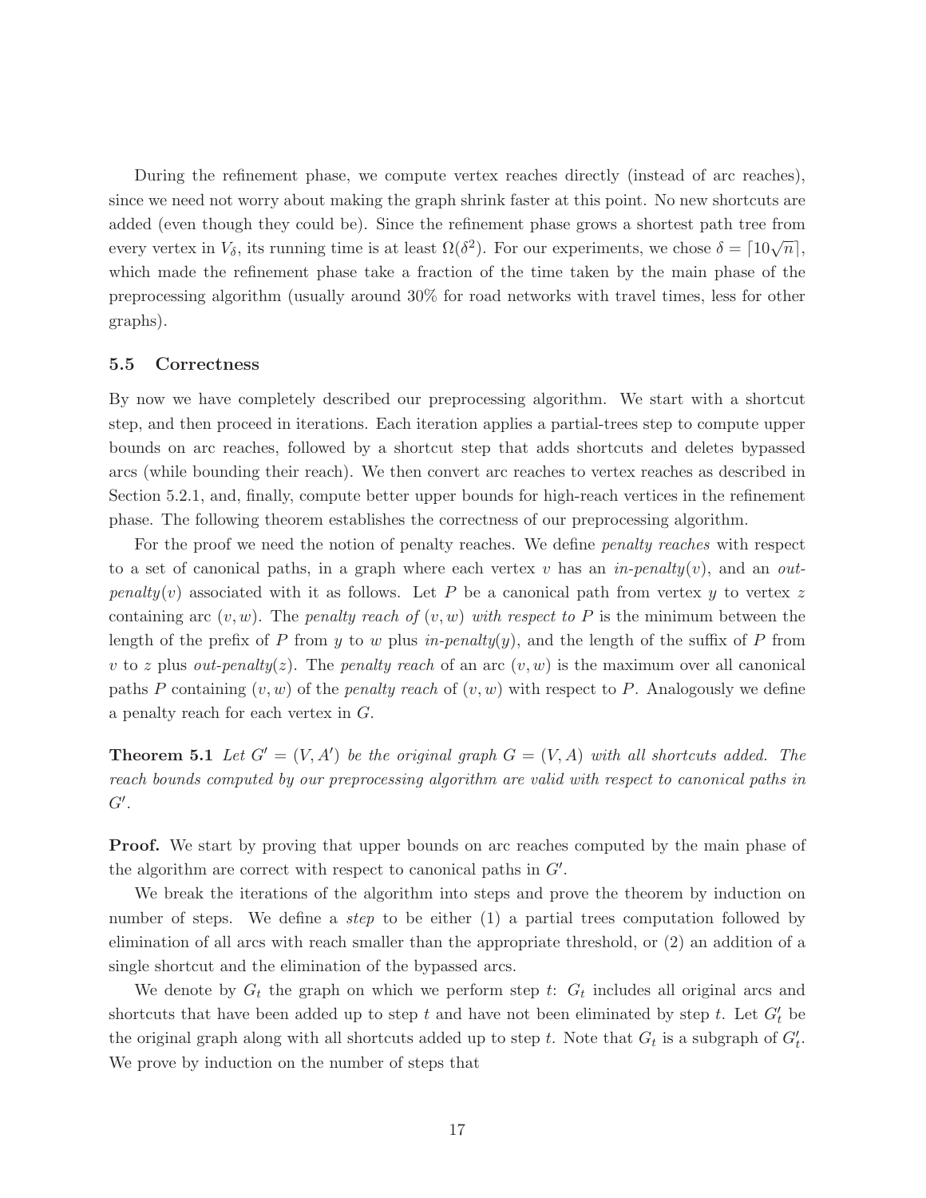During the refinement phase, we compute vertex reaches directly (instead of arc reaches), since we need not worry about making the graph shrink faster at this point. No new shortcuts are added (even though they could be). Since the refinement phase grows a shortest path tree from every vertex in $V_\delta$, its running time is at least $\Omega(\delta^2)$. For our experiments, we chose $\delta = \lceil 10\sqrt{n} \rceil$, which made the refinement phase take a fraction of the time taken by the main phase of the preprocessing algorithm (usually around 30% for road networks with travel times, less for other graphs).

### 5.5 Correctness

By now we have completely described our preprocessing algorithm. We start with a shortcut step, and then proceed in iterations. Each iteration applies a partial-trees step to compute upper bounds on arc reaches, followed by a shortcut step that adds shortcuts and deletes bypassed arcs (while bounding their reach). We then convert arc reaches to vertex reaches as described in Section 5.2.1, and, finally, compute better upper bounds for high-reach vertices in the refinement phase. The following theorem establishes the correctness of our preprocessing algorithm.

For the proof we need the notion of penalty reaches. We define *penalty reaches* with respect to a set of canonical paths, in a graph where each vertex $v$ has an *in-penalty*$(v)$, and an *out-penalty*$(v)$ associated with it as follows. Let $P$ be a canonical path from vertex $y$ to vertex $z$ containing arc $(v, w)$. The *penalty reach of* $(v, w)$ *with respect to* $P$ is the minimum between the length of the prefix of $P$ from $y$ to $w$ plus *in-penalty*$(y)$, and the length of the suffix of $P$ from $v$ to $z$ plus *out-penalty*$(z)$. The *penalty reach* of an arc $(v, w)$ is the maximum over all canonical paths $P$ containing $(v, w)$ of the *penalty reach* of $(v, w)$ with respect to $P$. Analogously we define a penalty reach for each vertex in $G$.

**Theorem 5.1** *Let $G' = (V, A')$ be the original graph $G = (V, A)$ with all shortcuts added. The reach bounds computed by our preprocessing algorithm are valid with respect to canonical paths in $G'$.*

**Proof.** We start by proving that upper bounds on arc reaches computed by the main phase of the algorithm are correct with respect to canonical paths in $G'$.

We break the iterations of the algorithm into steps and prove the theorem by induction on number of steps. We define a *step* to be either (1) a partial trees computation followed by elimination of all arcs with reach smaller than the appropriate threshold, or (2) an addition of a single shortcut and the elimination of the bypassed arcs.

We denote by $G_t$ the graph on which we perform step $t$: $G_t$ includes all original arcs and shortcuts that have been added up to step $t$ and have not been eliminated by step $t$. Let $G'_t$ be the original graph along with all shortcuts added up to step $t$. Note that $G_t$ is a subgraph of $G'_t$. We prove by induction on the number of steps that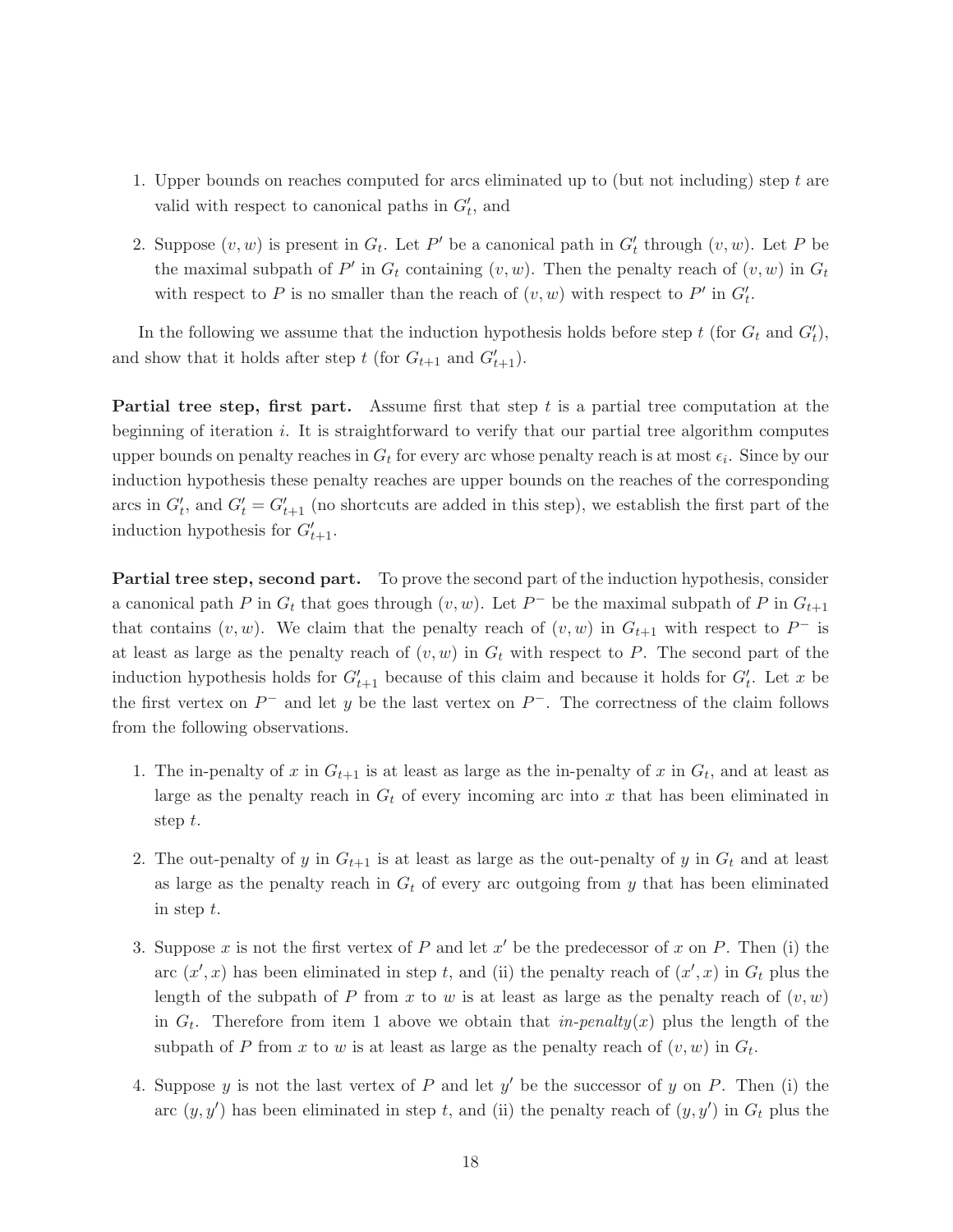1. Upper bounds on reaches computed for arcs eliminated up to (but not including) step $t$ are valid with respect to canonical paths in $G'_t$, and

2. Suppose $(v, w)$ is present in $G_t$. Let $P'$ be a canonical path in $G'_t$ through $(v, w)$. Let $P$ be the maximal subpath of $P'$ in $G_t$ containing $(v, w)$. Then the penalty reach of $(v, w)$ in $G_t$ with respect to $P$ is no smaller than the reach of $(v, w)$ with respect to $P'$ in $G'_t$.

In the following we assume that the induction hypothesis holds before step $t$ (for $G_t$ and $G'_t$), and show that it holds after step $t$ (for $G_{t+1}$ and $G'_{t+1}$).

**Partial tree step, first part.** Assume first that step $t$ is a partial tree computation at the beginning of iteration $i$. It is straightforward to verify that our partial tree algorithm computes upper bounds on penalty reaches in $G_t$ for every arc whose penalty reach is at most $\epsilon_i$. Since by our induction hypothesis these penalty reaches are upper bounds on the reaches of the corresponding arcs in $G'_t$, and $G'_t = G'_{t+1}$ (no shortcuts are added in this step), we establish the first part of the induction hypothesis for $G'_{t+1}$.

**Partial tree step, second part.** To prove the second part of the induction hypothesis, consider a canonical path $P$ in $G_t$ that goes through $(v, w)$. Let $P^-$ be the maximal subpath of $P$ in $G_{t+1}$ that contains $(v, w)$. We claim that the penalty reach of $(v, w)$ in $G_{t+1}$ with respect to $P^-$ is at least as large as the penalty reach of $(v, w)$ in $G_t$ with respect to $P$. The second part of the induction hypothesis holds for $G'_{t+1}$ because of this claim and because it holds for $G'_t$. Let $x$ be the first vertex on $P^-$ and let $y$ be the last vertex on $P^-$. The correctness of the claim follows from the following observations.

1. The in-penalty of $x$ in $G_{t+1}$ is at least as large as the in-penalty of $x$ in $G_t$, and at least as large as the penalty reach in $G_t$ of every incoming arc into $x$ that has been eliminated in step $t$.

2. The out-penalty of $y$ in $G_{t+1}$ is at least as large as the out-penalty of $y$ in $G_t$ and at least as large as the penalty reach in $G_t$ of every arc outgoing from $y$ that has been eliminated in step $t$.

3. Suppose $x$ is not the first vertex of $P$ and let $x'$ be the predecessor of $x$ on $P$. Then (i) the arc $(x', x)$ has been eliminated in step $t$, and (ii) the penalty reach of $(x', x)$ in $G_t$ plus the length of the subpath of $P$ from $x$ to $w$ is at least as large as the penalty reach of $(v, w)$ in $G_t$. Therefore from item 1 above we obtain that *in-penalty*$(x)$ plus the length of the subpath of $P$ from $x$ to $w$ is at least as large as the penalty reach of $(v, w)$ in $G_t$.

4. Suppose $y$ is not the last vertex of $P$ and let $y'$ be the successor of $y$ on $P$. Then (i) the arc $(y, y')$ has been eliminated in step $t$, and (ii) the penalty reach of $(y, y')$ in $G_t$ plus the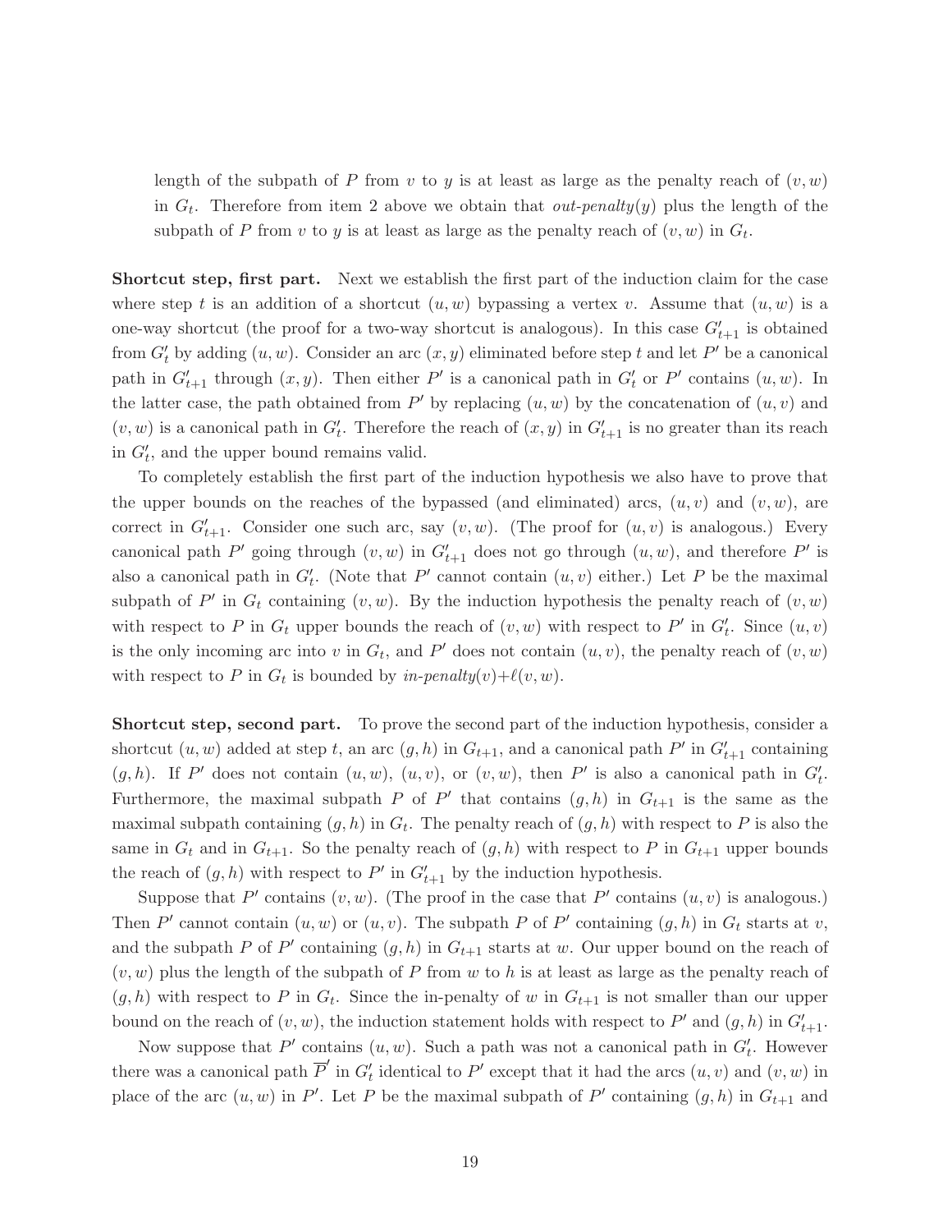length of the subpath of $P$ from $v$ to $y$ is at least as large as the penalty reach of $(v, w)$ in $G_t$. Therefore from item 2 above we obtain that *out-penalty*$(y)$ plus the length of the subpath of $P$ from $v$ to $y$ is at least as large as the penalty reach of $(v, w)$ in $G_t$.

**Shortcut step, first part.** Next we establish the first part of the induction claim for the case where step $t$ is an addition of a shortcut $(u, w)$ bypassing a vertex $v$. Assume that $(u, w)$ is a one-way shortcut (the proof for a two-way shortcut is analogous). In this case $G'_{t+1}$ is obtained from $G'_t$ by adding $(u, w)$. Consider an arc $(x, y)$ eliminated before step $t$ and let $P'$ be a canonical path in $G'_{t+1}$ through $(x, y)$. Then either $P'$ is a canonical path in $G'_t$ or $P'$ contains $(u, w)$. In the latter case, the path obtained from $P'$ by replacing $(u, w)$ by the concatenation of $(u, v)$ and $(v, w)$ is a canonical path in $G'_t$. Therefore the reach of $(x, y)$ in $G'_{t+1}$ is no greater than its reach in $G'_t$, and the upper bound remains valid.

To completely establish the first part of the induction hypothesis we also have to prove that the upper bounds on the reaches of the bypassed (and eliminated) arcs, $(u, v)$ and $(v, w)$, are correct in $G'_{t+1}$. Consider one such arc, say $(v, w)$. (The proof for $(u, v)$ is analogous.) Every canonical path $P'$ going through $(v, w)$ in $G'_{t+1}$ does not go through $(u, w)$, and therefore $P'$ is also a canonical path in $G'_t$. (Note that $P'$ cannot contain $(u, v)$ either.) Let $P$ be the maximal subpath of $P'$ in $G_t$ containing $(v, w)$. By the induction hypothesis the penalty reach of $(v, w)$ with respect to $P$ in $G_t$ upper bounds the reach of $(v, w)$ with respect to $P'$ in $G'_t$. Since $(u, v)$ is the only incoming arc into $v$ in $G_t$, and $P'$ does not contain $(u, v)$, the penalty reach of $(v, w)$ with respect to $P$ in $G_t$ is bounded by *in-penalty*$(v)$+$\ell(v, w)$.

**Shortcut step, second part.** To prove the second part of the induction hypothesis, consider a shortcut $(u, w)$ added at step $t$, an arc $(g, h)$ in $G_{t+1}$, and a canonical path $P'$ in $G'_{t+1}$ containing $(g, h)$. If $P'$ does not contain $(u, w)$, $(u, v)$, or $(v, w)$, then $P'$ is also a canonical path in $G'_t$. Furthermore, the maximal subpath $P$ of $P'$ that contains $(g, h)$ in $G_{t+1}$ is the same as the maximal subpath containing $(g, h)$ in $G_t$. The penalty reach of $(g, h)$ with respect to $P$ is also the same in $G_t$ and in $G_{t+1}$. So the penalty reach of $(g, h)$ with respect to $P$ in $G_{t+1}$ upper bounds the reach of $(g, h)$ with respect to $P'$ in $G'_{t+1}$ by the induction hypothesis.

Suppose that $P'$ contains $(v, w)$. (The proof in the case that $P'$ contains $(u, v)$ is analogous.) Then $P'$ cannot contain $(u, w)$ or $(u, v)$. The subpath $P$ of $P'$ containing $(g, h)$ in $G_t$ starts at $v$, and the subpath $P$ of $P'$ containing $(g, h)$ in $G_{t+1}$ starts at $w$. Our upper bound on the reach of $(v, w)$ plus the length of the subpath of $P$ from $w$ to $h$ is at least as large as the penalty reach of $(g, h)$ with respect to $P$ in $G_t$. Since the in-penalty of $w$ in $G_{t+1}$ is not smaller than our upper bound on the reach of $(v, w)$, the induction statement holds with respect to $P'$ and $(g, h)$ in $G'_{t+1}$.

Now suppose that $P'$ contains $(u, w)$. Such a path was not a canonical path in $G'_t$. However there was a canonical path $\overline{P}'$ in $G'_t$ identical to $P'$ except that it had the arcs $(u, v)$ and $(v, w)$ in place of the arc $(u, w)$ in $P'$. Let $P$ be the maximal subpath of $P'$ containing $(g, h)$ in $G_{t+1}$ and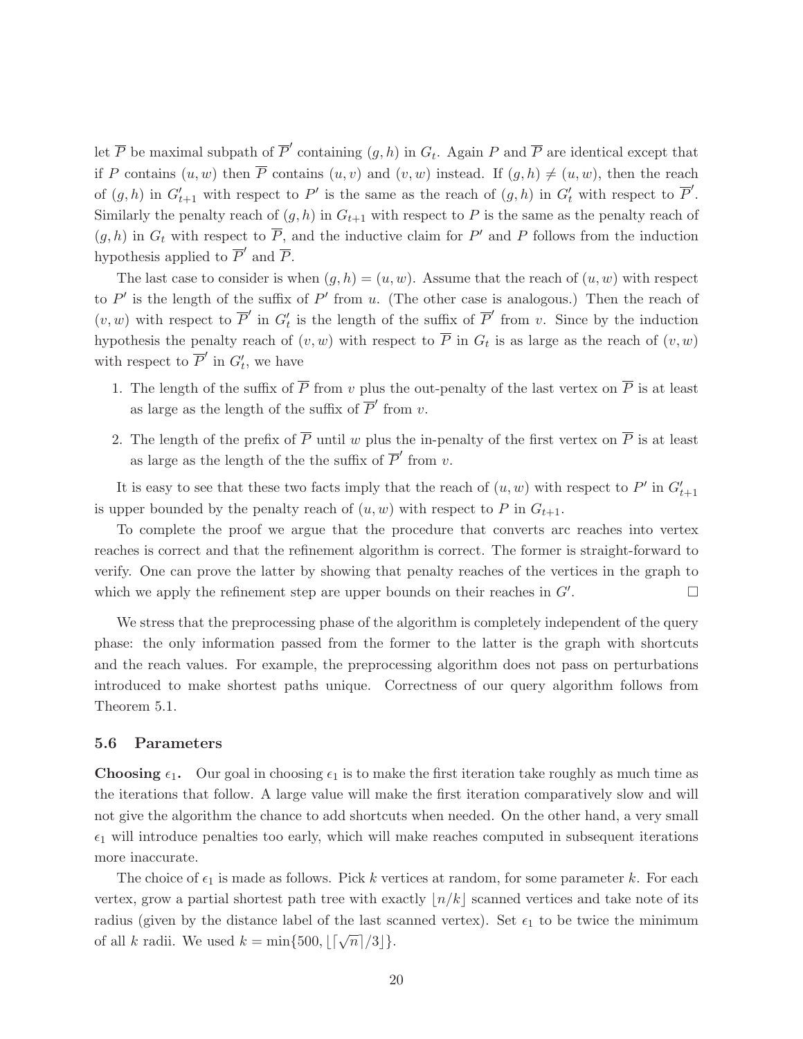let $\overline{P}$ be maximal subpath of $\overline{P}'$ containing $(g, h)$ in $G_t$. Again $P$ and $\overline{P}$ are identical except that if $P$ contains $(u, w)$ then $\overline{P}$ contains $(u, v)$ and $(v, w)$ instead. If $(g, h) \neq (u, w)$, then the reach of $(g, h)$ in $G'_{t+1}$ with respect to $P'$ is the same as the reach of $(g, h)$ in $G'_t$ with respect to $\overline{P}'$. Similarly the penalty reach of $(g, h)$ in $G_{t+1}$ with respect to $P$ is the same as the penalty reach of $(g, h)$ in $G_t$ with respect to $\overline{P}$, and the inductive claim for $P'$ and $P$ follows from the induction hypothesis applied to $\overline{P}'$ and $\overline{P}$.

The last case to consider is when $(g, h) = (u, w)$. Assume that the reach of $(u, w)$ with respect to $P'$ is the length of the suffix of $P'$ from $u$. (The other case is analogous.) Then the reach of $(v, w)$ with respect to $\overline{P}'$ in $G'_t$ is the length of the suffix of $\overline{P}'$ from $v$. Since by the induction hypothesis the penalty reach of $(v, w)$ with respect to $\overline{P}$ in $G_t$ is as large as the reach of $(v, w)$ with respect to $\overline{P}'$ in $G'_t$, we have

1. The length of the suffix of $\overline{P}$ from $v$ plus the out-penalty of the last vertex on $\overline{P}$ is at least as large as the length of the suffix of $\overline{P}'$ from $v$.
2. The length of the prefix of $\overline{P}$ until $w$ plus the in-penalty of the first vertex on $\overline{P}$ is at least as large as the length of the the suffix of $\overline{P}'$ from $v$.

It is easy to see that these two facts imply that the reach of $(u, w)$ with respect to $P'$ in $G'_{t+1}$ is upper bounded by the penalty reach of $(u, w)$ with respect to $P$ in $G_{t+1}$.

To complete the proof we argue that the procedure that converts arc reaches into vertex reaches is correct and that the refinement algorithm is correct. The former is straight-forward to verify. One can prove the latter by showing that penalty reaches of the vertices in the graph to which we apply the refinement step are upper bounds on their reaches in $G'$. □

We stress that the preprocessing phase of the algorithm is completely independent of the query phase: the only information passed from the former to the latter is the graph with shortcuts and the reach values. For example, the preprocessing algorithm does not pass on perturbations introduced to make shortest paths unique. Correctness of our query algorithm follows from Theorem 5.1.

### 5.6 Parameters

**Choosing $\epsilon_1$.** Our goal in choosing $\epsilon_1$ is to make the first iteration take roughly as much time as the iterations that follow. A large value will make the first iteration comparatively slow and will not give the algorithm the chance to add shortcuts when needed. On the other hand, a very small $\epsilon_1$ will introduce penalties too early, which will make reaches computed in subsequent iterations more inaccurate.

The choice of $\epsilon_1$ is made as follows. Pick $k$ vertices at random, for some parameter $k$. For each vertex, grow a partial shortest path tree with exactly $\lfloor n/k \rfloor$ scanned vertices and take note of its radius (given by the distance label of the last scanned vertex). Set $\epsilon_1$ to be twice the minimum of all $k$ radii. We used $k = \min\{500, \lfloor \lceil \sqrt{n} \rceil / 3 \rfloor\}$.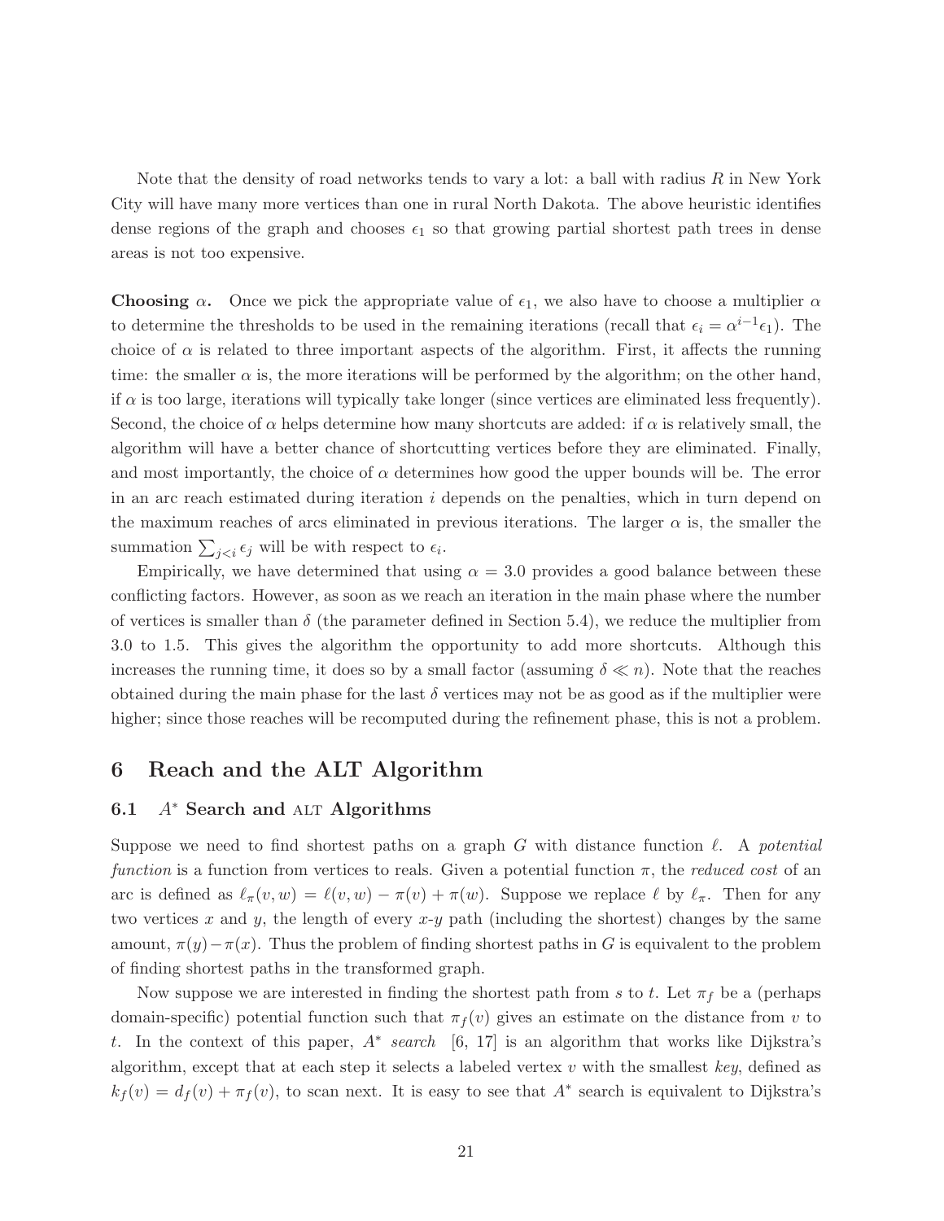Note that the density of road networks tends to vary a lot: a ball with radius $R$ in New York City will have many more vertices than one in rural North Dakota. The above heuristic identifies dense regions of the graph and chooses $\epsilon_1$ so that growing partial shortest path trees in dense areas is not too expensive.

**Choosing $\alpha$.** Once we pick the appropriate value of $\epsilon_1$, we also have to choose a multiplier $\alpha$ to determine the thresholds to be used in the remaining iterations (recall that $\epsilon_i = \alpha^{i-1}\epsilon_1$). The choice of $\alpha$ is related to three important aspects of the algorithm. First, it affects the running time: the smaller $\alpha$ is, the more iterations will be performed by the algorithm; on the other hand, if $\alpha$ is too large, iterations will typically take longer (since vertices are eliminated less frequently). Second, the choice of $\alpha$ helps determine how many shortcuts are added: if $\alpha$ is relatively small, the algorithm will have a better chance of shortcutting vertices before they are eliminated. Finally, and most importantly, the choice of $\alpha$ determines how good the upper bounds will be. The error in an arc reach estimated during iteration $i$ depends on the penalties, which in turn depend on the maximum reaches of arcs eliminated in previous iterations. The larger $\alpha$ is, the smaller the summation $\sum_{j<i} \epsilon_j$ will be with respect to $\epsilon_i$.

Empirically, we have determined that using $\alpha = 3.0$ provides a good balance between these conflicting factors. However, as soon as we reach an iteration in the main phase where the number of vertices is smaller than $\delta$ (the parameter defined in Section 5.4), we reduce the multiplier from 3.0 to 1.5. This gives the algorithm the opportunity to add more shortcuts. Although this increases the running time, it does so by a small factor (assuming $\delta \ll n$). Note that the reaches obtained during the main phase for the last $\delta$ vertices may not be as good as if the multiplier were higher; since those reaches will be recomputed during the refinement phase, this is not a problem.

# 6 Reach and the ALT Algorithm

## 6.1 $A^*$ Search and ALT Algorithms

Suppose we need to find shortest paths on a graph $G$ with distance function $\ell$. A *potential function* is a function from vertices to reals. Given a potential function $\pi$, the *reduced cost* of an arc is defined as $\ell_\pi(v, w) = \ell(v, w) - \pi(v) + \pi(w)$. Suppose we replace $\ell$ by $\ell_\pi$. Then for any two vertices $x$ and $y$, the length of every $x$-$y$ path (including the shortest) changes by the same amount, $\pi(y) - \pi(x)$. Thus the problem of finding shortest paths in $G$ is equivalent to the problem of finding shortest paths in the transformed graph.

Now suppose we are interested in finding the shortest path from $s$ to $t$. Let $\pi_f$ be a (perhaps domain-specific) potential function such that $\pi_f(v)$ gives an estimate on the distance from $v$ to $t$. In the context of this paper, $A^*$ *search* [6, 17] is an algorithm that works like Dijkstra's algorithm, except that at each step it selects a labeled vertex $v$ with the smallest *key*, defined as $k_f(v) = d_f(v) + \pi_f(v)$, to scan next. It is easy to see that $A^*$ search is equivalent to Dijkstra's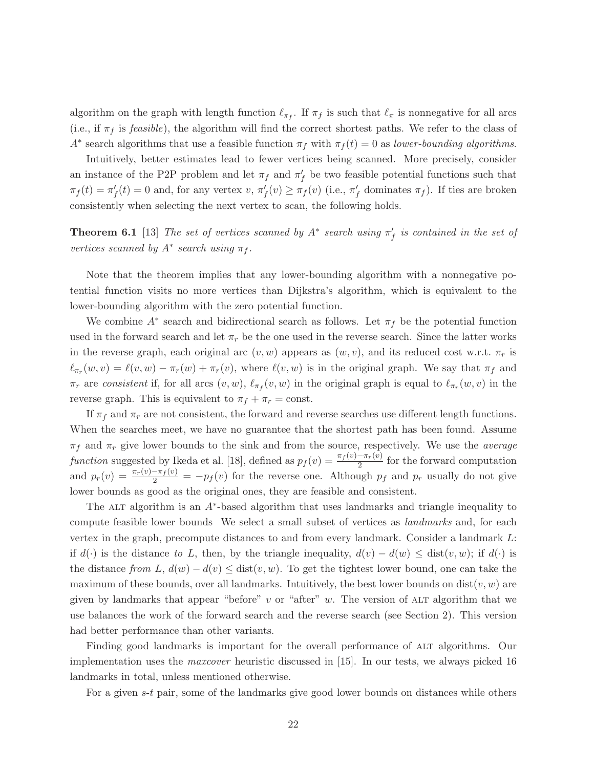algorithm on the graph with length function $\ell_{\pi_f}$. If $\pi_f$ is such that $\ell_\pi$ is nonnegative for all arcs (i.e., if $\pi_f$ is *feasible*), the algorithm will find the correct shortest paths. We refer to the class of $A^*$ search algorithms that use a feasible function $\pi_f$ with $\pi_f(t) = 0$ as *lower-bounding algorithms*.

Intuitively, better estimates lead to fewer vertices being scanned. More precisely, consider an instance of the P2P problem and let $\pi_f$ and $\pi'_f$ be two feasible potential functions such that $\pi_f(t) = \pi'_f(t) = 0$ and, for any vertex $v$, $\pi'_f(v) \geq \pi_f(v)$ (i.e., $\pi'_f$ dominates $\pi_f$). If ties are broken consistently when selecting the next vertex to scan, the following holds.

**Theorem 6.1** [13] *The set of vertices scanned by $A^*$ search using $\pi'_f$ is contained in the set of vertices scanned by $A^*$ search using $\pi_f$.*

Note that the theorem implies that any lower-bounding algorithm with a nonnegative potential function visits no more vertices than Dijkstra's algorithm, which is equivalent to the lower-bounding algorithm with the zero potential function.

We combine $A^*$ search and bidirectional search as follows. Let $\pi_f$ be the potential function used in the forward search and let $\pi_r$ be the one used in the reverse search. Since the latter works in the reverse graph, each original arc $(v, w)$ appears as $(w, v)$, and its reduced cost w.r.t. $\pi_r$ is $\ell_{\pi_r}(w, v) = \ell(v, w) - \pi_r(w) + \pi_r(v)$, where $\ell(v, w)$ is in the original graph. We say that $\pi_f$ and $\pi_r$ are *consistent* if, for all arcs $(v, w)$, $\ell_{\pi_f}(v, w)$ in the original graph is equal to $\ell_{\pi_r}(w, v)$ in the reverse graph. This is equivalent to $\pi_f + \pi_r = \text{const}$.

If $\pi_f$ and $\pi_r$ are not consistent, the forward and reverse searches use different length functions. When the searches meet, we have no guarantee that the shortest path has been found. Assume $\pi_f$ and $\pi_r$ give lower bounds to the sink and from the source, respectively. We use the *average function* suggested by Ikeda et al. [18], defined as $p_f(v) = \frac{\pi_f(v) - \pi_r(v)}{2}$ for the forward computation and $p_r(v) = \frac{\pi_r(v) - \pi_f(v)}{2} = -p_f(v)$ for the reverse one. Although $p_f$ and $p_r$ usually do not give lower bounds as good as the original ones, they are feasible and consistent.

The ALT algorithm is an $A^*$-based algorithm that uses landmarks and triangle inequality to compute feasible lower bounds We select a small subset of vertices as *landmarks* and, for each vertex in the graph, precompute distances to and from every landmark. Consider a landmark $L$: if $d(\cdot)$ is the distance *to* $L$, then, by the triangle inequality, $d(v) - d(w) \leq \text{dist}(v, w)$; if $d(\cdot)$ is the distance *from* $L$, $d(w) - d(v) \leq \text{dist}(v, w)$. To get the tightest lower bound, one can take the maximum of these bounds, over all landmarks. Intuitively, the best lower bounds on $\text{dist}(v, w)$ are given by landmarks that appear "before" $v$ or "after" $w$. The version of ALT algorithm that we use balances the work of the forward search and the reverse search (see Section 2). This version had better performance than other variants.

Finding good landmarks is important for the overall performance of ALT algorithms. Our implementation uses the *maxcover* heuristic discussed in [15]. In our tests, we always picked 16 landmarks in total, unless mentioned otherwise.

For a given *s*-*t* pair, some of the landmarks give good lower bounds on distances while others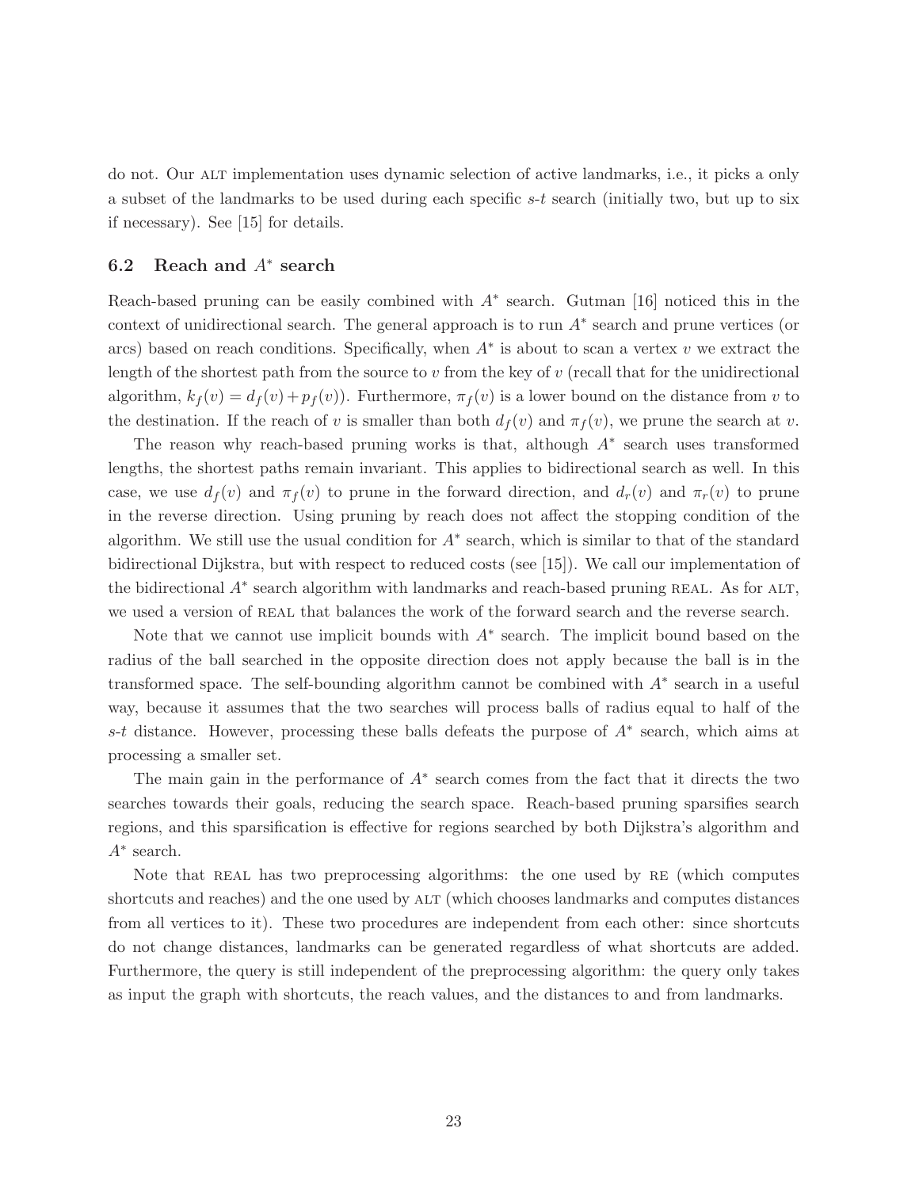do not. Our ALT implementation uses dynamic selection of active landmarks, i.e., it picks a only a subset of the landmarks to be used during each specific $s$-$t$ search (initially two, but up to six if necessary). See [15] for details.

### 6.2 Reach and $A^*$ search

Reach-based pruning can be easily combined with $A^*$ search. Gutman [16] noticed this in the context of unidirectional search. The general approach is to run $A^*$ search and prune vertices (or arcs) based on reach conditions. Specifically, when $A^*$ is about to scan a vertex $v$ we extract the length of the shortest path from the source to $v$ from the key of $v$ (recall that for the unidirectional algorithm, $k_f(v) = d_f(v) + p_f(v)$). Furthermore, $\pi_f(v)$ is a lower bound on the distance from $v$ to the destination. If the reach of $v$ is smaller than both $d_f(v)$ and $\pi_f(v)$, we prune the search at $v$.

The reason why reach-based pruning works is that, although $A^*$ search uses transformed lengths, the shortest paths remain invariant. This applies to bidirectional search as well. In this case, we use $d_f(v)$ and $\pi_f(v)$ to prune in the forward direction, and $d_r(v)$ and $\pi_r(v)$ to prune in the reverse direction. Using pruning by reach does not affect the stopping condition of the algorithm. We still use the usual condition for $A^*$ search, which is similar to that of the standard bidirectional Dijkstra, but with respect to reduced costs (see [15]). We call our implementation of the bidirectional $A^*$ search algorithm with landmarks and reach-based pruning REAL. As for ALT, we used a version of REAL that balances the work of the forward search and the reverse search.

Note that we cannot use implicit bounds with $A^*$ search. The implicit bound based on the radius of the ball searched in the opposite direction does not apply because the ball is in the transformed space. The self-bounding algorithm cannot be combined with $A^*$ search in a useful way, because it assumes that the two searches will process balls of radius equal to half of the $s$-$t$ distance. However, processing these balls defeats the purpose of $A^*$ search, which aims at processing a smaller set.

The main gain in the performance of $A^*$ search comes from the fact that it directs the two searches towards their goals, reducing the search space. Reach-based pruning sparsifies search regions, and this sparsification is effective for regions searched by both Dijkstra's algorithm and $A^*$ search.

Note that REAL has two preprocessing algorithms: the one used by RE (which computes shortcuts and reaches) and the one used by ALT (which chooses landmarks and computes distances from all vertices to it). These two procedures are independent from each other: since shortcuts do not change distances, landmarks can be generated regardless of what shortcuts are added. Furthermore, the query is still independent of the preprocessing algorithm: the query only takes as input the graph with shortcuts, the reach values, and the distances to and from landmarks.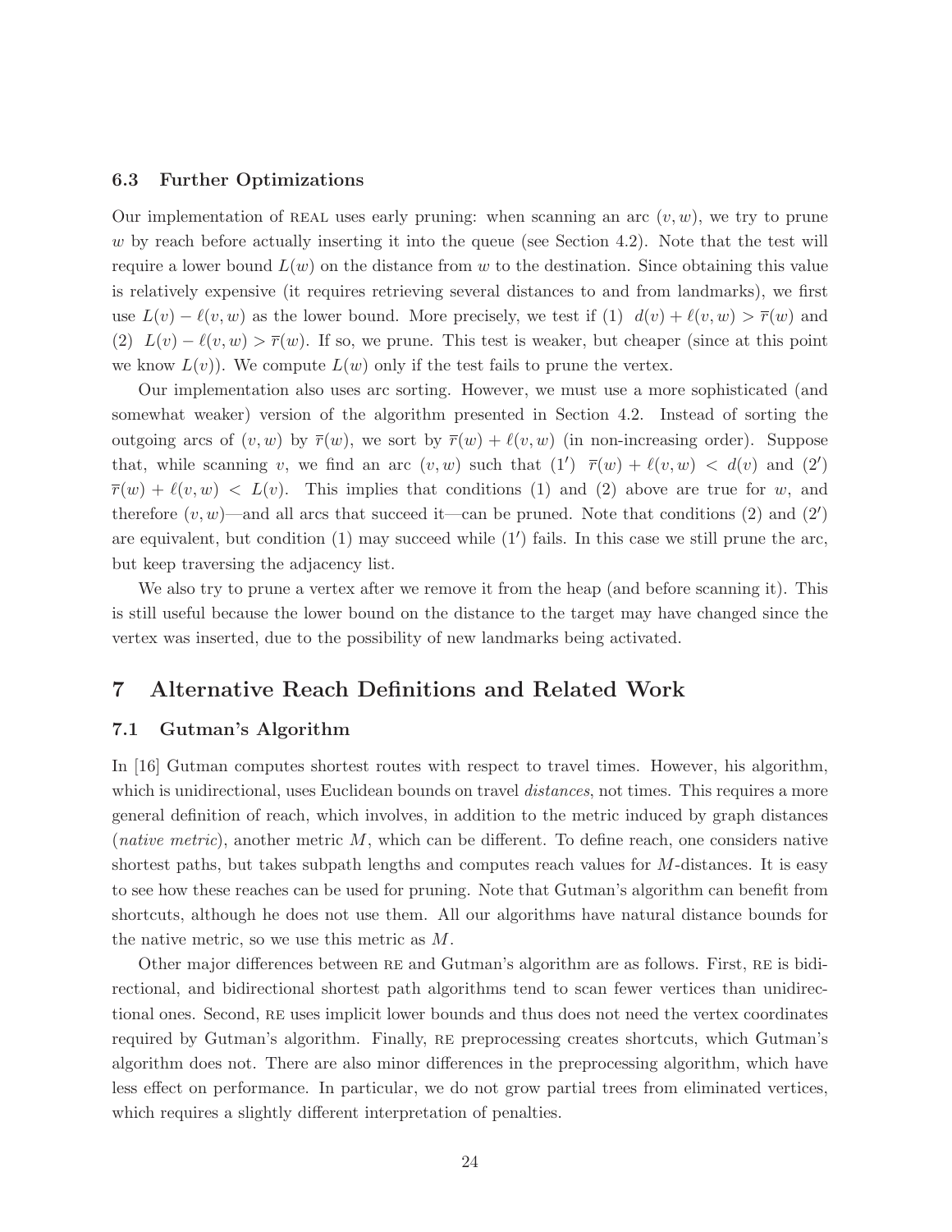### 6.3 Further Optimizations

Our implementation of REAL uses early pruning: when scanning an arc $(v, w)$, we try to prune $w$ by reach before actually inserting it into the queue (see Section 4.2). Note that the test will require a lower bound $L(w)$ on the distance from $w$ to the destination. Since obtaining this value is relatively expensive (it requires retrieving several distances to and from landmarks), we first use $L(v) - \ell(v, w)$ as the lower bound. More precisely, we test if (1) $d(v) + \ell(v, w) > \overline{r}(w)$ and (2) $L(v) - \ell(v, w) > \overline{r}(w)$. If so, we prune. This test is weaker, but cheaper (since at this point we know $L(v)$). We compute $L(w)$ only if the test fails to prune the vertex.

Our implementation also uses arc sorting. However, we must use a more sophisticated (and somewhat weaker) version of the algorithm presented in Section 4.2. Instead of sorting the outgoing arcs of $(v, w)$ by $\overline{r}(w)$, we sort by $\overline{r}(w) + \ell(v, w)$ (in non-increasing order). Suppose that, while scanning $v$, we find an arc $(v, w)$ such that (1′) $\overline{r}(w) + \ell(v, w) < d(v)$ and (2′) $\overline{r}(w) + \ell(v, w) < L(v)$. This implies that conditions (1) and (2) above are true for $w$, and therefore $(v, w)$—and all arcs that succeed it—can be pruned. Note that conditions (2) and (2′) are equivalent, but condition (1) may succeed while (1′) fails. In this case we still prune the arc, but keep traversing the adjacency list.

We also try to prune a vertex after we remove it from the heap (and before scanning it). This is still useful because the lower bound on the distance to the target may have changed since the vertex was inserted, due to the possibility of new landmarks being activated.

## 7 Alternative Reach Definitions and Related Work

### 7.1 Gutman's Algorithm

In [16] Gutman computes shortest routes with respect to travel times. However, his algorithm, which is unidirectional, uses Euclidean bounds on travel *distances*, not times. This requires a more general definition of reach, which involves, in addition to the metric induced by graph distances (*native metric*), another metric $M$, which can be different. To define reach, one considers native shortest paths, but takes subpath lengths and computes reach values for $M$-distances. It is easy to see how these reaches can be used for pruning. Note that Gutman's algorithm can benefit from shortcuts, although he does not use them. All our algorithms have natural distance bounds for the native metric, so we use this metric as $M$.

Other major differences between RE and Gutman's algorithm are as follows. First, RE is bidirectional, and bidirectional shortest path algorithms tend to scan fewer vertices than unidirectional ones. Second, RE uses implicit lower bounds and thus does not need the vertex coordinates required by Gutman's algorithm. Finally, RE preprocessing creates shortcuts, which Gutman's algorithm does not. There are also minor differences in the preprocessing algorithm, which have less effect on performance. In particular, we do not grow partial trees from eliminated vertices, which requires a slightly different interpretation of penalties.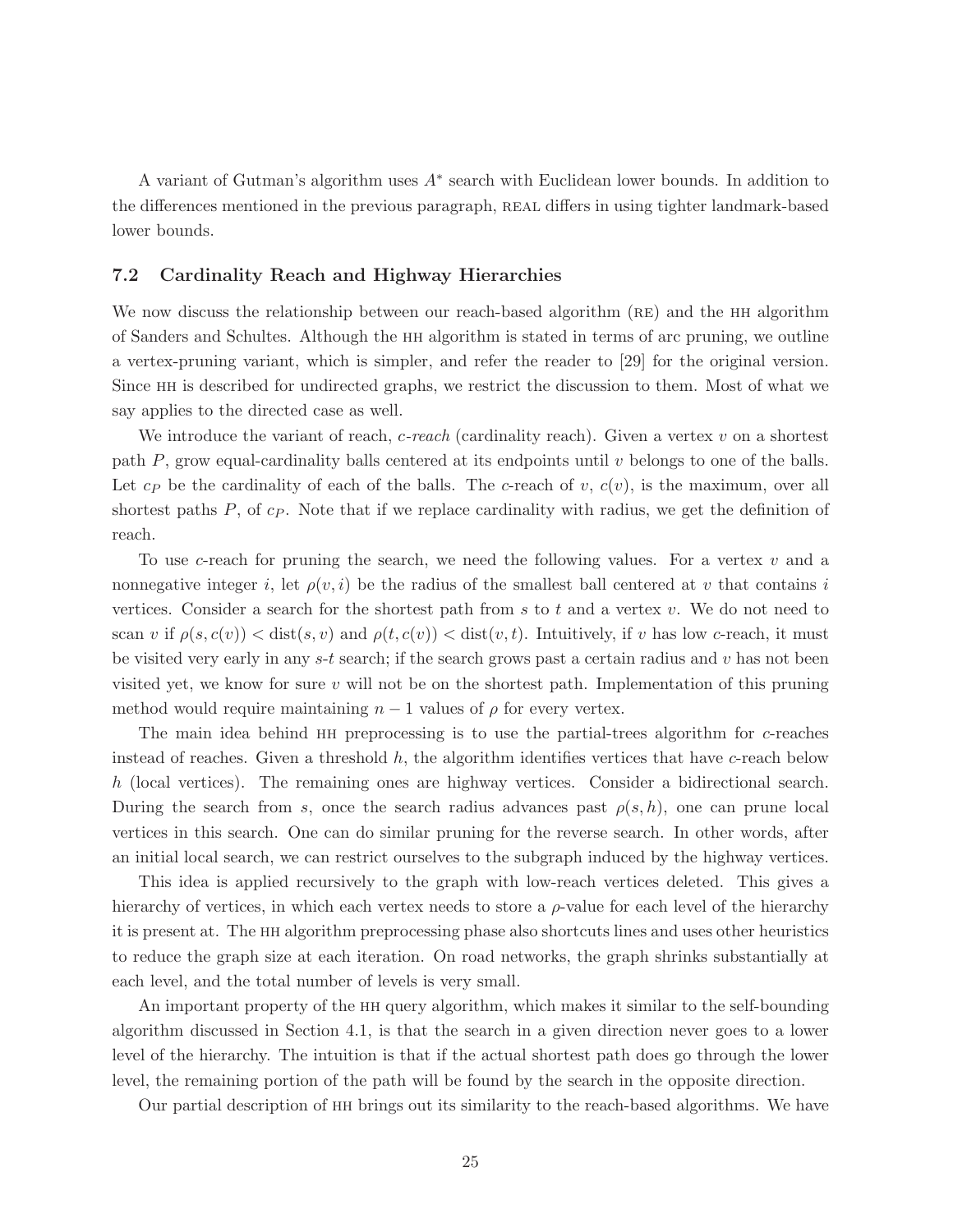A variant of Gutman's algorithm uses $A^*$ search with Euclidean lower bounds. In addition to the differences mentioned in the previous paragraph, REAL differs in using tighter landmark-based lower bounds.

### 7.2 Cardinality Reach and Highway Hierarchies

We now discuss the relationship between our reach-based algorithm (RE) and the HH algorithm of Sanders and Schultes. Although the HH algorithm is stated in terms of arc pruning, we outline a vertex-pruning variant, which is simpler, and refer the reader to [29] for the original version. Since HH is described for undirected graphs, we restrict the discussion to them. Most of what we say applies to the directed case as well.

We introduce the variant of reach, *c-reach* (cardinality reach). Given a vertex $v$ on a shortest path $P$, grow equal-cardinality balls centered at its endpoints until $v$ belongs to one of the balls. Let $c_P$ be the cardinality of each of the balls. The $c$-reach of $v$, $c(v)$, is the maximum, over all shortest paths $P$, of $c_P$. Note that if we replace cardinality with radius, we get the definition of reach.

To use $c$-reach for pruning the search, we need the following values. For a vertex $v$ and a nonnegative integer $i$, let $\rho(v, i)$ be the radius of the smallest ball centered at $v$ that contains $i$ vertices. Consider a search for the shortest path from $s$ to $t$ and a vertex $v$. We do not need to scan $v$ if $\rho(s, c(v)) < \text{dist}(s, v)$ and $\rho(t, c(v)) < \text{dist}(v, t)$. Intuitively, if $v$ has low $c$-reach, it must be visited very early in any $s$-$t$ search; if the search grows past a certain radius and $v$ has not been visited yet, we know for sure $v$ will not be on the shortest path. Implementation of this pruning method would require maintaining $n-1$ values of $\rho$ for every vertex.

The main idea behind HH preprocessing is to use the partial-trees algorithm for $c$-reaches instead of reaches. Given a threshold $h$, the algorithm identifies vertices that have $c$-reach below $h$ (local vertices). The remaining ones are highway vertices. Consider a bidirectional search. During the search from $s$, once the search radius advances past $\rho(s, h)$, one can prune local vertices in this search. One can do similar pruning for the reverse search. In other words, after an initial local search, we can restrict ourselves to the subgraph induced by the highway vertices.

This idea is applied recursively to the graph with low-reach vertices deleted. This gives a hierarchy of vertices, in which each vertex needs to store a $\rho$-value for each level of the hierarchy it is present at. The HH algorithm preprocessing phase also shortcuts lines and uses other heuristics to reduce the graph size at each iteration. On road networks, the graph shrinks substantially at each level, and the total number of levels is very small.

An important property of the HH query algorithm, which makes it similar to the self-bounding algorithm discussed in Section 4.1, is that the search in a given direction never goes to a lower level of the hierarchy. The intuition is that if the actual shortest path does go through the lower level, the remaining portion of the path will be found by the search in the opposite direction.

Our partial description of HH brings out its similarity to the reach-based algorithms. We have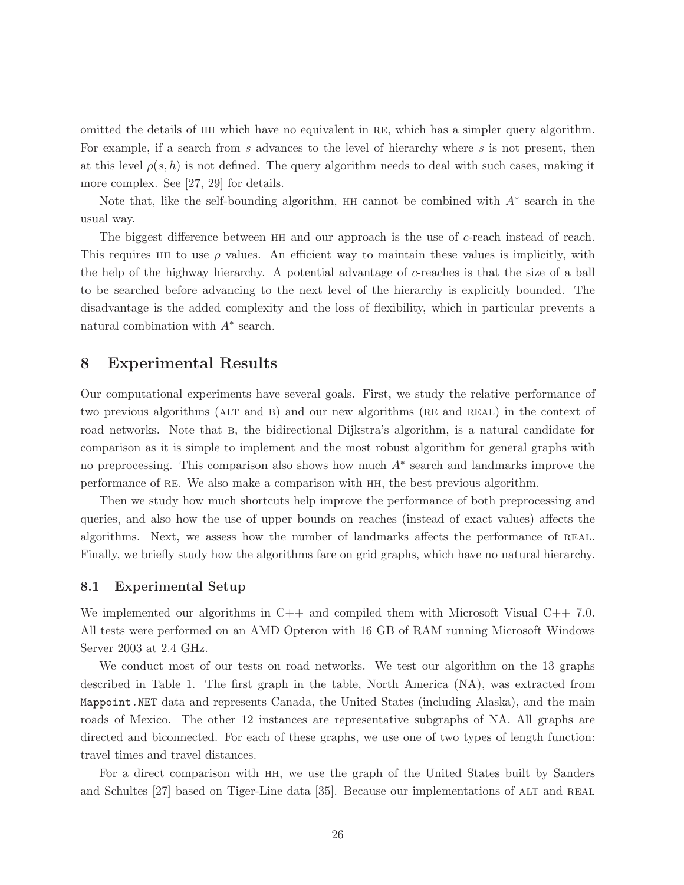omitted the details of HH which have no equivalent in RE, which has a simpler query algorithm. For example, if a search from $s$ advances to the level of hierarchy where $s$ is not present, then at this level $\rho(s, h)$ is not defined. The query algorithm needs to deal with such cases, making it more complex. See [27, 29] for details.

Note that, like the self-bounding algorithm, HH cannot be combined with $A^*$ search in the usual way.

The biggest difference between HH and our approach is the use of $c$-reach instead of reach. This requires HH to use $\rho$ values. An efficient way to maintain these values is implicitly, with the help of the highway hierarchy. A potential advantage of $c$-reaches is that the size of a ball to be searched before advancing to the next level of the hierarchy is explicitly bounded. The disadvantage is the added complexity and the loss of flexibility, which in particular prevents a natural combination with $A^*$ search.

## 8 Experimental Results

Our computational experiments have several goals. First, we study the relative performance of two previous algorithms (ALT and B) and our new algorithms (RE and REAL) in the context of road networks. Note that B, the bidirectional Dijkstra's algorithm, is a natural candidate for comparison as it is simple to implement and the most robust algorithm for general graphs with no preprocessing. This comparison also shows how much $A^*$ search and landmarks improve the performance of RE. We also make a comparison with HH, the best previous algorithm.

Then we study how much shortcuts help improve the performance of both preprocessing and queries, and also how the use of upper bounds on reaches (instead of exact values) affects the algorithms. Next, we assess how the number of landmarks affects the performance of REAL. Finally, we briefly study how the algorithms fare on grid graphs, which have no natural hierarchy.

### 8.1 Experimental Setup

We implemented our algorithms in C++ and compiled them with Microsoft Visual C++ 7.0. All tests were performed on an AMD Opteron with 16 GB of RAM running Microsoft Windows Server 2003 at 2.4 GHz.

We conduct most of our tests on road networks. We test our algorithm on the 13 graphs described in Table 1. The first graph in the table, North America (NA), was extracted from `Mappoint.NET` data and represents Canada, the United States (including Alaska), and the main roads of Mexico. The other 12 instances are representative subgraphs of NA. All graphs are directed and biconnected. For each of these graphs, we use one of two types of length function: travel times and travel distances.

For a direct comparison with HH, we use the graph of the United States built by Sanders and Schultes [27] based on Tiger-Line data [35]. Because our implementations of ALT and REAL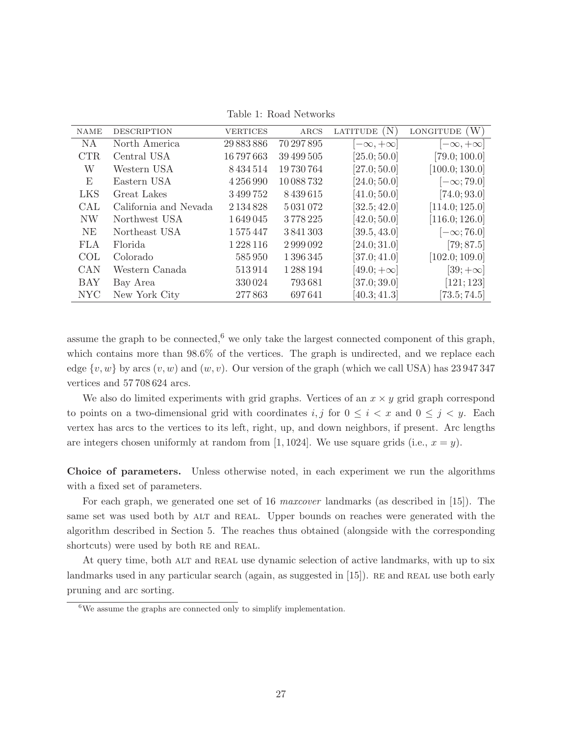Table 1: Road Networks

| NAME | DESCRIPTION | VERTICES | ARCS | LATITUDE (N) | LONGITUDE (W) |
|---|---|---|---|---|---|
| NA | North America | 29 883 886 | 70 297 895 | $[-\infty, +\infty]$ | $[-\infty, +\infty]$ |
| CTR | Central USA | 16 797 663 | 39 499 505 | $[25.0; 50.0]$ | $[79.0; 100.0]$ |
| W | Western USA | 8 434 514 | 19 730 764 | $[27.0; 50.0]$ | $[100.0; 130.0]$ |
| E | Eastern USA | 4 256 990 | 10 088 732 | $[24.0; 50.0]$ | $[-\infty; 79.0]$ |
| LKS | Great Lakes | 3 499 752 | 8 439 615 | $[41.0; 50.0]$ | $[74.0; 93.0]$ |
| CAL | California and Nevada | 2 134 828 | 5 031 072 | $[32.5; 42.0]$ | $[114.0; 125.0]$ |
| NW | Northwest USA | 1 649 045 | 3 778 225 | $[42.0; 50.0]$ | $[116.0; 126.0]$ |
| NE | Northeast USA | 1 575 447 | 3 841 303 | $[39.5, 43.0]$ | $[-\infty; 76.0]$ |
| FLA | Florida | 1 228 116 | 2 999 092 | $[24.0; 31.0]$ | $[79; 87.5]$ |
| COL | Colorado | 585 950 | 1 396 345 | $[37.0; 41.0]$ | $[102.0; 109.0]$ |
| CAN | Western Canada | 513 914 | 1 288 194 | $[49.0; +\infty]$ | $[39; +\infty]$ |
| BAY | Bay Area | 330 024 | 793 681 | $[37.0; 39.0]$ | $[121; 123]$ |
| NYC | New York City | 277 863 | 697 641 | $[40.3; 41.3]$ | $[73.5; 74.5]$ |

assume the graph to be connected,[6] we only take the largest connected component of this graph, which contains more than 98.6% of the vertices. The graph is undirected, and we replace each edge $\{v, w\}$ by arcs $(v, w)$ and $(w, v)$. Our version of the graph (which we call USA) has 23 947 347 vertices and 57 708 624 arcs.

We also do limited experiments with grid graphs. Vertices of an $x \times y$ grid graph correspond to points on a two-dimensional grid with coordinates $i, j$ for $0 \leq i < x$ and $0 \leq j < y$. Each vertex has arcs to the vertices to its left, right, up, and down neighbors, if present. Arc lengths are integers chosen uniformly at random from $[1, 1024]$. We use square grids (i.e., $x = y$).

**Choice of parameters.** Unless otherwise noted, in each experiment we run the algorithms with a fixed set of parameters.

For each graph, we generated one set of 16 *maxcover* landmarks (as described in [15]). The same set was used both by ALT and REAL. Upper bounds on reaches were generated with the algorithm described in Section 5. The reaches thus obtained (alongside with the corresponding shortcuts) were used by both RE and REAL.

At query time, both ALT and REAL use dynamic selection of active landmarks, with up to six landmarks used in any particular search (again, as suggested in [15]). RE and REAL use both early pruning and arc sorting.

[6] We assume the graphs are connected only to simplify implementation.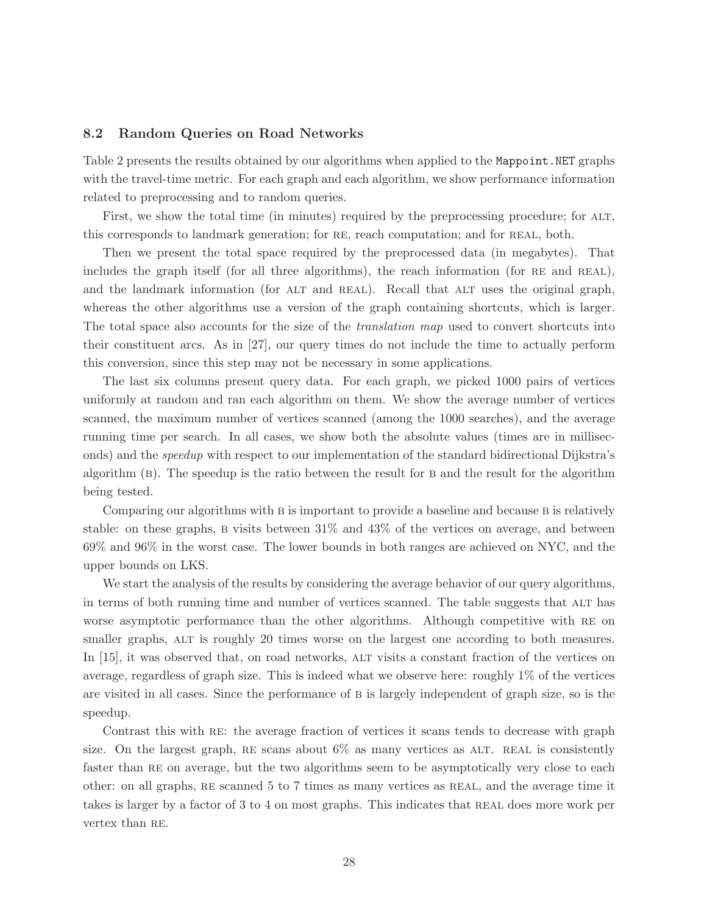### 8.2 Random Queries on Road Networks

Table 2 presents the results obtained by our algorithms when applied to the `Mappoint.NET` graphs with the travel-time metric. For each graph and each algorithm, we show performance information related to preprocessing and to random queries.

First, we show the total time (in minutes) required by the preprocessing procedure; for ALT, this corresponds to landmark generation; for RE, reach computation; and for REAL, both.

Then we present the total space required by the preprocessed data (in megabytes). That includes the graph itself (for all three algorithms), the reach information (for RE and REAL), and the landmark information (for ALT and REAL). Recall that ALT uses the original graph, whereas the other algorithms use a version of the graph containing shortcuts, which is larger. The total space also accounts for the size of the *translation map* used to convert shortcuts into their constituent arcs. As in [27], our query times do not include the time to actually perform this conversion, since this step may not be necessary in some applications.

The last six columns present query data. For each graph, we picked 1000 pairs of vertices uniformly at random and ran each algorithm on them. We show the average number of vertices scanned, the maximum number of vertices scanned (among the 1000 searches), and the average running time per search. In all cases, we show both the absolute values (times are in milliseconds) and the *speedup* with respect to our implementation of the standard bidirectional Dijkstra's algorithm (B). The speedup is the ratio between the result for B and the result for the algorithm being tested.

Comparing our algorithms with B is important to provide a baseline and because B is relatively stable: on these graphs, B visits between 31% and 43% of the vertices on average, and between 69% and 96% in the worst case. The lower bounds in both ranges are achieved on NYC, and the upper bounds on LKS.

We start the analysis of the results by considering the average behavior of our query algorithms, in terms of both running time and number of vertices scanned. The table suggests that ALT has worse asymptotic performance than the other algorithms. Although competitive with RE on smaller graphs, ALT is roughly 20 times worse on the largest one according to both measures. In [15], it was observed that, on road networks, ALT visits a constant fraction of the vertices on average, regardless of graph size. This is indeed what we observe here: roughly 1% of the vertices are visited in all cases. Since the performance of B is largely independent of graph size, so is the speedup.

Contrast this with RE: the average fraction of vertices it scans tends to decrease with graph size. On the largest graph, RE scans about 6% as many vertices as ALT. REAL is consistently faster than RE on average, but the two algorithms seem to be asymptotically very close to each other: on all graphs, RE scanned 5 to 7 times as many vertices as REAL, and the average time it takes is larger by a factor of 3 to 4 on most graphs. This indicates that REAL does more work per vertex than RE.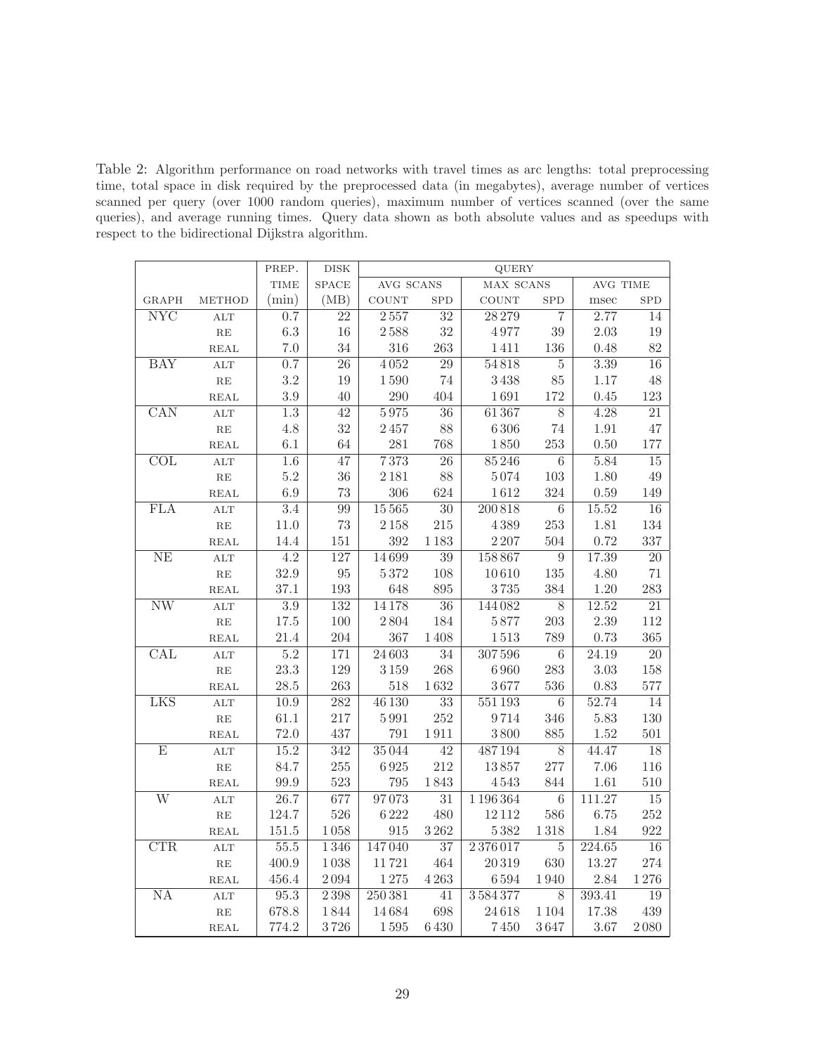Table 2: Algorithm performance on road networks with travel times as arc lengths: total preprocessing time, total space in disk required by the preprocessed data (in megabytes), average number of vertices scanned per query (over 1000 random queries), maximum number of vertices scanned (over the same queries), and average running times. Query data shown as both absolute values and as speedups with respect to the bidirectional Dijkstra algorithm.

| | | PREP. | DISK | QUERY | | | | | |
|---|---|---|---|---|---|---|---|---|---|
| | | TIME | SPACE | AVG SCANS | | MAX SCANS | | AVG TIME | |
| GRAPH | METHOD | (min) | (MB) | COUNT | SPD | COUNT | SPD | msec | SPD |
| NYC | ALT | 0.7 | 22 | 2 557 | 32 | 28 279 | 7 | 2.77 | 14 |
| | RE | 6.3 | 16 | 2 588 | 32 | 4 977 | 39 | 2.03 | 19 |
| | REAL | 7.0 | 34 | 316 | 263 | 1 411 | 136 | 0.48 | 82 |
| BAY | ALT | 0.7 | 26 | 4 052 | 29 | 54 818 | 5 | 3.39 | 16 |
| | RE | 3.2 | 19 | 1 590 | 74 | 3 438 | 85 | 1.17 | 48 |
| | REAL | 3.9 | 40 | 290 | 404 | 1 691 | 172 | 0.45 | 123 |
| CAN | ALT | 1.3 | 42 | 5 975 | 36 | 61 367 | 8 | 4.28 | 21 |
| | RE | 4.8 | 32 | 2 457 | 88 | 6 306 | 74 | 1.91 | 47 |
| | REAL | 6.1 | 64 | 281 | 768 | 1 850 | 253 | 0.50 | 177 |
| COL | ALT | 1.6 | 47 | 7 373 | 26 | 85 246 | 6 | 5.84 | 15 |
| | RE | 5.2 | 36 | 2 181 | 88 | 5 074 | 103 | 1.80 | 49 |
| | REAL | 6.9 | 73 | 306 | 624 | 1 612 | 324 | 0.59 | 149 |
| FLA | ALT | 3.4 | 99 | 15 565 | 30 | 200 818 | 6 | 15.52 | 16 |
| | RE | 11.0 | 73 | 2 158 | 215 | 4 389 | 253 | 1.81 | 134 |
| | REAL | 14.4 | 151 | 392 | 1 183 | 2 207 | 504 | 0.72 | 337 |
| NE | ALT | 4.2 | 127 | 14 699 | 39 | 158 867 | 9 | 17.39 | 20 |
| | RE | 32.9 | 95 | 5 372 | 108 | 10 610 | 135 | 4.80 | 71 |
| | REAL | 37.1 | 193 | 648 | 895 | 3 735 | 384 | 1.20 | 283 |
| NW | ALT | 3.9 | 132 | 14 178 | 36 | 144 082 | 8 | 12.52 | 21 |
| | RE | 17.5 | 100 | 2 804 | 184 | 5 877 | 203 | 2.39 | 112 |
| | REAL | 21.4 | 204 | 367 | 1 408 | 1 513 | 789 | 0.73 | 365 |
| CAL | ALT | 5.2 | 171 | 24 603 | 34 | 307 596 | 6 | 24.19 | 20 |
| | RE | 23.3 | 129 | 3 159 | 268 | 6 960 | 283 | 3.03 | 158 |
| | REAL | 28.5 | 263 | 518 | 1 632 | 3 677 | 536 | 0.83 | 577 |
| LKS | ALT | 10.9 | 282 | 46 130 | 33 | 551 193 | 6 | 52.74 | 14 |
| | RE | 61.1 | 217 | 5 991 | 252 | 9 714 | 346 | 5.83 | 130 |
| | REAL | 72.0 | 437 | 791 | 1 911 | 3 800 | 885 | 1.52 | 501 |
| E | ALT | 15.2 | 342 | 35 044 | 42 | 487 194 | 8 | 44.47 | 18 |
| | RE | 84.7 | 255 | 6 925 | 212 | 13 857 | 277 | 7.06 | 116 |
| | REAL | 99.9 | 523 | 795 | 1 843 | 4 543 | 844 | 1.61 | 510 |
| W | ALT | 26.7 | 677 | 97 073 | 31 | 1 196 364 | 6 | 111.27 | 15 |
| | RE | 124.7 | 526 | 6 222 | 480 | 12 112 | 586 | 6.75 | 252 |
| | REAL | 151.5 | 1 058 | 915 | 3 262 | 5 382 | 1 318 | 1.84 | 922 |
| CTR | ALT | 55.5 | 1 346 | 147 040 | 37 | 2 376 017 | 5 | 224.65 | 16 |
| | RE | 400.9 | 1 038 | 11 721 | 464 | 20 319 | 630 | 13.27 | 274 |
| | REAL | 456.4 | 2 094 | 1 275 | 4 263 | 6 594 | 1 940 | 2.84 | 1 276 |
| NA | ALT | 95.3 | 2 398 | 250 381 | 41 | 3 584 377 | 8 | 393.41 | 19 |
| | RE | 678.8 | 1 844 | 14 684 | 698 | 24 618 | 1 104 | 17.38 | 439 |
| | REAL | 774.2 | 3 726 | 1 595 | 6 430 | 7 450 | 3 647 | 3.67 | 2 080 |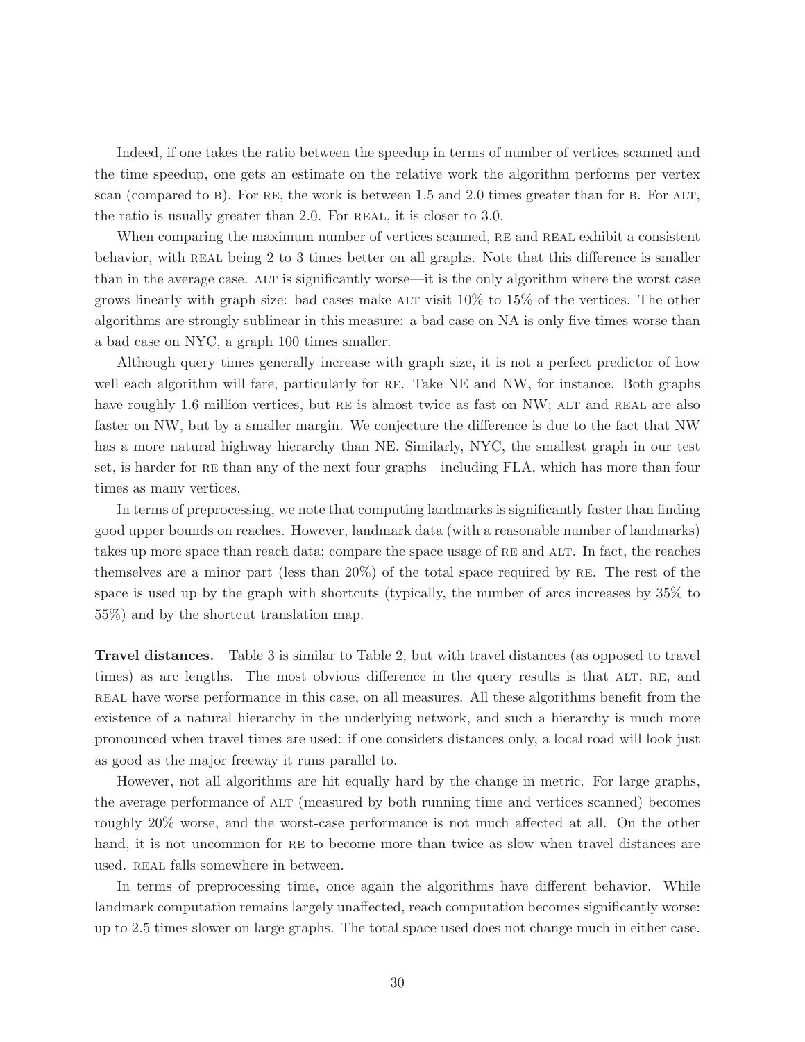Indeed, if one takes the ratio between the speedup in terms of number of vertices scanned and the time speedup, one gets an estimate on the relative work the algorithm performs per vertex scan (compared to B). For RE, the work is between 1.5 and 2.0 times greater than for B. For ALT, the ratio is usually greater than 2.0. For REAL, it is closer to 3.0.

When comparing the maximum number of vertices scanned, RE and REAL exhibit a consistent behavior, with REAL being 2 to 3 times better on all graphs. Note that this difference is smaller than in the average case. ALT is significantly worse—it is the only algorithm where the worst case grows linearly with graph size: bad cases make ALT visit 10% to 15% of the vertices. The other algorithms are strongly sublinear in this measure: a bad case on NA is only five times worse than a bad case on NYC, a graph 100 times smaller.

Although query times generally increase with graph size, it is not a perfect predictor of how well each algorithm will fare, particularly for RE. Take NE and NW, for instance. Both graphs have roughly 1.6 million vertices, but RE is almost twice as fast on NW; ALT and REAL are also faster on NW, but by a smaller margin. We conjecture the difference is due to the fact that NW has a more natural highway hierarchy than NE. Similarly, NYC, the smallest graph in our test set, is harder for RE than any of the next four graphs—including FLA, which has more than four times as many vertices.

In terms of preprocessing, we note that computing landmarks is significantly faster than finding good upper bounds on reaches. However, landmark data (with a reasonable number of landmarks) takes up more space than reach data; compare the space usage of RE and ALT. In fact, the reaches themselves are a minor part (less than 20%) of the total space required by RE. The rest of the space is used up by the graph with shortcuts (typically, the number of arcs increases by 35% to 55%) and by the shortcut translation map.

**Travel distances.** Table 3 is similar to Table 2, but with travel distances (as opposed to travel times) as arc lengths. The most obvious difference in the query results is that ALT, RE, and REAL have worse performance in this case, on all measures. All these algorithms benefit from the existence of a natural hierarchy in the underlying network, and such a hierarchy is much more pronounced when travel times are used: if one considers distances only, a local road will look just as good as the major freeway it runs parallel to.

However, not all algorithms are hit equally hard by the change in metric. For large graphs, the average performance of ALT (measured by both running time and vertices scanned) becomes roughly 20% worse, and the worst-case performance is not much affected at all. On the other hand, it is not uncommon for RE to become more than twice as slow when travel distances are used. REAL falls somewhere in between.

In terms of preprocessing time, once again the algorithms have different behavior. While landmark computation remains largely unaffected, reach computation becomes significantly worse: up to 2.5 times slower on large graphs. The total space used does not change much in either case.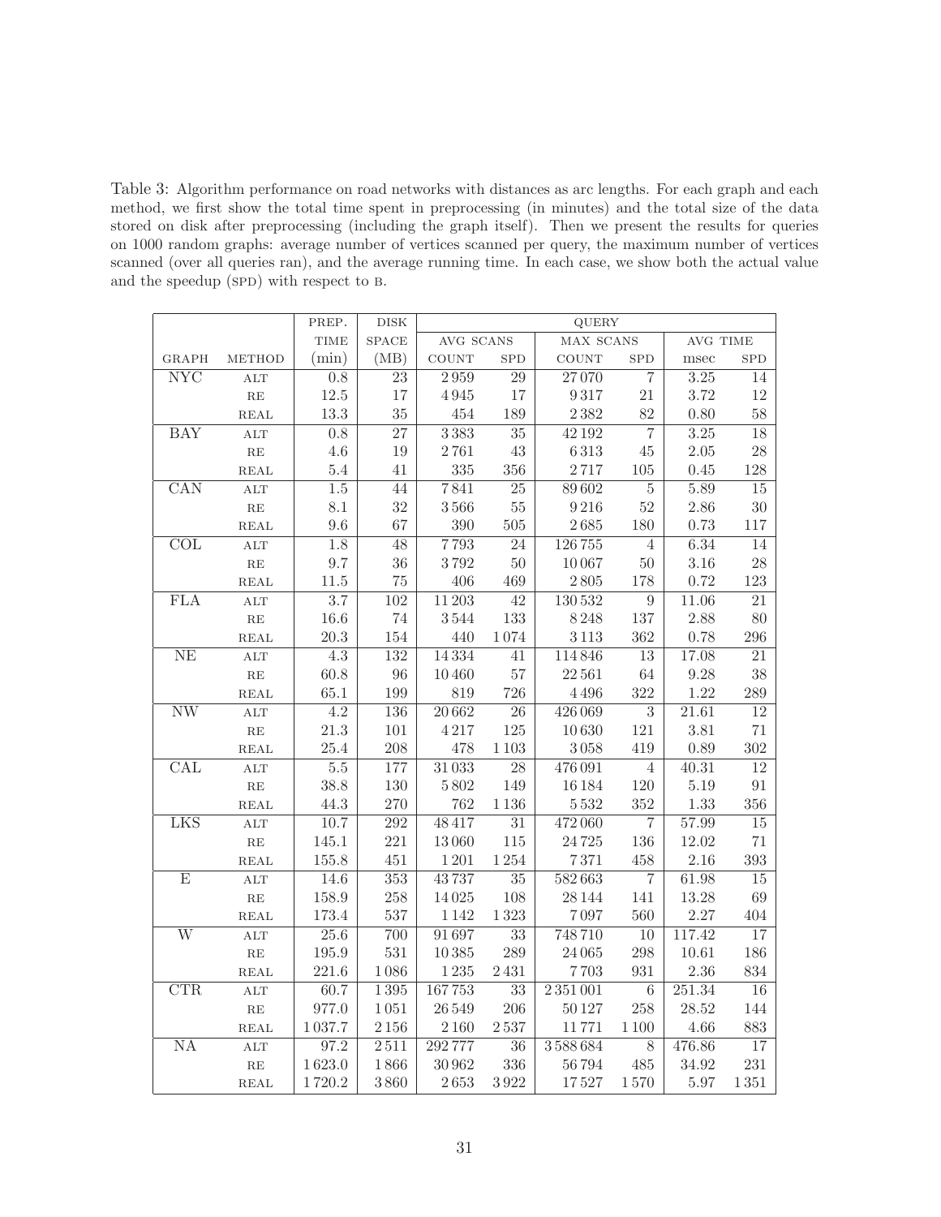Table 3: Algorithm performance on road networks with distances as arc lengths. For each graph and each method, we first show the total time spent in preprocessing (in minutes) and the total size of the data stored on disk after preprocessing (including the graph itself). Then we present the results for queries on 1000 random graphs: average number of vertices scanned per query, the maximum number of vertices scanned (over all queries ran), and the average running time. In each case, we show both the actual value and the speedup (SPD) with respect to B.

| | | PREP. | DISK | QUERY | | | | | |
|---|---|---|---|---|---|---|---|---|---|
| | | TIME | SPACE | AVG SCANS | | MAX SCANS | | AVG TIME | |
| GRAPH | METHOD | (min) | (MB) | COUNT | SPD | COUNT | SPD | msec | SPD |
| NYC | ALT | 0.8 | 23 | 2 959 | 29 | 27 070 | 7 | 3.25 | 14 |
| | RE | 12.5 | 17 | 4 945 | 17 | 9 317 | 21 | 3.72 | 12 |
| | REAL | 13.3 | 35 | 454 | 189 | 2 382 | 82 | 0.80 | 58 |
| BAY | ALT | 0.8 | 27 | 3 383 | 35 | 42 192 | 7 | 3.25 | 18 |
| | RE | 4.6 | 19 | 2 761 | 43 | 6 313 | 45 | 2.05 | 28 |
| | REAL | 5.4 | 41 | 335 | 356 | 2 717 | 105 | 0.45 | 128 |
| CAN | ALT | 1.5 | 44 | 7 841 | 25 | 89 602 | 5 | 5.89 | 15 |
| | RE | 8.1 | 32 | 3 566 | 55 | 9 216 | 52 | 2.86 | 30 |
| | REAL | 9.6 | 67 | 390 | 505 | 2 685 | 180 | 0.73 | 117 |
| COL | ALT | 1.8 | 48 | 7 793 | 24 | 126 755 | 4 | 6.34 | 14 |
| | RE | 9.7 | 36 | 3 792 | 50 | 10 067 | 50 | 3.16 | 28 |
| | REAL | 11.5 | 75 | 406 | 469 | 2 805 | 178 | 0.72 | 123 |
| FLA | ALT | 3.7 | 102 | 11 203 | 42 | 130 532 | 9 | 11.06 | 21 |
| | RE | 16.6 | 74 | 3 544 | 133 | 8 248 | 137 | 2.88 | 80 |
| | REAL | 20.3 | 154 | 440 | 1 074 | 3 113 | 362 | 0.78 | 296 |
| NE | ALT | 4.3 | 132 | 14 334 | 41 | 114 846 | 13 | 17.08 | 21 |
| | RE | 60.8 | 96 | 10 460 | 57 | 22 561 | 64 | 9.28 | 38 |
| | REAL | 65.1 | 199 | 819 | 726 | 4 496 | 322 | 1.22 | 289 |
| NW | ALT | 4.2 | 136 | 20 662 | 26 | 426 069 | 3 | 21.61 | 12 |
| | RE | 21.3 | 101 | 4 217 | 125 | 10 630 | 121 | 3.81 | 71 |
| | REAL | 25.4 | 208 | 478 | 1 103 | 3 058 | 419 | 0.89 | 302 |
| CAL | ALT | 5.5 | 177 | 31 033 | 28 | 476 091 | 4 | 40.31 | 12 |
| | RE | 38.8 | 130 | 5 802 | 149 | 16 184 | 120 | 5.19 | 91 |
| | REAL | 44.3 | 270 | 762 | 1 136 | 5 532 | 352 | 1.33 | 356 |
| LKS | ALT | 10.7 | 292 | 48 417 | 31 | 472 060 | 7 | 57.99 | 15 |
| | RE | 145.1 | 221 | 13 060 | 115 | 24 725 | 136 | 12.02 | 71 |
| | REAL | 155.8 | 451 | 1 201 | 1 254 | 7 371 | 458 | 2.16 | 393 |
| E | ALT | 14.6 | 353 | 43 737 | 35 | 582 663 | 7 | 61.98 | 15 |
| | RE | 158.9 | 258 | 14 025 | 108 | 28 144 | 141 | 13.28 | 69 |
| | REAL | 173.4 | 537 | 1 142 | 1 323 | 7 097 | 560 | 2.27 | 404 |
| W | ALT | 25.6 | 700 | 91 697 | 33 | 748 710 | 10 | 117.42 | 17 |
| | RE | 195.9 | 531 | 10 385 | 289 | 24 065 | 298 | 10.61 | 186 |
| | REAL | 221.6 | 1 086 | 1 235 | 2 431 | 7 703 | 931 | 2.36 | 834 |
| CTR | ALT | 60.7 | 1 395 | 167 753 | 33 | 2 351 001 | 6 | 251.34 | 16 |
| | RE | 977.0 | 1 051 | 26 549 | 206 | 50 127 | 258 | 28.52 | 144 |
| | REAL | 1 037.7 | 2 156 | 2 160 | 2 537 | 11 771 | 1 100 | 4.66 | 883 |
| NA | ALT | 97.2 | 2 511 | 292 777 | 36 | 3 588 684 | 8 | 476.86 | 17 |
| | RE | 1 623.0 | 1 866 | 30 962 | 336 | 56 794 | 485 | 34.92 | 231 |
| | REAL | 1 720.2 | 3 860 | 2 653 | 3 922 | 17 527 | 1 570 | 5.97 | 1 351 |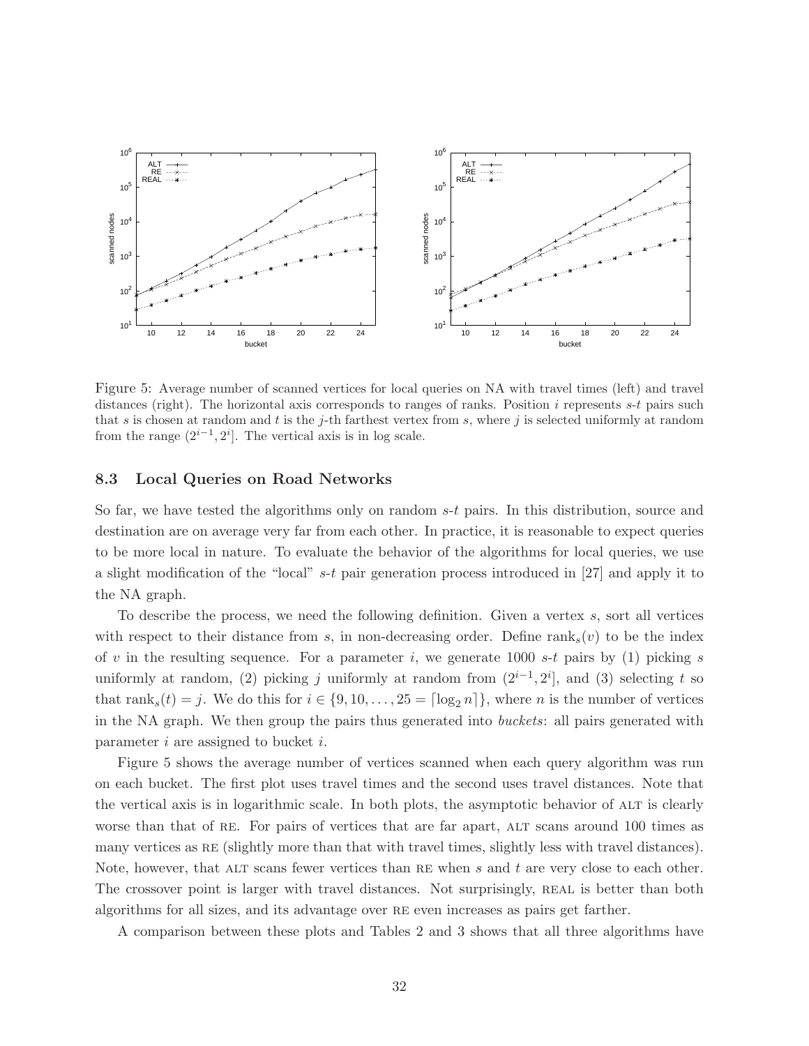Figure 5: Average number of scanned vertices for local queries on NA with travel times (left) and travel distances (right). The horizontal axis corresponds to ranges of ranks. Position $i$ represents $s$-$t$ pairs such that $s$ is chosen at random and $t$ is the $j$-th farthest vertex from $s$, where $j$ is selected uniformly at random from the range $(2^{i-1}, 2^i]$. The vertical axis is in log scale.

### 8.3 Local Queries on Road Networks

So far, we have tested the algorithms only on random $s$-$t$ pairs. In this distribution, source and destination are on average very far from each other. In practice, it is reasonable to expect queries to be more local in nature. To evaluate the behavior of the algorithms for local queries, we use a slight modification of the "local" $s$-$t$ pair generation process introduced in [27] and apply it to the NA graph.

To describe the process, we need the following definition. Given a vertex $s$, sort all vertices with respect to their distance from $s$, in non-decreasing order. Define $\text{rank}_s(v)$ to be the index of $v$ in the resulting sequence. For a parameter $i$, we generate 1000 $s$-$t$ pairs by (1) picking $s$ uniformly at random, (2) picking $j$ uniformly at random from $(2^{i-1}, 2^i]$, and (3) selecting $t$ so that $\text{rank}_s(t) = j$. We do this for $i \in \{9, 10, \ldots, 25 = \lceil \log_2 n \rceil\}$, where $n$ is the number of vertices in the NA graph. We then group the pairs thus generated into *buckets*: all pairs generated with parameter $i$ are assigned to bucket $i$.

Figure 5 shows the average number of vertices scanned when each query algorithm was run on each bucket. The first plot uses travel times and the second uses travel distances. Note that the vertical axis is in logarithmic scale. In both plots, the asymptotic behavior of ALT is clearly worse than that of RE. For pairs of vertices that are far apart, ALT scans around 100 times as many vertices as RE (slightly more than that with travel times, slightly less with travel distances). Note, however, that ALT scans fewer vertices than RE when $s$ and $t$ are very close to each other. The crossover point is larger with travel distances. Not surprisingly, REAL is better than both algorithms for all sizes, and its advantage over RE even increases as pairs get farther.

A comparison between these plots and Tables 2 and 3 shows that all three algorithms have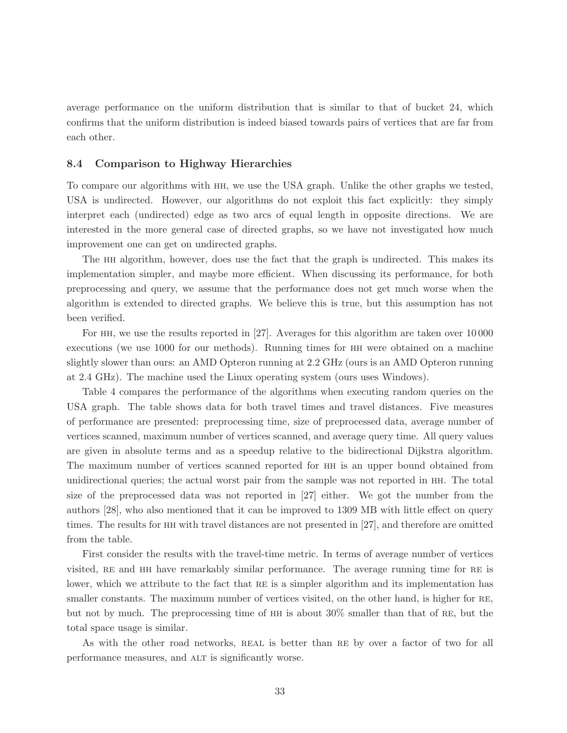average performance on the uniform distribution that is similar to that of bucket 24, which confirms that the uniform distribution is indeed biased towards pairs of vertices that are far from each other.

### 8.4 Comparison to Highway Hierarchies

To compare our algorithms with HH, we use the USA graph. Unlike the other graphs we tested, USA is undirected. However, our algorithms do not exploit this fact explicitly: they simply interpret each (undirected) edge as two arcs of equal length in opposite directions. We are interested in the more general case of directed graphs, so we have not investigated how much improvement one can get on undirected graphs.

The HH algorithm, however, does use the fact that the graph is undirected. This makes its implementation simpler, and maybe more efficient. When discussing its performance, for both preprocessing and query, we assume that the performance does not get much worse when the algorithm is extended to directed graphs. We believe this is true, but this assumption has not been verified.

For HH, we use the results reported in [27]. Averages for this algorithm are taken over 10 000 executions (we use 1000 for our methods). Running times for HH were obtained on a machine slightly slower than ours: an AMD Opteron running at 2.2 GHz (ours is an AMD Opteron running at 2.4 GHz). The machine used the Linux operating system (ours uses Windows).

Table 4 compares the performance of the algorithms when executing random queries on the USA graph. The table shows data for both travel times and travel distances. Five measures of performance are presented: preprocessing time, size of preprocessed data, average number of vertices scanned, maximum number of vertices scanned, and average query time. All query values are given in absolute terms and as a speedup relative to the bidirectional Dijkstra algorithm. The maximum number of vertices scanned reported for HH is an upper bound obtained from unidirectional queries; the actual worst pair from the sample was not reported in HH. The total size of the preprocessed data was not reported in [27] either. We got the number from the authors [28], who also mentioned that it can be improved to 1309 MB with little effect on query times. The results for HH with travel distances are not presented in [27], and therefore are omitted from the table.

First consider the results with the travel-time metric. In terms of average number of vertices visited, RE and HH have remarkably similar performance. The average running time for RE is lower, which we attribute to the fact that RE is a simpler algorithm and its implementation has smaller constants. The maximum number of vertices visited, on the other hand, is higher for RE, but not by much. The preprocessing time of HH is about 30% smaller than that of RE, but the total space usage is similar.

As with the other road networks, REAL is better than RE by over a factor of two for all performance measures, and ALT is significantly worse.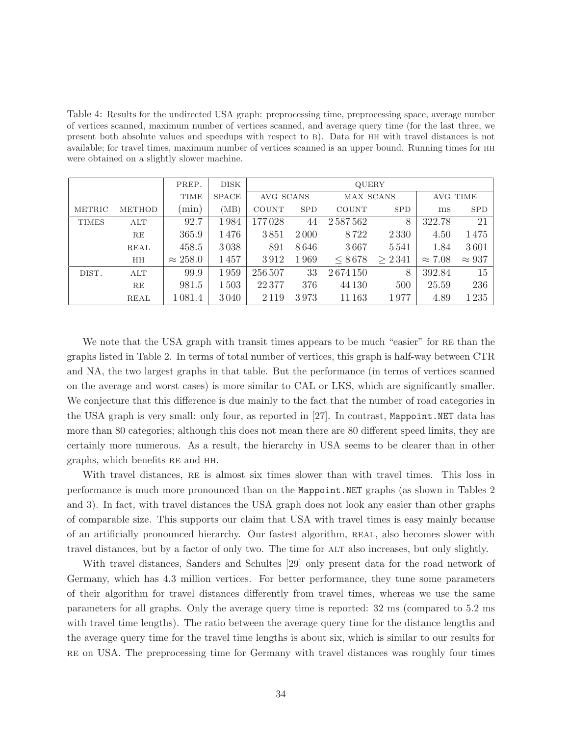Table 4: Results for the undirected USA graph: preprocessing time, preprocessing space, average number of vertices scanned, maximum number of vertices scanned, and average query time (for the last three, we present both absolute values and speedups with respect to B). Data for HH with travel distances is not available; for travel times, maximum number of vertices scanned is an upper bound. Running times for HH were obtained on a slightly slower machine.

| | | PREP. | DISK | QUERY | | | | | |
|---|---|---|---|---|---|---|---|---|---|
| | | TIME | SPACE | AVG SCANS | | MAX SCANS | | AVG TIME | |
| METRIC | METHOD | (min) | (MB) | COUNT | SPD | COUNT | SPD | ms | SPD |
| TIMES | ALT | 92.7 | 1 984 | 177 028 | 44 | 2 587 562 | 8 | 322.78 | 21 |
| | RE | 365.9 | 1 476 | 3 851 | 2 000 | 8 722 | 2 330 | 4.50 | 1 475 |
| | REAL | 458.5 | 3 038 | 891 | 8 646 | 3 667 | 5 541 | 1.84 | 3 601 |
| | HH | $\approx 258.0$ | 1 457 | 3 912 | 1 969 | $\leq 8\,678$ | $\geq 2\,341$ | $\approx 7.08$ | $\approx 937$ |
| DIST. | ALT | 99.9 | 1 959 | 256 507 | 33 | 2 674 150 | 8 | 392.84 | 15 |
| | RE | 981.5 | 1 503 | 22 377 | 376 | 44 130 | 500 | 25.59 | 236 |
| | REAL | 1 081.4 | 3 040 | 2 119 | 3 973 | 11 163 | 1 977 | 4.89 | 1 235 |

We note that the USA graph with transit times appears to be much "easier" for RE than the graphs listed in Table 2. In terms of total number of vertices, this graph is half-way between CTR and NA, the two largest graphs in that table. But the performance (in terms of vertices scanned on the average and worst cases) is more similar to CAL or LKS, which are significantly smaller. We conjecture that this difference is due mainly to the fact that the number of road categories in the USA graph is very small: only four, as reported in [27]. In contrast, `Mappoint.NET` data has more than 80 categories; although this does not mean there are 80 different speed limits, they are certainly more numerous. As a result, the hierarchy in USA seems to be clearer than in other graphs, which benefits RE and HH.

With travel distances, RE is almost six times slower than with travel times. This loss in performance is much more pronounced than on the `Mappoint.NET` graphs (as shown in Tables 2 and 3). In fact, with travel distances the USA graph does not look any easier than other graphs of comparable size. This supports our claim that USA with travel times is easy mainly because of an artificially pronounced hierarchy. Our fastest algorithm, REAL, also becomes slower with travel distances, but by a factor of only two. The time for ALT also increases, but only slightly.

With travel distances, Sanders and Schultes [29] only present data for the road network of Germany, which has 4.3 million vertices. For better performance, they tune some parameters of their algorithm for travel distances differently from travel times, whereas we use the same parameters for all graphs. Only the average query time is reported: 32 ms (compared to 5.2 ms with travel time lengths). The ratio between the average query time for the distance lengths and the average query time for the travel time lengths is about six, which is similar to our results for RE on USA. The preprocessing time for Germany with travel distances was roughly four times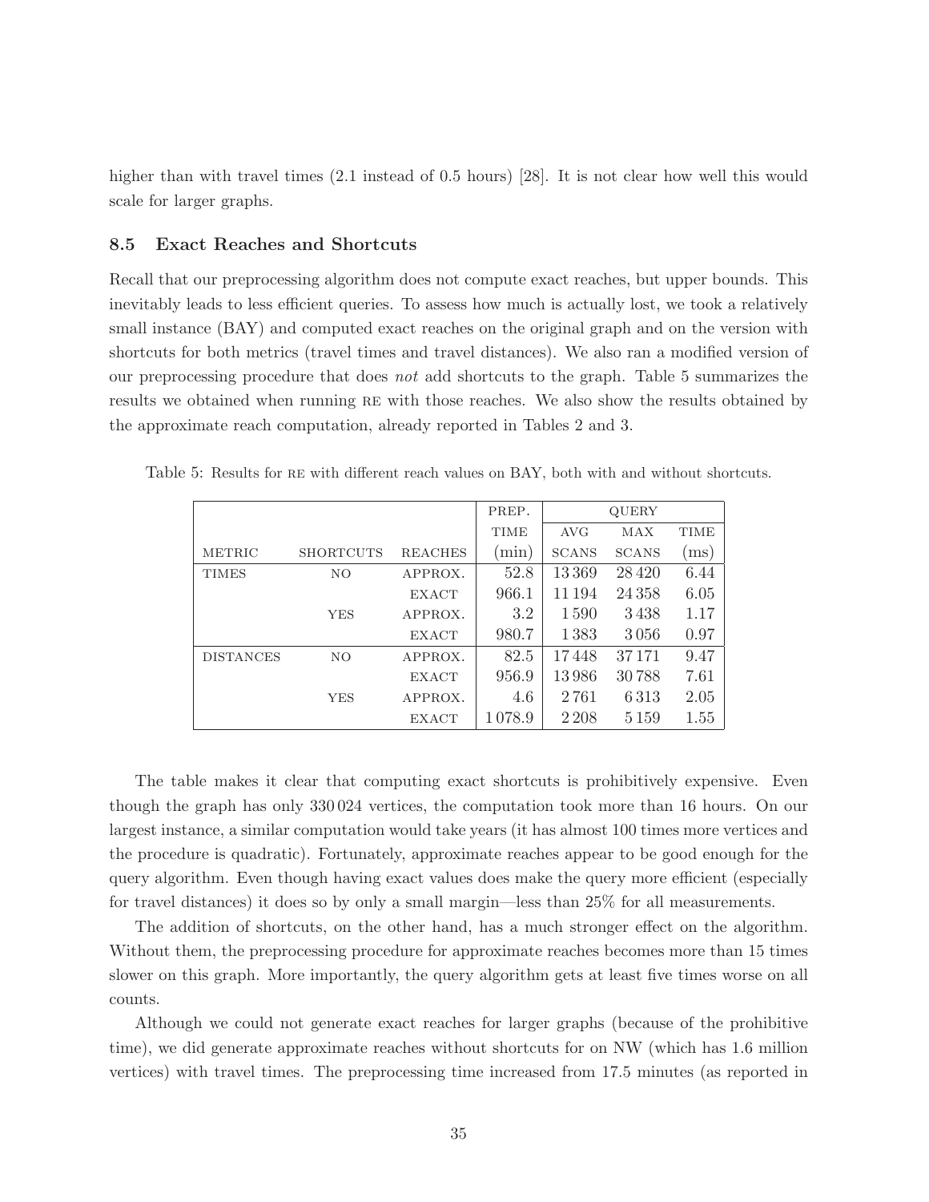higher than with travel times (2.1 instead of 0.5 hours) [28]. It is not clear how well this would scale for larger graphs.

### 8.5 Exact Reaches and Shortcuts

Recall that our preprocessing algorithm does not compute exact reaches, but upper bounds. This inevitably leads to less efficient queries. To assess how much is actually lost, we took a relatively small instance (BAY) and computed exact reaches on the original graph and on the version with shortcuts for both metrics (travel times and travel distances). We also ran a modified version of our preprocessing procedure that does *not* add shortcuts to the graph. Table 5 summarizes the results we obtained when running RE with those reaches. We also show the results obtained by the approximate reach computation, already reported in Tables 2 and 3.

Table 5: Results for RE with different reach values on BAY, both with and without shortcuts.

| | | | PREP. | QUERY | | |
|---|---|---|---|---|---|---|
| | | | TIME | AVG | MAX | TIME |
| METRIC | SHORTCUTS | REACHES | (min) | SCANS | SCANS | (ms) |
| TIMES | NO | APPROX. | 52.8 | 13 369 | 28 420 | 6.44 |
| | | EXACT | 966.1 | 11 194 | 24 358 | 6.05 |
| | YES | APPROX. | 3.2 | 1 590 | 3 438 | 1.17 |
| | | EXACT | 980.7 | 1 383 | 3 056 | 0.97 |
| DISTANCES | NO | APPROX. | 82.5 | 17 448 | 37 171 | 9.47 |
| | | EXACT | 956.9 | 13 986 | 30 788 | 7.61 |
| | YES | APPROX. | 4.6 | 2 761 | 6 313 | 2.05 |
| | | EXACT | 1 078.9 | 2 208 | 5 159 | 1.55 |

The table makes it clear that computing exact shortcuts is prohibitively expensive. Even though the graph has only 330 024 vertices, the computation took more than 16 hours. On our largest instance, a similar computation would take years (it has almost 100 times more vertices and the procedure is quadratic). Fortunately, approximate reaches appear to be good enough for the query algorithm. Even though having exact values does make the query more efficient (especially for travel distances) it does so by only a small margin—less than 25% for all measurements.

The addition of shortcuts, on the other hand, has a much stronger effect on the algorithm. Without them, the preprocessing procedure for approximate reaches becomes more than 15 times slower on this graph. More importantly, the query algorithm gets at least five times worse on all counts.

Although we could not generate exact reaches for larger graphs (because of the prohibitive time), we did generate approximate reaches without shortcuts for on NW (which has 1.6 million vertices) with travel times. The preprocessing time increased from 17.5 minutes (as reported in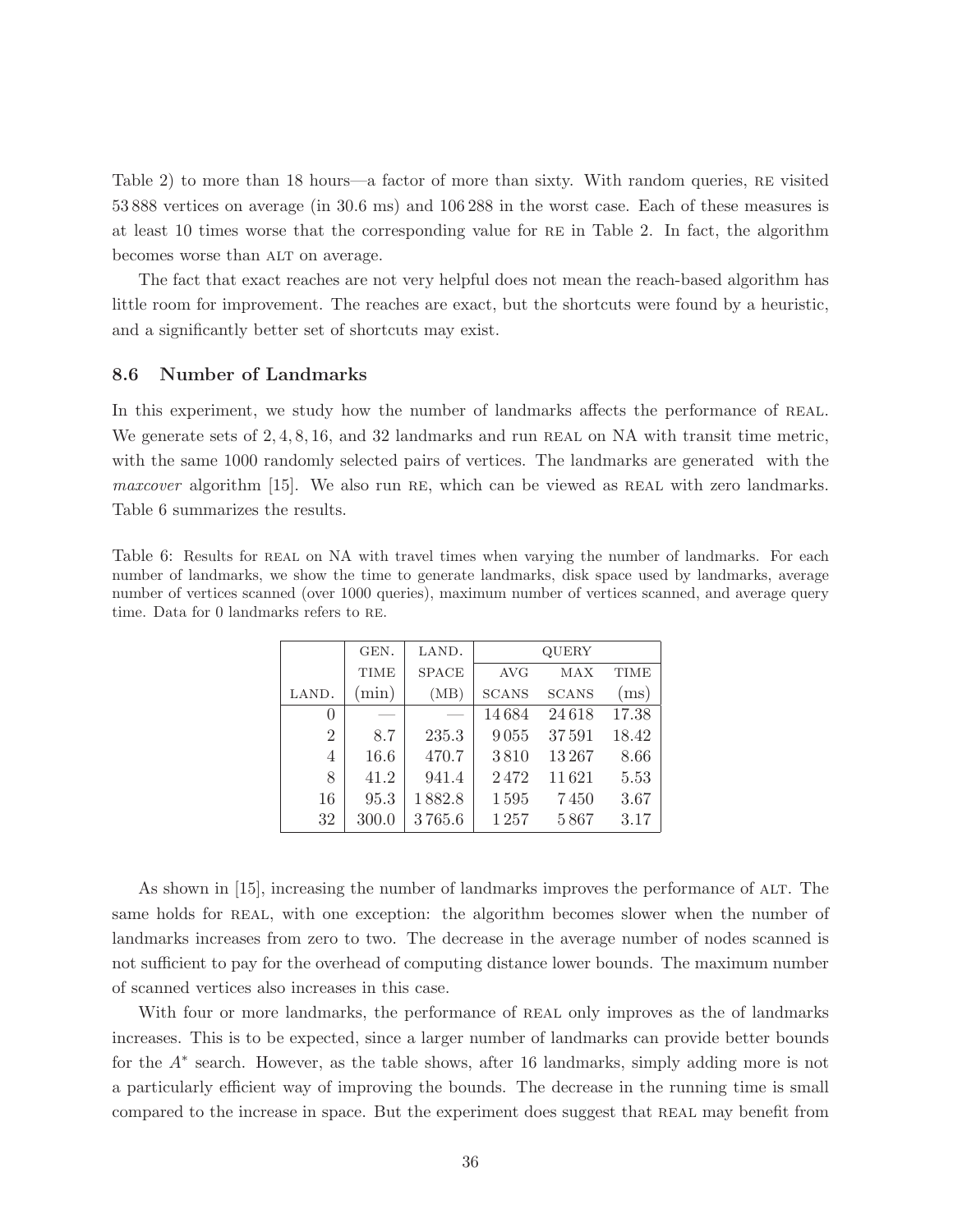Table 2) to more than 18 hours—a factor of more than sixty. With random queries, RE visited 53 888 vertices on average (in 30.6 ms) and 106 288 in the worst case. Each of these measures is at least 10 times worse that the corresponding value for RE in Table 2. In fact, the algorithm becomes worse than ALT on average.

The fact that exact reaches are not very helpful does not mean the reach-based algorithm has little room for improvement. The reaches are exact, but the shortcuts were found by a heuristic, and a significantly better set of shortcuts may exist.

### 8.6 Number of Landmarks

In this experiment, we study how the number of landmarks affects the performance of REAL. We generate sets of 2, 4, 8, 16, and 32 landmarks and run REAL on NA with transit time metric, with the same 1000 randomly selected pairs of vertices. The landmarks are generated with the *maxcover* algorithm [15]. We also run RE, which can be viewed as REAL with zero landmarks. Table 6 summarizes the results.

Table 6: Results for REAL on NA with travel times when varying the number of landmarks. For each number of landmarks, we show the time to generate landmarks, disk space used by landmarks, average number of vertices scanned (over 1000 queries), maximum number of vertices scanned, and average query time. Data for 0 landmarks refers to RE.

| LAND. | GEN. TIME (min) | LAND. SPACE (MB) | QUERY AVG SCANS | MAX SCANS | TIME (ms) |
|---|---|---|---|---|---|
| 0 | — | — | 14 684 | 24 618 | 17.38 |
| 2 | 8.7 | 235.3 | 9 055 | 37 591 | 18.42 |
| 4 | 16.6 | 470.7 | 3 810 | 13 267 | 8.66 |
| 8 | 41.2 | 941.4 | 2 472 | 11 621 | 5.53 |
| 16 | 95.3 | 1 882.8 | 1 595 | 7 450 | 3.67 |
| 32 | 300.0 | 3 765.6 | 1 257 | 5 867 | 3.17 |

As shown in [15], increasing the number of landmarks improves the performance of ALT. The same holds for REAL, with one exception: the algorithm becomes slower when the number of landmarks increases from zero to two. The decrease in the average number of nodes scanned is not sufficient to pay for the overhead of computing distance lower bounds. The maximum number of scanned vertices also increases in this case.

With four or more landmarks, the performance of REAL only improves as the of landmarks increases. This is to be expected, since a larger number of landmarks can provide better bounds for the $A^*$ search. However, as the table shows, after 16 landmarks, simply adding more is not a particularly efficient way of improving the bounds. The decrease in the running time is small compared to the increase in space. But the experiment does suggest that REAL may benefit from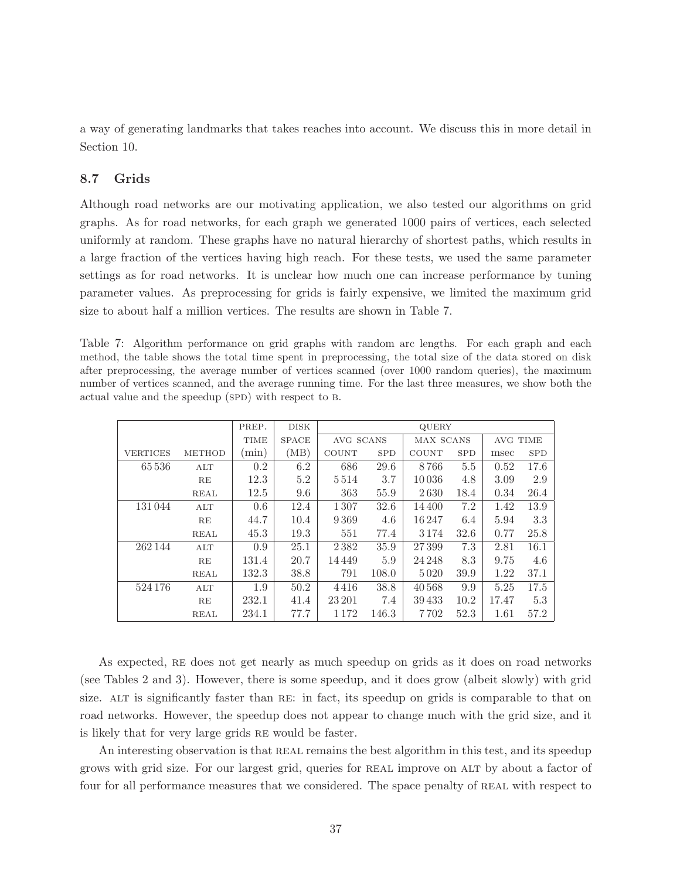a way of generating landmarks that takes reaches into account. We discuss this in more detail in Section 10.

### 8.7 Grids

Although road networks are our motivating application, we also tested our algorithms on grid graphs. As for road networks, for each graph we generated 1000 pairs of vertices, each selected uniformly at random. These graphs have no natural hierarchy of shortest paths, which results in a large fraction of the vertices having high reach. For these tests, we used the same parameter settings as for road networks. It is unclear how much one can increase performance by tuning parameter values. As preprocessing for grids is fairly expensive, we limited the maximum grid size to about half a million vertices. The results are shown in Table 7.

Table 7: Algorithm performance on grid graphs with random arc lengths. For each graph and each method, the table shows the total time spent in preprocessing, the total size of the data stored on disk after preprocessing, the average number of vertices scanned (over 1000 random queries), the maximum number of vertices scanned, and the average running time. For the last three measures, we show both the actual value and the speedup (SPD) with respect to B.

| | | PREP. | DISK | QUERY | | | | | |
|---|---|---|---|---|---|---|---|---|---|
| | | TIME | SPACE | AVG SCANS | | MAX SCANS | | AVG TIME | |
| VERTICES | METHOD | (min) | (MB) | COUNT | SPD | COUNT | SPD | msec | SPD |
| 65 536 | ALT | 0.2 | 6.2 | 686 | 29.6 | 8 766 | 5.5 | 0.52 | 17.6 |
| | RE | 12.3 | 5.2 | 5 514 | 3.7 | 10 036 | 4.8 | 3.09 | 2.9 |
| | REAL | 12.5 | 9.6 | 363 | 55.9 | 2 630 | 18.4 | 0.34 | 26.4 |
| 131 044 | ALT | 0.6 | 12.4 | 1 307 | 32.6 | 14 400 | 7.2 | 1.42 | 13.9 |
| | RE | 44.7 | 10.4 | 9 369 | 4.6 | 16 247 | 6.4 | 5.94 | 3.3 |
| | REAL | 45.3 | 19.3 | 551 | 77.4 | 3 174 | 32.6 | 0.77 | 25.8 |
| 262 144 | ALT | 0.9 | 25.1 | 2 382 | 35.9 | 27 399 | 7.3 | 2.81 | 16.1 |
| | RE | 131.4 | 20.7 | 14 449 | 5.9 | 24 248 | 8.3 | 9.75 | 4.6 |
| | REAL | 132.3 | 38.8 | 791 | 108.0 | 5 020 | 39.9 | 1.22 | 37.1 |
| 524 176 | ALT | 1.9 | 50.2 | 4 416 | 38.8 | 40 568 | 9.9 | 5.25 | 17.5 |
| | RE | 232.1 | 41.4 | 23 201 | 7.4 | 39 433 | 10.2 | 17.47 | 5.3 |
| | REAL | 234.1 | 77.7 | 1 172 | 146.3 | 7 702 | 52.3 | 1.61 | 57.2 |

As expected, RE does not get nearly as much speedup on grids as it does on road networks (see Tables 2 and 3). However, there is some speedup, and it does grow (albeit slowly) with grid size. ALT is significantly faster than RE: in fact, its speedup on grids is comparable to that on road networks. However, the speedup does not appear to change much with the grid size, and it is likely that for very large grids RE would be faster.

An interesting observation is that REAL remains the best algorithm in this test, and its speedup grows with grid size. For our largest grid, queries for REAL improve on ALT by about a factor of four for all performance measures that we considered. The space penalty of REAL with respect to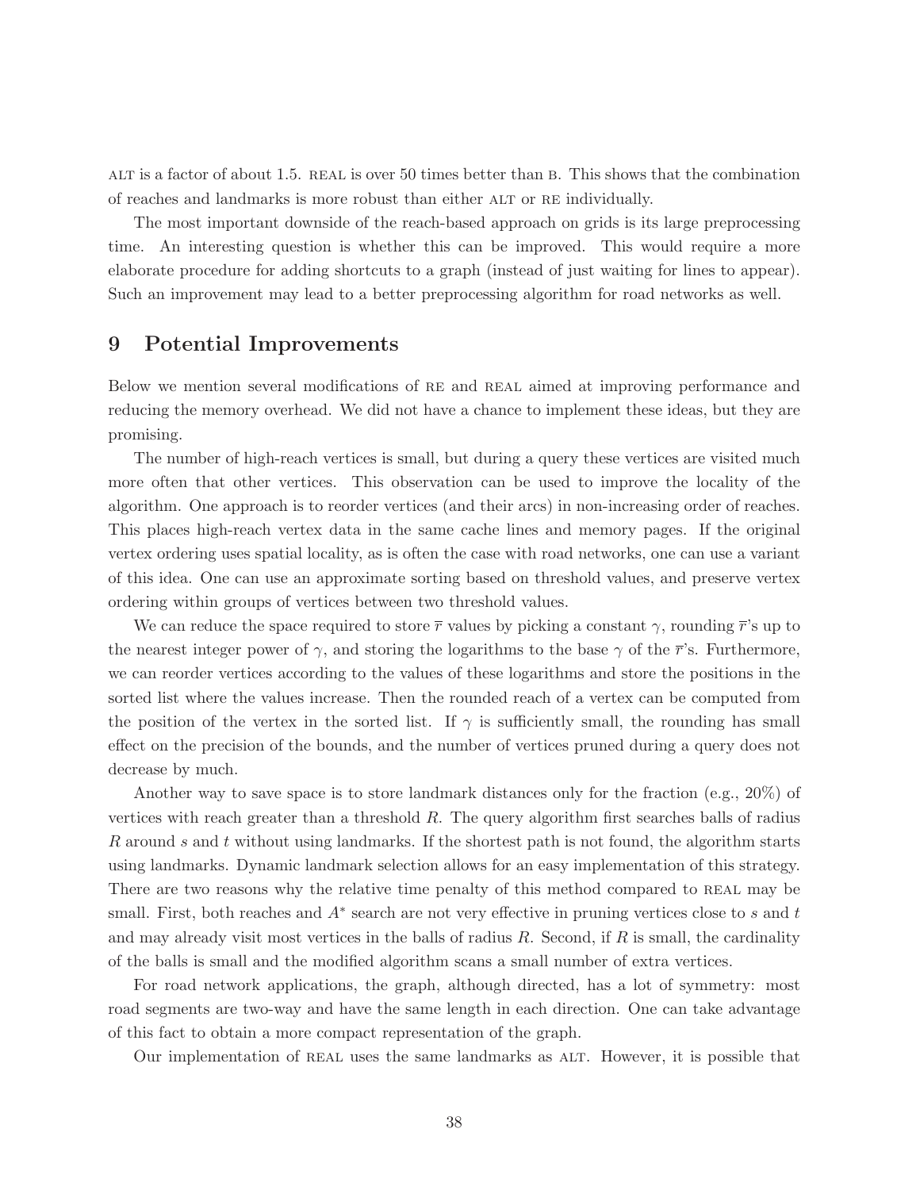ALT is a factor of about 1.5. REAL is over 50 times better than B. This shows that the combination of reaches and landmarks is more robust than either ALT or RE individually.

The most important downside of the reach-based approach on grids is its large preprocessing time. An interesting question is whether this can be improved. This would require a more elaborate procedure for adding shortcuts to a graph (instead of just waiting for lines to appear). Such an improvement may lead to a better preprocessing algorithm for road networks as well.

## 9 Potential Improvements

Below we mention several modifications of RE and REAL aimed at improving performance and reducing the memory overhead. We did not have a chance to implement these ideas, but they are promising.

The number of high-reach vertices is small, but during a query these vertices are visited much more often that other vertices. This observation can be used to improve the locality of the algorithm. One approach is to reorder vertices (and their arcs) in non-increasing order of reaches. This places high-reach vertex data in the same cache lines and memory pages. If the original vertex ordering uses spatial locality, as is often the case with road networks, one can use a variant of this idea. One can use an approximate sorting based on threshold values, and preserve vertex ordering within groups of vertices between two threshold values.

We can reduce the space required to store $\overline{r}$ values by picking a constant $\gamma$, rounding $\overline{r}$'s up to the nearest integer power of $\gamma$, and storing the logarithms to the base $\gamma$ of the $\overline{r}$'s. Furthermore, we can reorder vertices according to the values of these logarithms and store the positions in the sorted list where the values increase. Then the rounded reach of a vertex can be computed from the position of the vertex in the sorted list. If $\gamma$ is sufficiently small, the rounding has small effect on the precision of the bounds, and the number of vertices pruned during a query does not decrease by much.

Another way to save space is to store landmark distances only for the fraction (e.g., 20%) of vertices with reach greater than a threshold $R$. The query algorithm first searches balls of radius $R$ around $s$ and $t$ without using landmarks. If the shortest path is not found, the algorithm starts using landmarks. Dynamic landmark selection allows for an easy implementation of this strategy. There are two reasons why the relative time penalty of this method compared to REAL may be small. First, both reaches and $A^*$ search are not very effective in pruning vertices close to $s$ and $t$ and may already visit most vertices in the balls of radius $R$. Second, if $R$ is small, the cardinality of the balls is small and the modified algorithm scans a small number of extra vertices.

For road network applications, the graph, although directed, has a lot of symmetry: most road segments are two-way and have the same length in each direction. One can take advantage of this fact to obtain a more compact representation of the graph.

Our implementation of REAL uses the same landmarks as ALT. However, it is possible that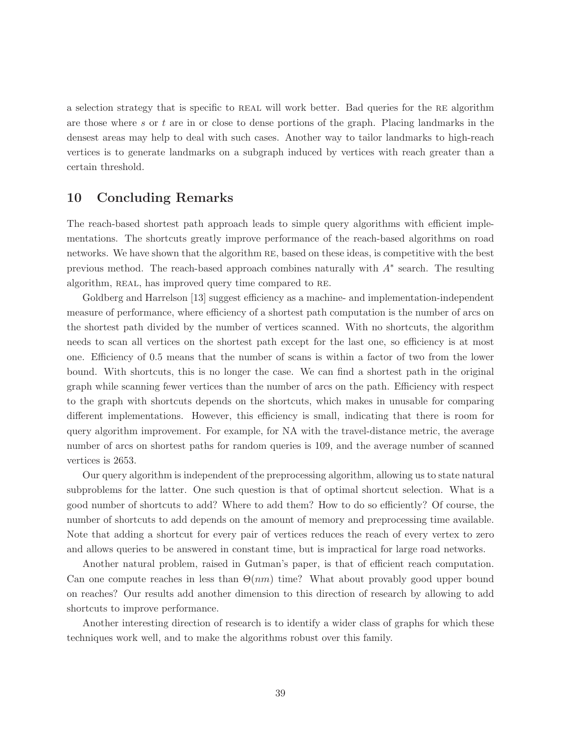a selection strategy that is specific to REAL will work better. Bad queries for the RE algorithm are those where $s$ or $t$ are in or close to dense portions of the graph. Placing landmarks in the densest areas may help to deal with such cases. Another way to tailor landmarks to high-reach vertices is to generate landmarks on a subgraph induced by vertices with reach greater than a certain threshold.

## 10 Concluding Remarks

The reach-based shortest path approach leads to simple query algorithms with efficient implementations. The shortcuts greatly improve performance of the reach-based algorithms on road networks. We have shown that the algorithm RE, based on these ideas, is competitive with the best previous method. The reach-based approach combines naturally with $A^*$ search. The resulting algorithm, REAL, has improved query time compared to RE.

Goldberg and Harrelson [13] suggest efficiency as a machine- and implementation-independent measure of performance, where efficiency of a shortest path computation is the number of arcs on the shortest path divided by the number of vertices scanned. With no shortcuts, the algorithm needs to scan all vertices on the shortest path except for the last one, so efficiency is at most one. Efficiency of 0.5 means that the number of scans is within a factor of two from the lower bound. With shortcuts, this is no longer the case. We can find a shortest path in the original graph while scanning fewer vertices than the number of arcs on the path. Efficiency with respect to the graph with shortcuts depends on the shortcuts, which makes in unusable for comparing different implementations. However, this efficiency is small, indicating that there is room for query algorithm improvement. For example, for NA with the travel-distance metric, the average number of arcs on shortest paths for random queries is 109, and the average number of scanned vertices is 2653.

Our query algorithm is independent of the preprocessing algorithm, allowing us to state natural subproblems for the latter. One such question is that of optimal shortcut selection. What is a good number of shortcuts to add? Where to add them? How to do so efficiently? Of course, the number of shortcuts to add depends on the amount of memory and preprocessing time available. Note that adding a shortcut for every pair of vertices reduces the reach of every vertex to zero and allows queries to be answered in constant time, but is impractical for large road networks.

Another natural problem, raised in Gutman's paper, is that of efficient reach computation. Can one compute reaches in less than $\Theta(nm)$ time? What about provably good upper bound on reaches? Our results add another dimension to this direction of research by allowing to add shortcuts to improve performance.

Another interesting direction of research is to identify a wider class of graphs for which these techniques work well, and to make the algorithms robust over this family.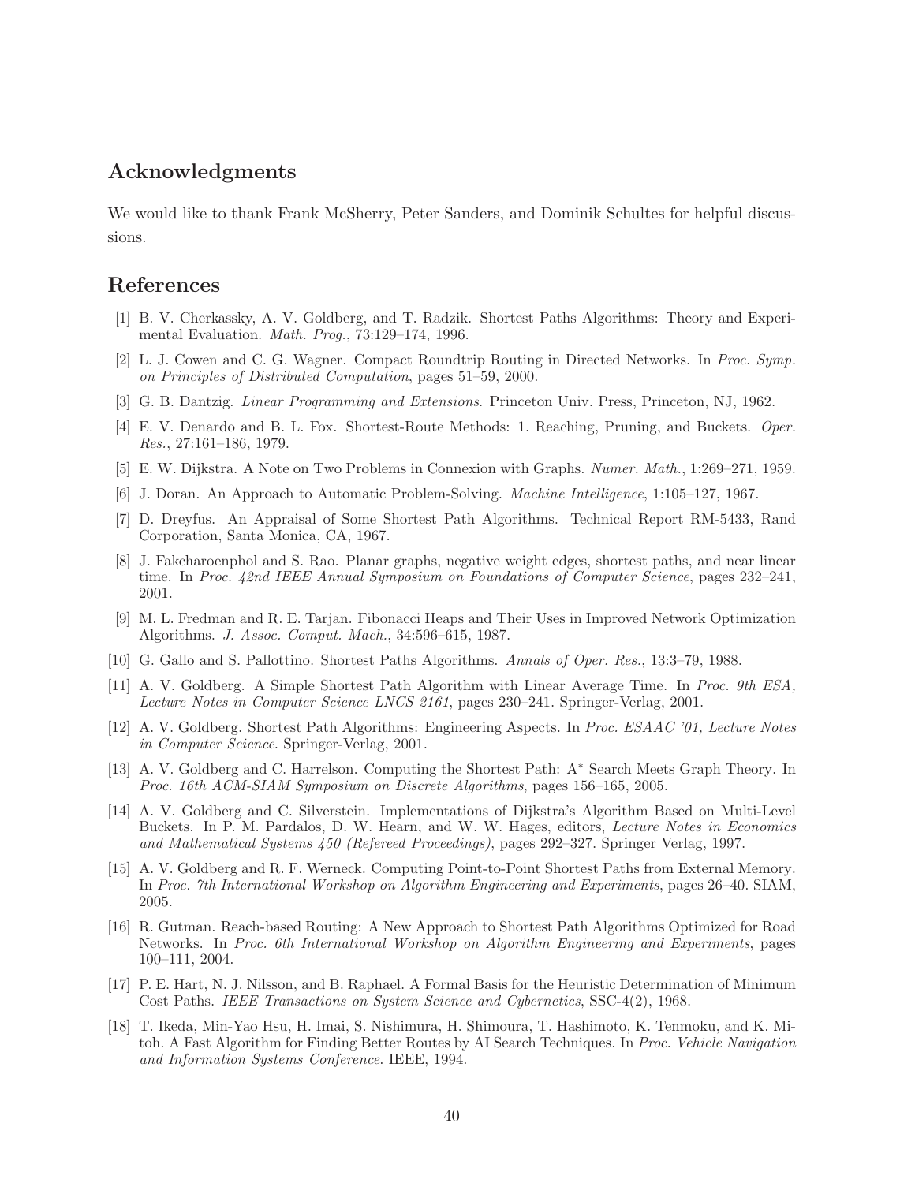## Acknowledgments

We would like to thank Frank McSherry, Peter Sanders, and Dominik Schultes for helpful discussions.

## References

[1] B. V. Cherkassky, A. V. Goldberg, and T. Radzik. Shortest Paths Algorithms: Theory and Experimental Evaluation. *Math. Prog.*, 73:129–174, 1996.

[2] L. J. Cowen and C. G. Wagner. Compact Roundtrip Routing in Directed Networks. In *Proc. Symp. on Principles of Distributed Computation*, pages 51–59, 2000.

[3] G. B. Dantzig. *Linear Programming and Extensions*. Princeton Univ. Press, Princeton, NJ, 1962.

[4] E. V. Denardo and B. L. Fox. Shortest-Route Methods: 1. Reaching, Pruning, and Buckets. *Oper. Res.*, 27:161–186, 1979.

[5] E. W. Dijkstra. A Note on Two Problems in Connexion with Graphs. *Numer. Math.*, 1:269–271, 1959.

[6] J. Doran. An Approach to Automatic Problem-Solving. *Machine Intelligence*, 1:105–127, 1967.

[7] D. Dreyfus. An Appraisal of Some Shortest Path Algorithms. Technical Report RM-5433, Rand Corporation, Santa Monica, CA, 1967.

[8] J. Fakcharoenphol and S. Rao. Planar graphs, negative weight edges, shortest paths, and near linear time. In *Proc. 42nd IEEE Annual Symposium on Foundations of Computer Science*, pages 232–241, 2001.

[9] M. L. Fredman and R. E. Tarjan. Fibonacci Heaps and Their Uses in Improved Network Optimization Algorithms. *J. Assoc. Comput. Mach.*, 34:596–615, 1987.

[10] G. Gallo and S. Pallottino. Shortest Paths Algorithms. *Annals of Oper. Res.*, 13:3–79, 1988.

[11] A. V. Goldberg. A Simple Shortest Path Algorithm with Linear Average Time. In *Proc. 9th ESA, Lecture Notes in Computer Science LNCS 2161*, pages 230–241. Springer-Verlag, 2001.

[12] A. V. Goldberg. Shortest Path Algorithms: Engineering Aspects. In *Proc. ESAAC '01, Lecture Notes in Computer Science*. Springer-Verlag, 2001.

[13] A. V. Goldberg and C. Harrelson. Computing the Shortest Path: A$^*$ Search Meets Graph Theory. In *Proc. 16th ACM-SIAM Symposium on Discrete Algorithms*, pages 156–165, 2005.

[14] A. V. Goldberg and C. Silverstein. Implementations of Dijkstra's Algorithm Based on Multi-Level Buckets. In P. M. Pardalos, D. W. Hearn, and W. W. Hages, editors, *Lecture Notes in Economics and Mathematical Systems 450 (Refereed Proceedings)*, pages 292–327. Springer Verlag, 1997.

[15] A. V. Goldberg and R. F. Werneck. Computing Point-to-Point Shortest Paths from External Memory. In *Proc. 7th International Workshop on Algorithm Engineering and Experiments*, pages 26–40. SIAM, 2005.

[16] R. Gutman. Reach-based Routing: A New Approach to Shortest Path Algorithms Optimized for Road Networks. In *Proc. 6th International Workshop on Algorithm Engineering and Experiments*, pages 100–111, 2004.

[17] P. E. Hart, N. J. Nilsson, and B. Raphael. A Formal Basis for the Heuristic Determination of Minimum Cost Paths. *IEEE Transactions on System Science and Cybernetics*, SSC-4(2), 1968.

[18] T. Ikeda, Min-Yao Hsu, H. Imai, S. Nishimura, H. Shimoura, T. Hashimoto, K. Tenmoku, and K. Mitoh. A Fast Algorithm for Finding Better Routes by AI Search Techniques. In *Proc. Vehicle Navigation and Information Systems Conference*. IEEE, 1994.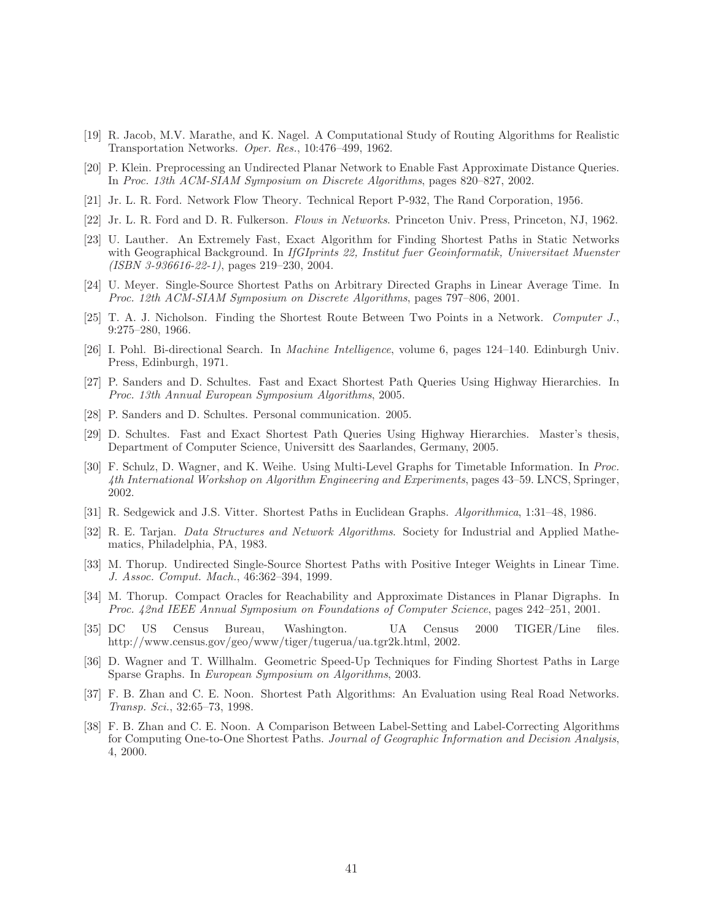[19] R. Jacob, M.V. Marathe, and K. Nagel. A Computational Study of Routing Algorithms for Realistic Transportation Networks. *Oper. Res.*, 10:476–499, 1962.

[20] P. Klein. Preprocessing an Undirected Planar Network to Enable Fast Approximate Distance Queries. In *Proc. 13th ACM-SIAM Symposium on Discrete Algorithms*, pages 820–827, 2002.

[21] Jr. L. R. Ford. Network Flow Theory. Technical Report P-932, The Rand Corporation, 1956.

[22] Jr. L. R. Ford and D. R. Fulkerson. *Flows in Networks*. Princeton Univ. Press, Princeton, NJ, 1962.

[23] U. Lauther. An Extremely Fast, Exact Algorithm for Finding Shortest Paths in Static Networks with Geographical Background. In *IfGIprints 22, Institut fuer Geoinformatik, Universitaet Muenster (ISBN 3-936616-22-1)*, pages 219–230, 2004.

[24] U. Meyer. Single-Source Shortest Paths on Arbitrary Directed Graphs in Linear Average Time. In *Proc. 12th ACM-SIAM Symposium on Discrete Algorithms*, pages 797–806, 2001.

[25] T. A. J. Nicholson. Finding the Shortest Route Between Two Points in a Network. *Computer J.*, 9:275–280, 1966.

[26] I. Pohl. Bi-directional Search. In *Machine Intelligence*, volume 6, pages 124–140. Edinburgh Univ. Press, Edinburgh, 1971.

[27] P. Sanders and D. Schultes. Fast and Exact Shortest Path Queries Using Highway Hierarchies. In *Proc. 13th Annual European Symposium Algorithms*, 2005.

[28] P. Sanders and D. Schultes. Personal communication. 2005.

[29] D. Schultes. Fast and Exact Shortest Path Queries Using Highway Hierarchies. Master's thesis, Department of Computer Science, Universitt des Saarlandes, Germany, 2005.

[30] F. Schulz, D. Wagner, and K. Weihe. Using Multi-Level Graphs for Timetable Information. In *Proc. 4th International Workshop on Algorithm Engineering and Experiments*, pages 43–59. LNCS, Springer, 2002.

[31] R. Sedgewick and J.S. Vitter. Shortest Paths in Euclidean Graphs. *Algorithmica*, 1:31–48, 1986.

[32] R. E. Tarjan. *Data Structures and Network Algorithms*. Society for Industrial and Applied Mathematics, Philadelphia, PA, 1983.

[33] M. Thorup. Undirected Single-Source Shortest Paths with Positive Integer Weights in Linear Time. *J. Assoc. Comput. Mach.*, 46:362–394, 1999.

[34] M. Thorup. Compact Oracles for Reachability and Approximate Distances in Planar Digraphs. In *Proc. 42nd IEEE Annual Symposium on Foundations of Computer Science*, pages 242–251, 2001.

[35] DC US Census Bureau, Washington. UA Census 2000 TIGER/Line files. http://www.census.gov/geo/www/tiger/tugerua/ua.tgr2k.html, 2002.

[36] D. Wagner and T. Willhalm. Geometric Speed-Up Techniques for Finding Shortest Paths in Large Sparse Graphs. In *European Symposium on Algorithms*, 2003.

[37] F. B. Zhan and C. E. Noon. Shortest Path Algorithms: An Evaluation using Real Road Networks. *Transp. Sci.*, 32:65–73, 1998.

[38] F. B. Zhan and C. E. Noon. A Comparison Between Label-Setting and Label-Correcting Algorithms for Computing One-to-One Shortest Paths. *Journal of Geographic Information and Decision Analysis*, 4, 2000.